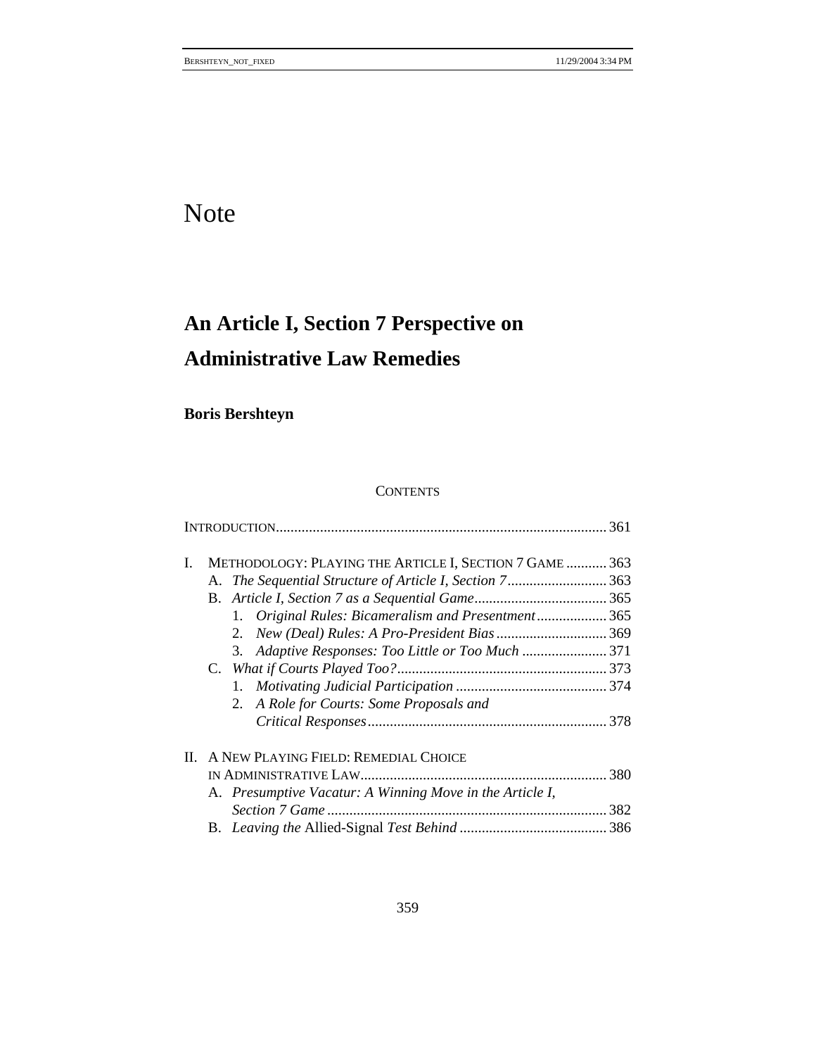# Note

# An Article I, Section 7 Perspective on Administrative Law Remedies

**Boris Bershteyn**

## CONTENTS

INTRODUCTION .......................................................................................... 361

I. METHODOLOGY: PLAYING THE ARTICLE I, SECTION 7 GAME ........... 363
   A. *The Sequential Structure of Article I, Section 7* ........................... 363
   B. *Article I, Section 7 as a Sequential Game* .................................... 365
      1. *Original Rules: Bicameralism and Presentment* ................... 365
      2. *New (Deal) Rules: A Pro-President Bias* .............................. 369
      3. *Adaptive Responses: Too Little or Too Much* ....................... 371
   C. *What if Courts Played Too?* ......................................................... 373
      1. *Motivating Judicial Participation* ......................................... 374
      2. *A Role for Courts: Some Proposals and Critical Responses* ................................................................ 378

II. A NEW PLAYING FIELD: REMEDIAL CHOICE IN ADMINISTRATIVE LAW .................................................................. 380
   A. *Presumptive Vacatur: A Winning Move in the Article I, Section 7 Game* ........................................................................... 382
   B. *Leaving the* Allied-Signal *Test Behind* ........................................ 386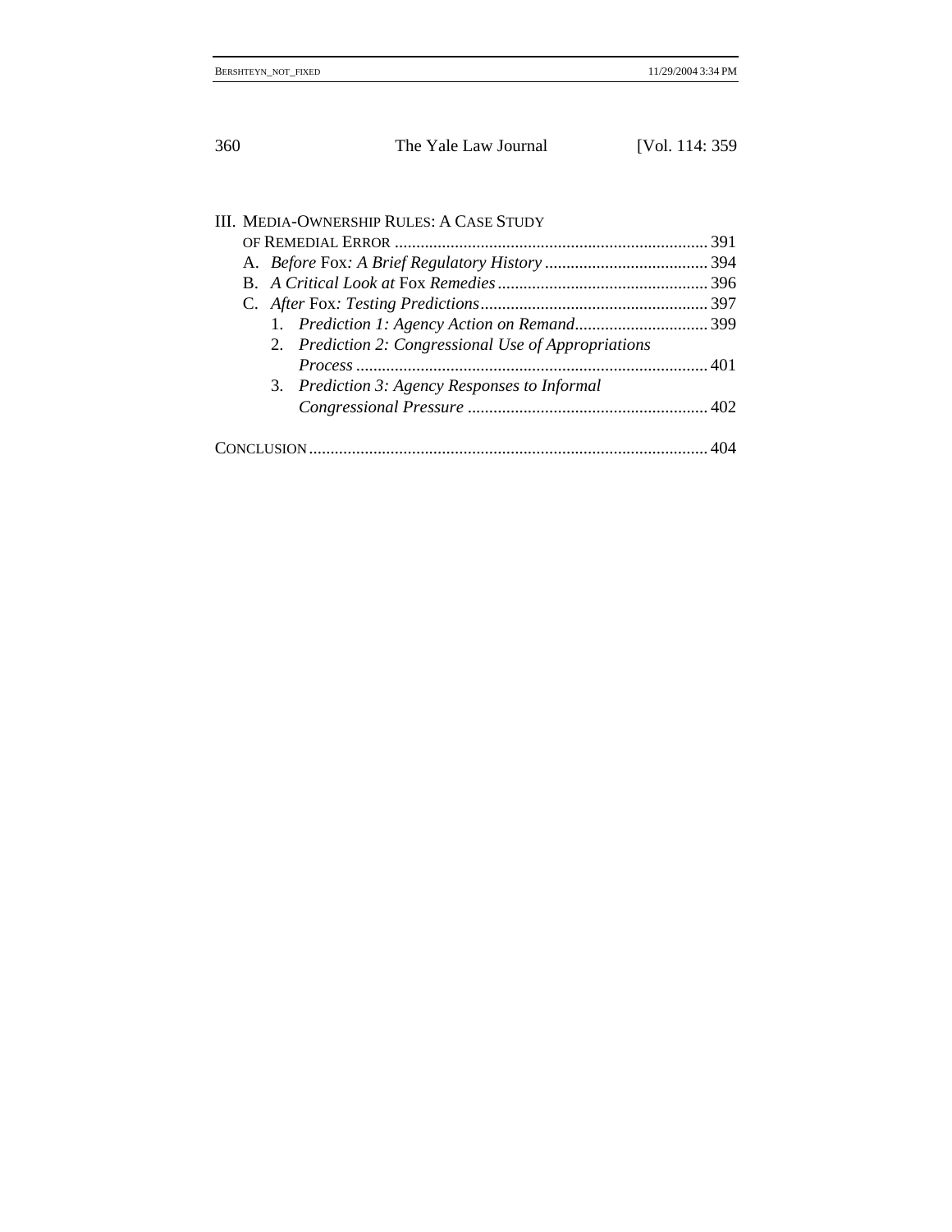III. MEDIA-OWNERSHIP RULES: A CASE STUDY OF REMEDIAL ERROR ........ 391

- A. *Before* Fox*: A Brief Regulatory History* ........ 394
- B. *A Critical Look at* Fox *Remedies* ........ 396
- C. *After* Fox*: Testing Predictions* ........ 397
  1. *Prediction 1: Agency Action on Remand* ........ 399
  2. *Prediction 2: Congressional Use of Appropriations Process* ........ 401
  3. *Prediction 3: Agency Responses to Informal Congressional Pressure* ........ 402

CONCLUSION ........ 404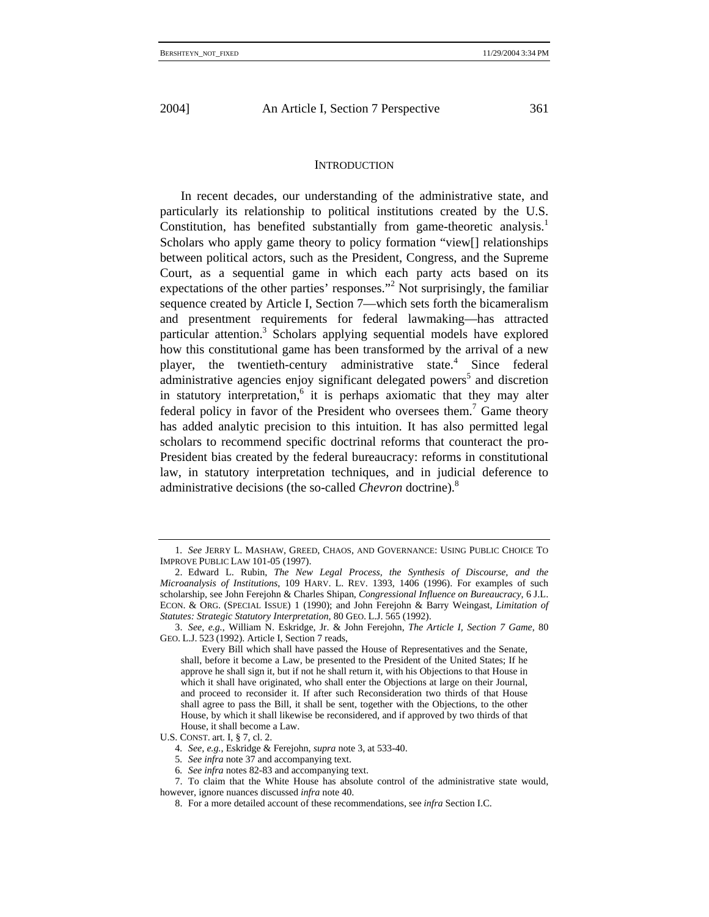## INTRODUCTION

In recent decades, our understanding of the administrative state, and particularly its relationship to political institutions created by the U.S. Constitution, has benefited substantially from game-theoretic analysis.[1] Scholars who apply game theory to policy formation "view[] relationships between political actors, such as the President, Congress, and the Supreme Court, as a sequential game in which each party acts based on its expectations of the other parties' responses."[2] Not surprisingly, the familiar sequence created by Article I, Section 7—which sets forth the bicameralism and presentment requirements for federal lawmaking—has attracted particular attention.[3] Scholars applying sequential models have explored how this constitutional game has been transformed by the arrival of a new player, the twentieth-century administrative state.[4] Since federal administrative agencies enjoy significant delegated powers[5] and discretion in statutory interpretation,[6] it is perhaps axiomatic that they may alter federal policy in favor of the President who oversees them.[7] Game theory has added analytic precision to this intuition. It has also permitted legal scholars to recommend specific doctrinal reforms that counteract the pro-President bias created by the federal bureaucracy: reforms in constitutional law, in statutory interpretation techniques, and in judicial deference to administrative decisions (the so-called *Chevron* doctrine).[8]

---

1. *See* JERRY L. MASHAW, GREED, CHAOS, AND GOVERNANCE: USING PUBLIC CHOICE TO IMPROVE PUBLIC LAW 101-05 (1997).

2. Edward L. Rubin, *The New Legal Process, the Synthesis of Discourse, and the Microanalysis of Institutions*, 109 HARV. L. REV. 1393, 1406 (1996). For examples of such scholarship, see John Ferejohn & Charles Shipan, *Congressional Influence on Bureaucracy*, 6 J.L. ECON. & ORG. (SPECIAL ISSUE) 1 (1990); and John Ferejohn & Barry Weingast, *Limitation of Statutes: Strategic Statutory Interpretation*, 80 GEO. L.J. 565 (1992).

3. *See, e.g.*, William N. Eskridge, Jr. & John Ferejohn, *The Article I, Section 7 Game*, 80 GEO. L.J. 523 (1992). Article I, Section 7 reads,

> Every Bill which shall have passed the House of Representatives and the Senate, shall, before it become a Law, be presented to the President of the United States; If he approve he shall sign it, but if not he shall return it, with his Objections to that House in which it shall have originated, who shall enter the Objections at large on their Journal, and proceed to reconsider it. If after such Reconsideration two thirds of that House shall agree to pass the Bill, it shall be sent, together with the Objections, to the other House, by which it shall likewise be reconsidered, and if approved by two thirds of that House, it shall become a Law.

U.S. CONST. art. I, § 7, cl. 2.

4. *See, e.g.*, Eskridge & Ferejohn, *supra* note 3, at 533-40.

5. *See infra* note 37 and accompanying text.

6. *See infra* notes 82-83 and accompanying text.

7. To claim that the White House has absolute control of the administrative state would, however, ignore nuances discussed *infra* note 40.

8. For a more detailed account of these recommendations, see *infra* Section I.C.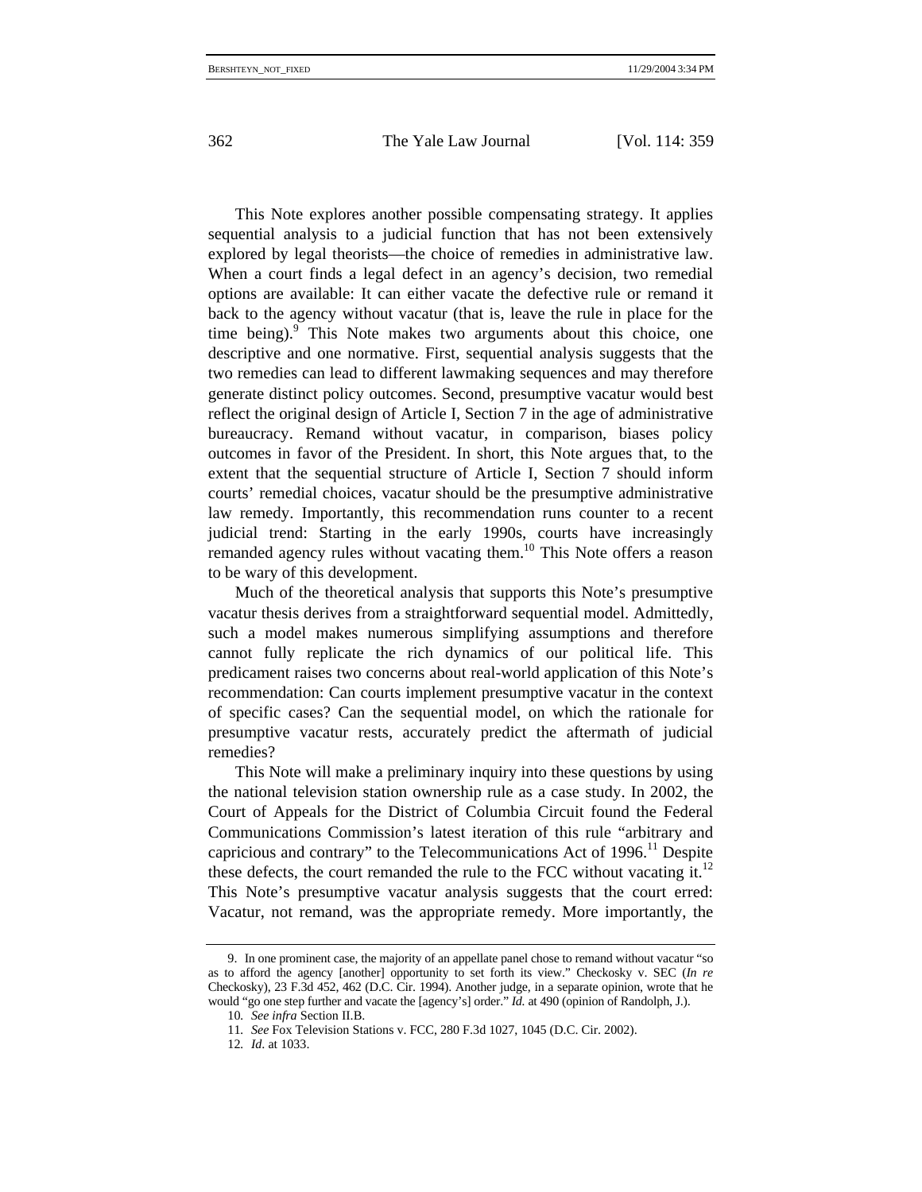This Note explores another possible compensating strategy. It applies sequential analysis to a judicial function that has not been extensively explored by legal theorists—the choice of remedies in administrative law. When a court finds a legal defect in an agency's decision, two remedial options are available: It can either vacate the defective rule or remand it back to the agency without vacatur (that is, leave the rule in place for the time being).[9] This Note makes two arguments about this choice, one descriptive and one normative. First, sequential analysis suggests that the two remedies can lead to different lawmaking sequences and may therefore generate distinct policy outcomes. Second, presumptive vacatur would best reflect the original design of Article I, Section 7 in the age of administrative bureaucracy. Remand without vacatur, in comparison, biases policy outcomes in favor of the President. In short, this Note argues that, to the extent that the sequential structure of Article I, Section 7 should inform courts' remedial choices, vacatur should be the presumptive administrative law remedy. Importantly, this recommendation runs counter to a recent judicial trend: Starting in the early 1990s, courts have increasingly remanded agency rules without vacating them.[10] This Note offers a reason to be wary of this development.

Much of the theoretical analysis that supports this Note's presumptive vacatur thesis derives from a straightforward sequential model. Admittedly, such a model makes numerous simplifying assumptions and therefore cannot fully replicate the rich dynamics of our political life. This predicament raises two concerns about real-world application of this Note's recommendation: Can courts implement presumptive vacatur in the context of specific cases? Can the sequential model, on which the rationale for presumptive vacatur rests, accurately predict the aftermath of judicial remedies?

This Note will make a preliminary inquiry into these questions by using the national television station ownership rule as a case study. In 2002, the Court of Appeals for the District of Columbia Circuit found the Federal Communications Commission's latest iteration of this rule "arbitrary and capricious and contrary" to the Telecommunications Act of 1996.[11] Despite these defects, the court remanded the rule to the FCC without vacating it.[12] This Note's presumptive vacatur analysis suggests that the court erred: Vacatur, not remand, was the appropriate remedy. More importantly, the

9. In one prominent case, the majority of an appellate panel chose to remand without vacatur "so as to afford the agency [another] opportunity to set forth its view." Checkosky v. SEC (*In re* Checkosky), 23 F.3d 452, 462 (D.C. Cir. 1994). Another judge, in a separate opinion, wrote that he would "go one step further and vacate the [agency's] order." *Id.* at 490 (opinion of Randolph, J.).

10. *See infra* Section II.B.

11. *See* Fox Television Stations v. FCC, 280 F.3d 1027, 1045 (D.C. Cir. 2002).

12. *Id*. at 1033.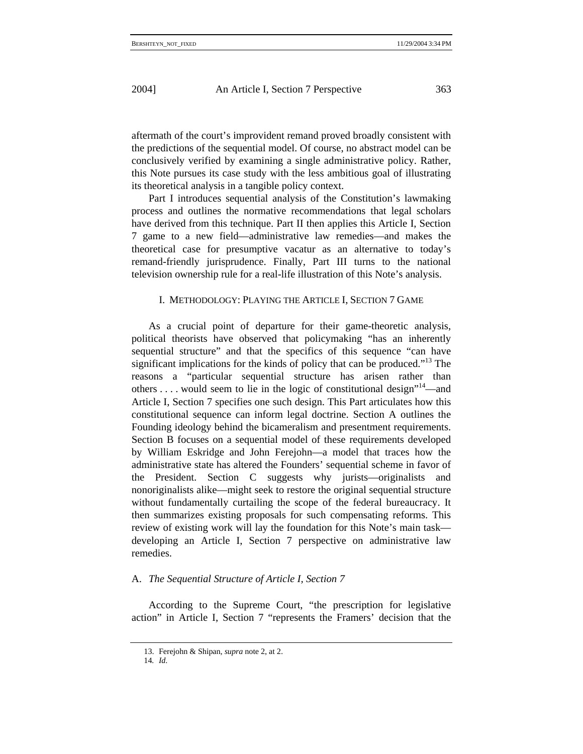aftermath of the court's improvident remand proved broadly consistent with the predictions of the sequential model. Of course, no abstract model can be conclusively verified by examining a single administrative policy. Rather, this Note pursues its case study with the less ambitious goal of illustrating its theoretical analysis in a tangible policy context.

Part I introduces sequential analysis of the Constitution's lawmaking process and outlines the normative recommendations that legal scholars have derived from this technique. Part II then applies this Article I, Section 7 game to a new field—administrative law remedies—and makes the theoretical case for presumptive vacatur as an alternative to today's remand-friendly jurisprudence. Finally, Part III turns to the national television ownership rule for a real-life illustration of this Note's analysis.

## I. METHODOLOGY: PLAYING THE ARTICLE I, SECTION 7 GAME

As a crucial point of departure for their game-theoretic analysis, political theorists have observed that policymaking "has an inherently sequential structure" and that the specifics of this sequence "can have significant implications for the kinds of policy that can be produced."[13] The reasons a "particular sequential structure has arisen rather than others . . . . would seem to lie in the logic of constitutional design"[14]—and Article I, Section 7 specifies one such design. This Part articulates how this constitutional sequence can inform legal doctrine. Section A outlines the Founding ideology behind the bicameralism and presentment requirements. Section B focuses on a sequential model of these requirements developed by William Eskridge and John Ferejohn—a model that traces how the administrative state has altered the Founders' sequential scheme in favor of the President. Section C suggests why jurists—originalists and nonoriginalists alike—might seek to restore the original sequential structure without fundamentally curtailing the scope of the federal bureaucracy. It then summarizes existing proposals for such compensating reforms. This review of existing work will lay the foundation for this Note's main task—developing an Article I, Section 7 perspective on administrative law remedies.

### A. *The Sequential Structure of Article I, Section 7*

According to the Supreme Court, "the prescription for legislative action" in Article I, Section 7 "represents the Framers' decision that the

---

13. Ferejohn & Shipan, *supra* note 2, at 2.

14. *Id*.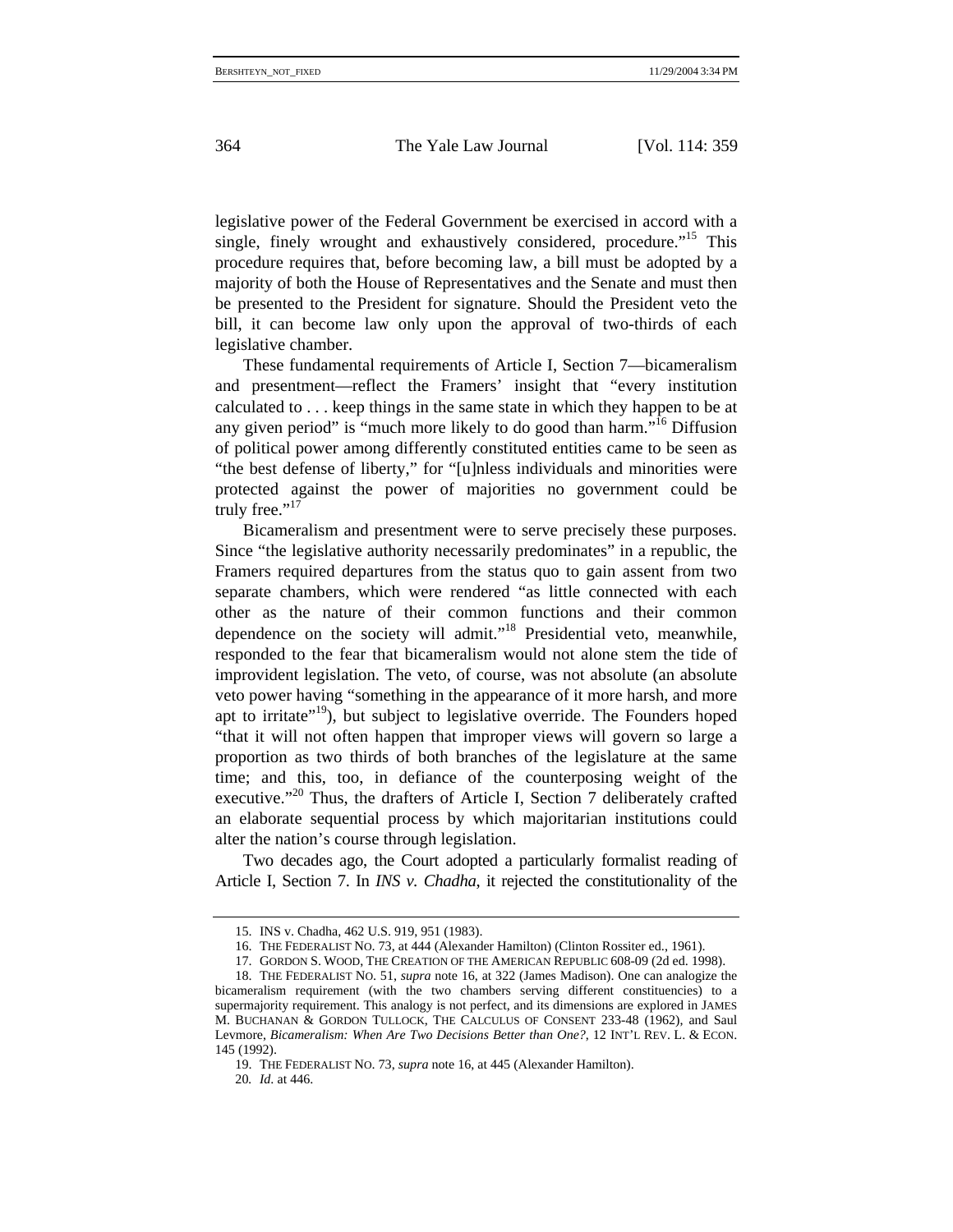legislative power of the Federal Government be exercised in accord with a single, finely wrought and exhaustively considered, procedure."[15] This procedure requires that, before becoming law, a bill must be adopted by a majority of both the House of Representatives and the Senate and must then be presented to the President for signature. Should the President veto the bill, it can become law only upon the approval of two-thirds of each legislative chamber.

These fundamental requirements of Article I, Section 7—bicameralism and presentment—reflect the Framers' insight that "every institution calculated to . . . keep things in the same state in which they happen to be at any given period" is "much more likely to do good than harm."[16] Diffusion of political power among differently constituted entities came to be seen as "the best defense of liberty," for "[u]nless individuals and minorities were protected against the power of majorities no government could be truly free."[17]

Bicameralism and presentment were to serve precisely these purposes. Since "the legislative authority necessarily predominates" in a republic, the Framers required departures from the status quo to gain assent from two separate chambers, which were rendered "as little connected with each other as the nature of their common functions and their common dependence on the society will admit."[18] Presidential veto, meanwhile, responded to the fear that bicameralism would not alone stem the tide of improvident legislation. The veto, of course, was not absolute (an absolute veto power having "something in the appearance of it more harsh, and more apt to irritate"[19]), but subject to legislative override. The Founders hoped "that it will not often happen that improper views will govern so large a proportion as two thirds of both branches of the legislature at the same time; and this, too, in defiance of the counterposing weight of the executive."[20] Thus, the drafters of Article I, Section 7 deliberately crafted an elaborate sequential process by which majoritarian institutions could alter the nation's course through legislation.

Two decades ago, the Court adopted a particularly formalist reading of Article I, Section 7. In *INS v. Chadha*, it rejected the constitutionality of the

---

15. INS v. Chadha, 462 U.S. 919, 951 (1983).

16. THE FEDERALIST NO. 73, at 444 (Alexander Hamilton) (Clinton Rossiter ed., 1961).

17. GORDON S. WOOD, THE CREATION OF THE AMERICAN REPUBLIC 608-09 (2d ed. 1998).

18. THE FEDERALIST NO. 51, *supra* note 16, at 322 (James Madison). One can analogize the bicameralism requirement (with the two chambers serving different constituencies) to a supermajority requirement. This analogy is not perfect, and its dimensions are explored in JAMES M. BUCHANAN & GORDON TULLOCK, THE CALCULUS OF CONSENT 233-48 (1962), and Saul Levmore, *Bicameralism: When Are Two Decisions Better than One?*, 12 INT'L REV. L. & ECON. 145 (1992).

19. THE FEDERALIST NO. 73, *supra* note 16, at 445 (Alexander Hamilton).

20. *Id*. at 446.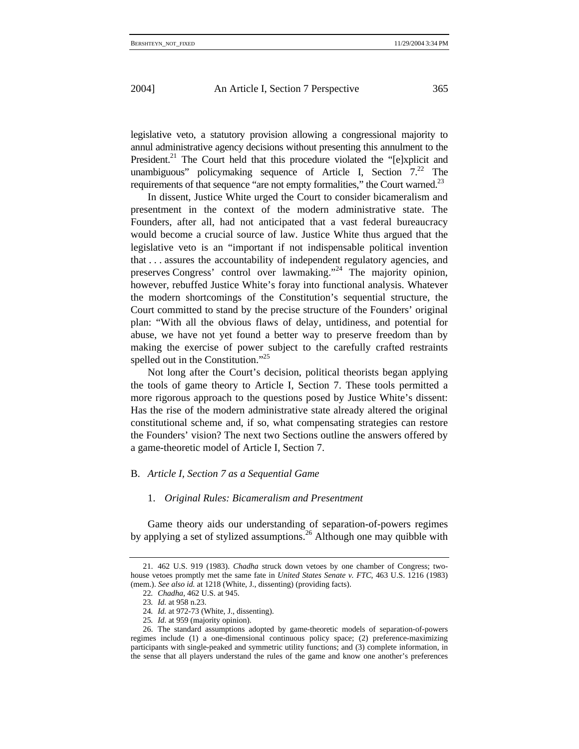legislative veto, a statutory provision allowing a congressional majority to annul administrative agency decisions without presenting this annulment to the President.[21] The Court held that this procedure violated the "[e]xplicit and unambiguous" policymaking sequence of Article I, Section 7.[22] The requirements of that sequence "are not empty formalities," the Court warned.[23]

In dissent, Justice White urged the Court to consider bicameralism and presentment in the context of the modern administrative state. The Founders, after all, had not anticipated that a vast federal bureaucracy would become a crucial source of law. Justice White thus argued that the legislative veto is an "important if not indispensable political invention that . . . assures the accountability of independent regulatory agencies, and preserves Congress' control over lawmaking."[24] The majority opinion, however, rebuffed Justice White's foray into functional analysis. Whatever the modern shortcomings of the Constitution's sequential structure, the Court committed to stand by the precise structure of the Founders' original plan: "With all the obvious flaws of delay, untidiness, and potential for abuse, we have not yet found a better way to preserve freedom than by making the exercise of power subject to the carefully crafted restraints spelled out in the Constitution."[25]

Not long after the Court's decision, political theorists began applying the tools of game theory to Article I, Section 7. These tools permitted a more rigorous approach to the questions posed by Justice White's dissent: Has the rise of the modern administrative state already altered the original constitutional scheme and, if so, what compensating strategies can restore the Founders' vision? The next two Sections outline the answers offered by a game-theoretic model of Article I, Section 7.

### B. *Article I, Section 7 as a Sequential Game*

#### 1. *Original Rules: Bicameralism and Presentment*

Game theory aids our understanding of separation-of-powers regimes by applying a set of stylized assumptions.[26] Although one may quibble with

---

21. 462 U.S. 919 (1983). *Chadha* struck down vetoes by one chamber of Congress; two-house vetoes promptly met the same fate in *United States Senate v. FTC*, 463 U.S. 1216 (1983) (mem.). *See also id.* at 1218 (White, J., dissenting) (providing facts).

22. *Chadha*, 462 U.S. at 945.

23. *Id.* at 958 n.23.

24. *Id.* at 972-73 (White, J., dissenting).

25. *Id*. at 959 (majority opinion).

26. The standard assumptions adopted by game-theoretic models of separation-of-powers regimes include (1) a one-dimensional continuous policy space; (2) preference-maximizing participants with single-peaked and symmetric utility functions; and (3) complete information, in the sense that all players understand the rules of the game and know one another's preferences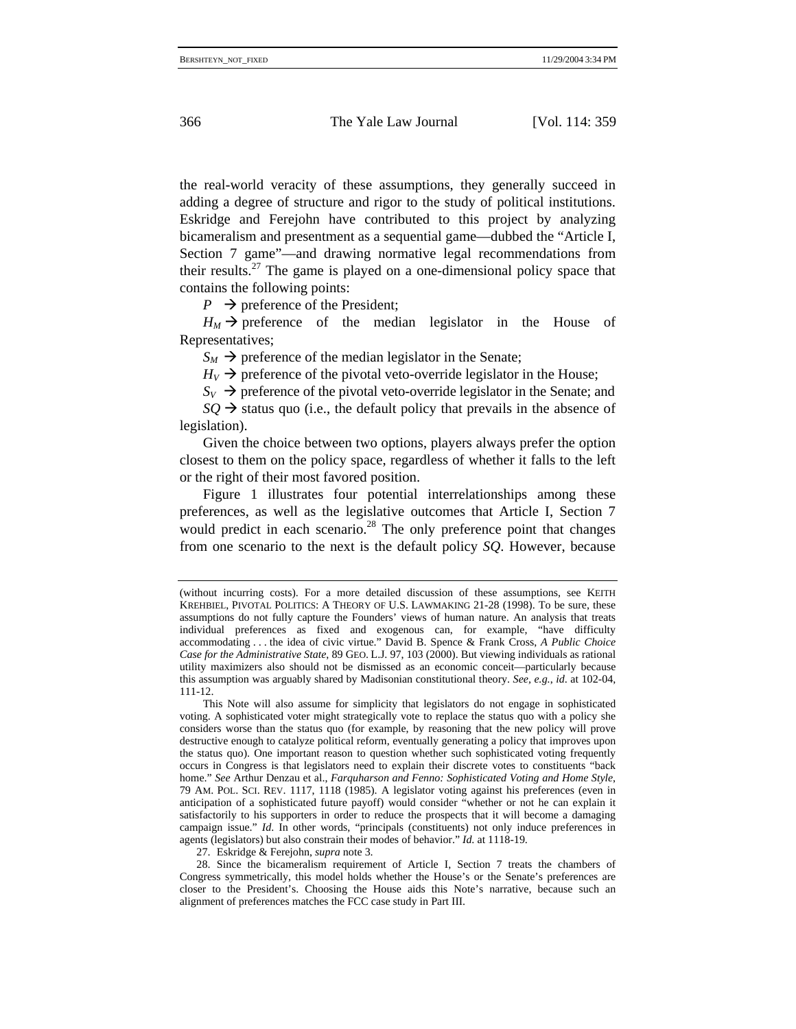the real-world veracity of these assumptions, they generally succeed in adding a degree of structure and rigor to the study of political institutions. Eskridge and Ferejohn have contributed to this project by analyzing bicameralism and presentment as a sequential game—dubbed the "Article I, Section 7 game"—and drawing normative legal recommendations from their results.[27] The game is played on a one-dimensional policy space that contains the following points:

$P$ → preference of the President;

$H_M$ → preference of the median legislator in the House of Representatives;

$S_M$ → preference of the median legislator in the Senate;

$H_V$ → preference of the pivotal veto-override legislator in the House;

$S_V$ → preference of the pivotal veto-override legislator in the Senate; and

$SQ$ → status quo (i.e., the default policy that prevails in the absence of legislation).

Given the choice between two options, players always prefer the option closest to them on the policy space, regardless of whether it falls to the left or the right of their most favored position.

Figure 1 illustrates four potential interrelationships among these preferences, as well as the legislative outcomes that Article I, Section 7 would predict in each scenario.[28] The only preference point that changes from one scenario to the next is the default policy *SQ*. However, because

---

(without incurring costs). For a more detailed discussion of these assumptions, see KEITH KREHBIEL, PIVOTAL POLITICS: A THEORY OF U.S. LAWMAKING 21-28 (1998). To be sure, these assumptions do not fully capture the Founders' views of human nature. An analysis that treats individual preferences as fixed and exogenous can, for example, "have difficulty accommodating . . . the idea of civic virtue." David B. Spence & Frank Cross, *A Public Choice Case for the Administrative State*, 89 GEO. L.J. 97, 103 (2000). But viewing individuals as rational utility maximizers also should not be dismissed as an economic conceit—particularly because this assumption was arguably shared by Madisonian constitutional theory. *See, e.g.*, *id.* at 102-04, 111-12.

This Note will also assume for simplicity that legislators do not engage in sophisticated voting. A sophisticated voter might strategically vote to replace the status quo with a policy she considers worse than the status quo (for example, by reasoning that the new policy will prove destructive enough to catalyze political reform, eventually generating a policy that improves upon the status quo). One important reason to question whether such sophisticated voting frequently occurs in Congress is that legislators need to explain their discrete votes to constituents "back home." *See* Arthur Denzau et al., *Farquharson and Fenno: Sophisticated Voting and Home Style*, 79 AM. POL. SCI. REV. 1117, 1118 (1985). A legislator voting against his preferences (even in anticipation of a sophisticated future payoff) would consider "whether or not he can explain it satisfactorily to his supporters in order to reduce the prospects that it will become a damaging campaign issue." *Id.* In other words, "principals (constituents) not only induce preferences in agents (legislators) but also constrain their modes of behavior." *Id.* at 1118-19.

27. Eskridge & Ferejohn, *supra* note 3.

28. Since the bicameralism requirement of Article I, Section 7 treats the chambers of Congress symmetrically, this model holds whether the House's or the Senate's preferences are closer to the President's. Choosing the House aids this Note's narrative, because such an alignment of preferences matches the FCC case study in Part III.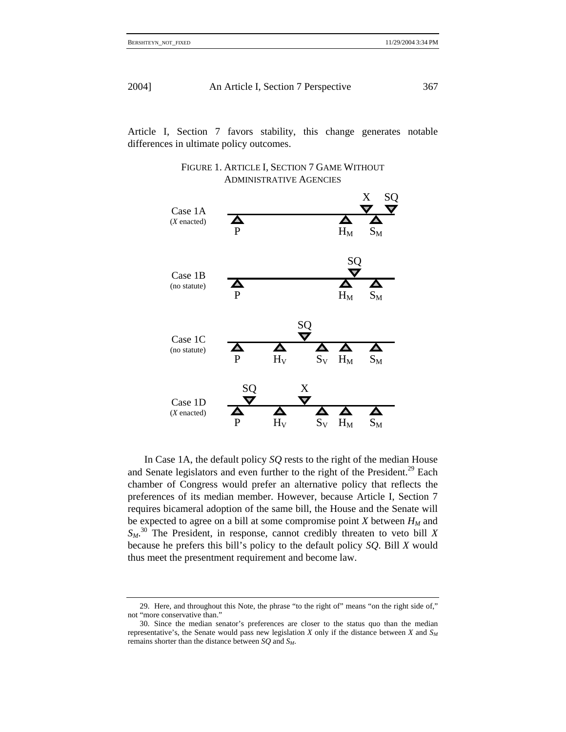Article I, Section 7 favors stability, this change generates notable differences in ultimate policy outcomes.

FIGURE 1. ARTICLE I, SECTION 7 GAME WITHOUT ADMINISTRATIVE AGENCIES

Case 1A (*X* enacted): P ... $H_M$ X $S_M$ SQ

Case 1B (no statute): P ... $H_M$ SQ $S_M$

Case 1C (no statute): P $H_V$ SQ $S_V$ $H_M$ $S_M$

Case 1D (*X* enacted): P SQ $H_V$ X $S_V$ $H_M$ $S_M$

In Case 1A, the default policy *SQ* rests to the right of the median House and Senate legislators and even further to the right of the President.[29] Each chamber of Congress would prefer an alternative policy that reflects the preferences of its median member. However, because Article I, Section 7 requires bicameral adoption of the same bill, the House and the Senate will be expected to agree on a bill at some compromise point *X* between $H_M$ and $S_M$.[30] The President, in response, cannot credibly threaten to veto bill *X* because he prefers this bill's policy to the default policy *SQ*. Bill *X* would thus meet the presentment requirement and become law.

---

29. Here, and throughout this Note, the phrase "to the right of" means "on the right side of," not "more conservative than."

30. Since the median senator's preferences are closer to the status quo than the median representative's, the Senate would pass new legislation *X* only if the distance between *X* and $S_M$ remains shorter than the distance between *SQ* and $S_M$.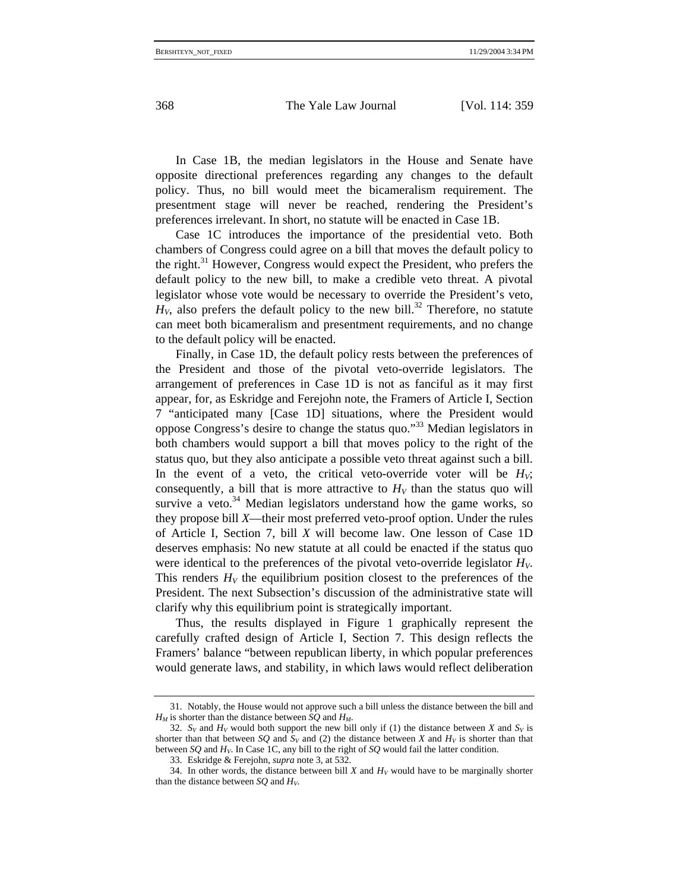In Case 1B, the median legislators in the House and Senate have opposite directional preferences regarding any changes to the default policy. Thus, no bill would meet the bicameralism requirement. The presentment stage will never be reached, rendering the President's preferences irrelevant. In short, no statute will be enacted in Case 1B.

Case 1C introduces the importance of the presidential veto. Both chambers of Congress could agree on a bill that moves the default policy to the right.[31] However, Congress would expect the President, who prefers the default policy to the new bill, to make a credible veto threat. A pivotal legislator whose vote would be necessary to override the President's veto, $H_V$, also prefers the default policy to the new bill.[32] Therefore, no statute can meet both bicameralism and presentment requirements, and no change to the default policy will be enacted.

Finally, in Case 1D, the default policy rests between the preferences of the President and those of the pivotal veto-override legislators. The arrangement of preferences in Case 1D is not as fanciful as it may first appear, for, as Eskridge and Ferejohn note, the Framers of Article I, Section 7 "anticipated many [Case 1D] situations, where the President would oppose Congress's desire to change the status quo."[33] Median legislators in both chambers would support a bill that moves policy to the right of the status quo, but they also anticipate a possible veto threat against such a bill. In the event of a veto, the critical veto-override voter will be $H_V$; consequently, a bill that is more attractive to $H_V$ than the status quo will survive a veto.[34] Median legislators understand how the game works, so they propose bill *X*—their most preferred veto-proof option. Under the rules of Article I, Section 7, bill *X* will become law. One lesson of Case 1D deserves emphasis: No new statute at all could be enacted if the status quo were identical to the preferences of the pivotal veto-override legislator $H_V$. This renders $H_V$ the equilibrium position closest to the preferences of the President. The next Subsection's discussion of the administrative state will clarify why this equilibrium point is strategically important.

Thus, the results displayed in Figure 1 graphically represent the carefully crafted design of Article I, Section 7. This design reflects the Framers' balance "between republican liberty, in which popular preferences would generate laws, and stability, in which laws would reflect deliberation

---

31. Notably, the House would not approve such a bill unless the distance between the bill and $H_M$ is shorter than the distance between *SQ* and $H_M$.

32. $S_V$ and $H_V$ would both support the new bill only if (1) the distance between *X* and $S_V$ is shorter than that between *SQ* and $S_V$ and (2) the distance between *X* and $H_V$ is shorter than that between *SQ* and $H_V$. In Case 1C, any bill to the right of *SQ* would fail the latter condition.

33. Eskridge & Ferejohn, *supra* note 3, at 532.

34. In other words, the distance between bill *X* and $H_V$ would have to be marginally shorter than the distance between *SQ* and $H_V$.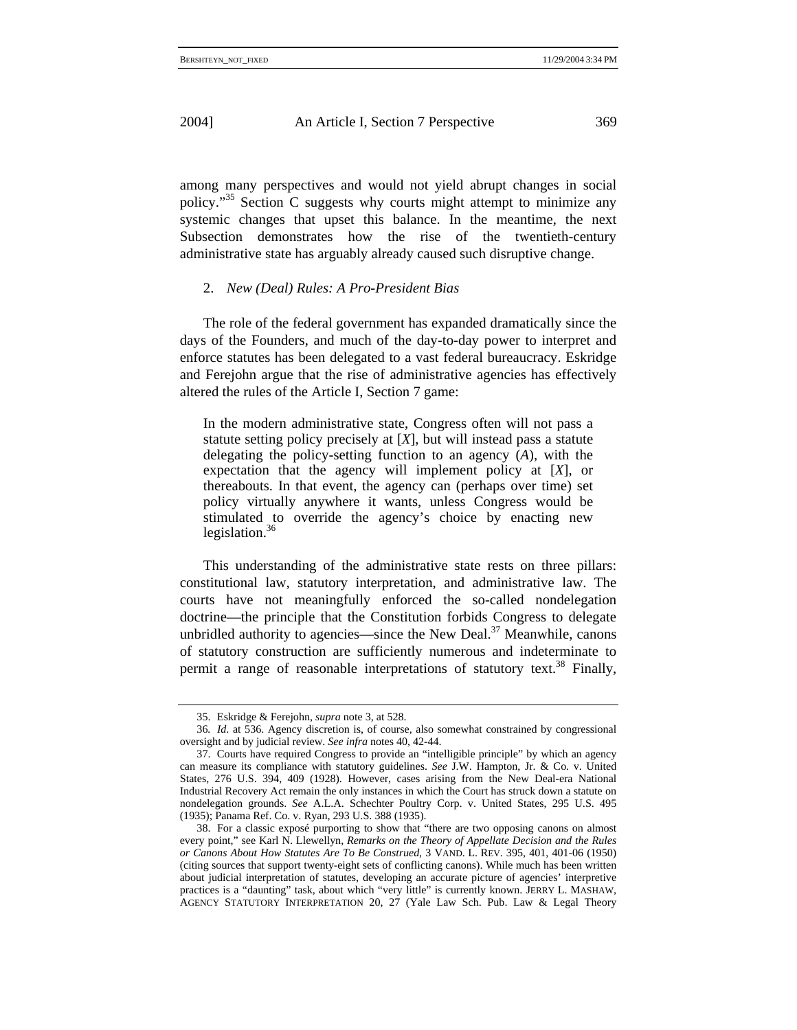among many perspectives and would not yield abrupt changes in social policy."[35] Section C suggests why courts might attempt to minimize any systemic changes that upset this balance. In the meantime, the next Subsection demonstrates how the rise of the twentieth-century administrative state has arguably already caused such disruptive change.

### 2. *New (Deal) Rules: A Pro-President Bias*

The role of the federal government has expanded dramatically since the days of the Founders, and much of the day-to-day power to interpret and enforce statutes has been delegated to a vast federal bureaucracy. Eskridge and Ferejohn argue that the rise of administrative agencies has effectively altered the rules of the Article I, Section 7 game:

> In the modern administrative state, Congress often will not pass a statute setting policy precisely at [*X*], but will instead pass a statute delegating the policy-setting function to an agency (*A*), with the expectation that the agency will implement policy at [*X*], or thereabouts. In that event, the agency can (perhaps over time) set policy virtually anywhere it wants, unless Congress would be stimulated to override the agency's choice by enacting new legislation.[36]

This understanding of the administrative state rests on three pillars: constitutional law, statutory interpretation, and administrative law. The courts have not meaningfully enforced the so-called nondelegation doctrine—the principle that the Constitution forbids Congress to delegate unbridled authority to agencies—since the New Deal.[37] Meanwhile, canons of statutory construction are sufficiently numerous and indeterminate to permit a range of reasonable interpretations of statutory text.[38] Finally,

---

35. Eskridge & Ferejohn, *supra* note 3, at 528.

36. *Id*. at 536. Agency discretion is, of course, also somewhat constrained by congressional oversight and by judicial review. *See infra* notes 40, 42-44.

37. Courts have required Congress to provide an "intelligible principle" by which an agency can measure its compliance with statutory guidelines. *See* J.W. Hampton, Jr. & Co. v. United States, 276 U.S. 394, 409 (1928). However, cases arising from the New Deal-era National Industrial Recovery Act remain the only instances in which the Court has struck down a statute on nondelegation grounds. *See* A.L.A. Schechter Poultry Corp. v. United States, 295 U.S. 495 (1935); Panama Ref. Co. v. Ryan, 293 U.S. 388 (1935).

38. For a classic exposé purporting to show that "there are two opposing canons on almost every point," see Karl N. Llewellyn, *Remarks on the Theory of Appellate Decision and the Rules or Canons About How Statutes Are To Be Construed*, 3 VAND. L. REV. 395, 401, 401-06 (1950) (citing sources that support twenty-eight sets of conflicting canons). While much has been written about judicial interpretation of statutes, developing an accurate picture of agencies' interpretive practices is a "daunting" task, about which "very little" is currently known. JERRY L. MASHAW, AGENCY STATUTORY INTERPRETATION 20, 27 (Yale Law Sch. Pub. Law & Legal Theory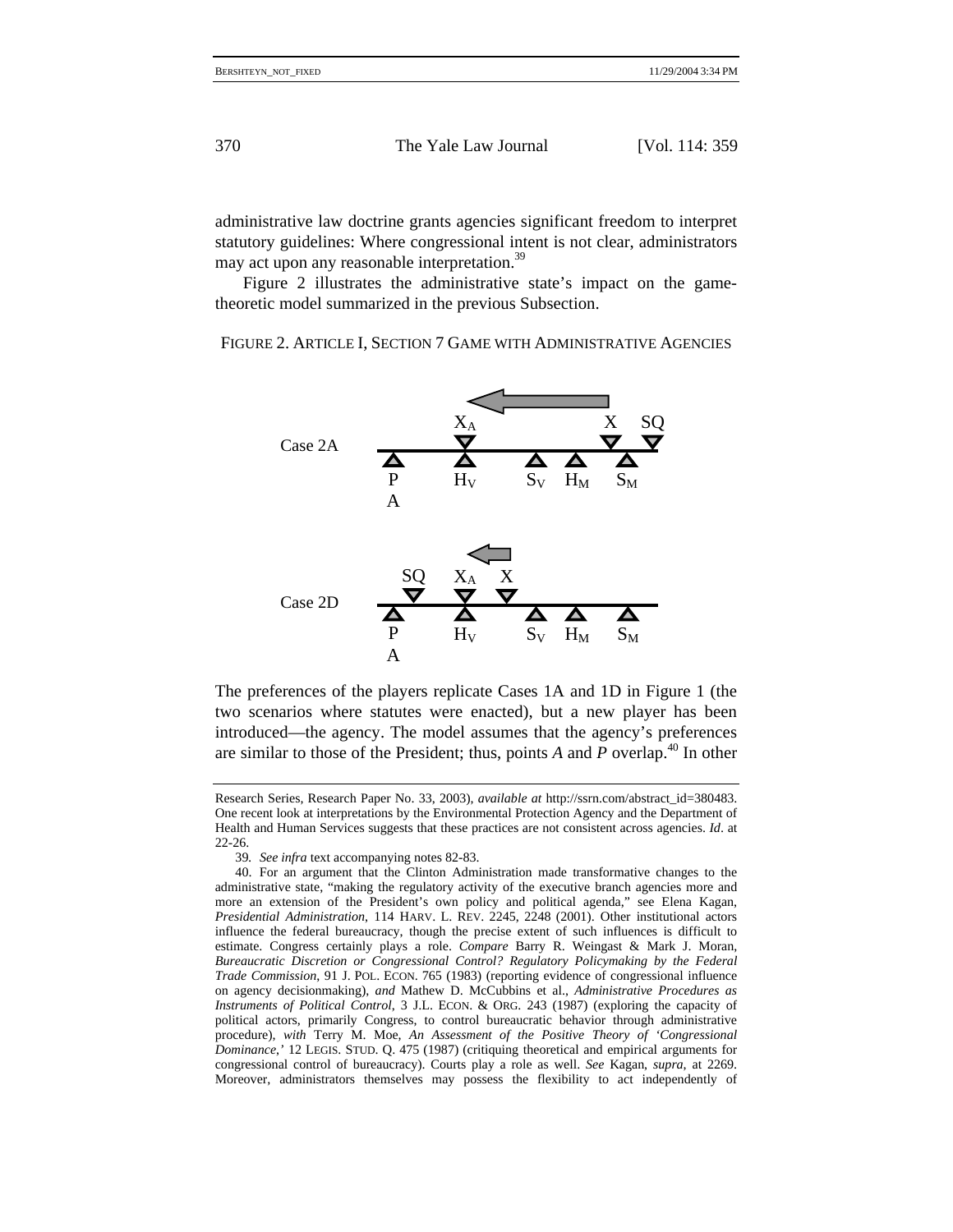administrative law doctrine grants agencies significant freedom to interpret statutory guidelines: Where congressional intent is not clear, administrators may act upon any reasonable interpretation.[39]

Figure 2 illustrates the administrative state's impact on the game-theoretic model summarized in the previous Subsection.

FIGURE 2. ARTICLE I, SECTION 7 GAME WITH ADMINISTRATIVE AGENCIES

Case 2A

$X_A$ X SQ

P A $H_V$ $S_V$ $H_M$ $S_M$

Case 2D

SQ $X_A$ X

P A $H_V$ $S_V$ $H_M$ $S_M$

The preferences of the players replicate Cases 1A and 1D in Figure 1 (the two scenarios where statutes were enacted), but a new player has been introduced—the agency. The model assumes that the agency's preferences are similar to those of the President; thus, points *A* and *P* overlap.[40] In other

---

Research Series, Research Paper No. 33, 2003), *available at* http://ssrn.com/abstract_id=380483. One recent look at interpretations by the Environmental Protection Agency and the Department of Health and Human Services suggests that these practices are not consistent across agencies. *Id*. at 22-26.

39. *See infra* text accompanying notes 82-83.

40. For an argument that the Clinton Administration made transformative changes to the administrative state, "making the regulatory activity of the executive branch agencies more and more an extension of the President's own policy and political agenda," see Elena Kagan, *Presidential Administration*, 114 HARV. L. REV. 2245, 2248 (2001). Other institutional actors influence the federal bureaucracy, though the precise extent of such influences is difficult to estimate. Congress certainly plays a role. *Compare* Barry R. Weingast & Mark J. Moran, *Bureaucratic Discretion or Congressional Control? Regulatory Policymaking by the Federal Trade Commission*, 91 J. POL. ECON. 765 (1983) (reporting evidence of congressional influence on agency decisionmaking), *and* Mathew D. McCubbins et al., *Administrative Procedures as Instruments of Political Control*, 3 J.L. ECON. & ORG. 243 (1987) (exploring the capacity of political actors, primarily Congress, to control bureaucratic behavior through administrative procedure), *with* Terry M. Moe, *An Assessment of the Positive Theory of 'Congressional Dominance*,' 12 LEGIS. STUD. Q. 475 (1987) (critiquing theoretical and empirical arguments for congressional control of bureaucracy). Courts play a role as well. *See* Kagan, *supra*, at 2269. Moreover, administrators themselves may possess the flexibility to act independently of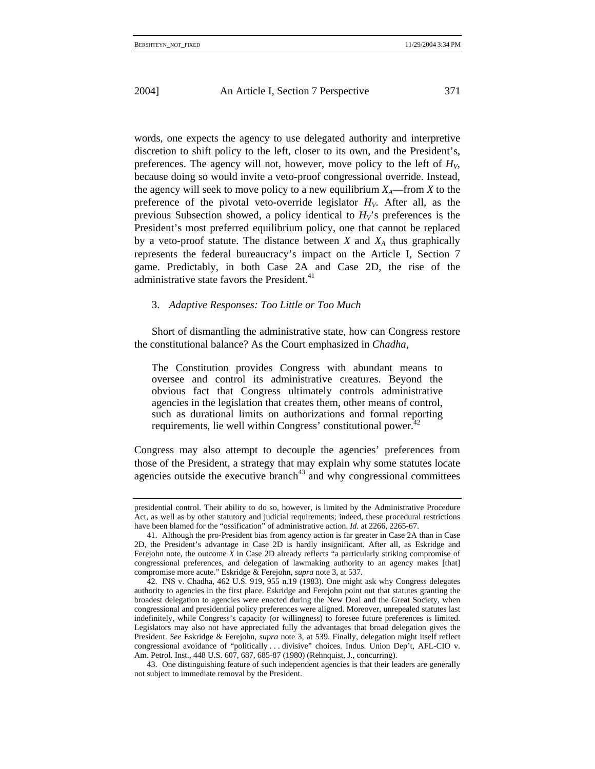words, one expects the agency to use delegated authority and interpretive discretion to shift policy to the left, closer to its own, and the President's, preferences. The agency will not, however, move policy to the left of $H_V$, because doing so would invite a veto-proof congressional override. Instead, the agency will seek to move policy to a new equilibrium $X_A$—from $X$ to the preference of the pivotal veto-override legislator $H_V$. After all, as the previous Subsection showed, a policy identical to $H_V$'s preferences is the President's most preferred equilibrium policy, one that cannot be replaced by a veto-proof statute. The distance between $X$ and $X_A$ thus graphically represents the federal bureaucracy's impact on the Article I, Section 7 game. Predictably, in both Case 2A and Case 2D, the rise of the administrative state favors the President.[41]

### 3. *Adaptive Responses: Too Little or Too Much*

Short of dismantling the administrative state, how can Congress restore the constitutional balance? As the Court emphasized in *Chadha*,

> The Constitution provides Congress with abundant means to oversee and control its administrative creatures. Beyond the obvious fact that Congress ultimately controls administrative agencies in the legislation that creates them, other means of control, such as durational limits on authorizations and formal reporting requirements, lie well within Congress' constitutional power.[42]

Congress may also attempt to decouple the agencies' preferences from those of the President, a strategy that may explain why some statutes locate agencies outside the executive branch[43] and why congressional committees

---

presidential control. Their ability to do so, however, is limited by the Administrative Procedure Act, as well as by other statutory and judicial requirements; indeed, these procedural restrictions have been blamed for the "ossification" of administrative action. *Id.* at 2266, 2265-67.

41. Although the pro-President bias from agency action is far greater in Case 2A than in Case 2D, the President's advantage in Case 2D is hardly insignificant. After all, as Eskridge and Ferejohn note, the outcome $X$ in Case 2D already reflects "a particularly striking compromise of congressional preferences, and delegation of lawmaking authority to an agency makes [that] compromise more acute." Eskridge & Ferejohn, *supra* note 3, at 537.

42. INS v. Chadha, 462 U.S. 919, 955 n.19 (1983). One might ask why Congress delegates authority to agencies in the first place. Eskridge and Ferejohn point out that statutes granting the broadest delegation to agencies were enacted during the New Deal and the Great Society, when congressional and presidential policy preferences were aligned. Moreover, unrepealed statutes last indefinitely, while Congress's capacity (or willingness) to foresee future preferences is limited. Legislators may also not have appreciated fully the advantages that broad delegation gives the President. *See* Eskridge & Ferejohn, *supra* note 3, at 539. Finally, delegation might itself reflect congressional avoidance of "politically . . . divisive" choices. Indus. Union Dep't, AFL-CIO v. Am. Petrol. Inst., 448 U.S. 607, 687, 685-87 (1980) (Rehnquist, J., concurring).

43. One distinguishing feature of such independent agencies is that their leaders are generally not subject to immediate removal by the President.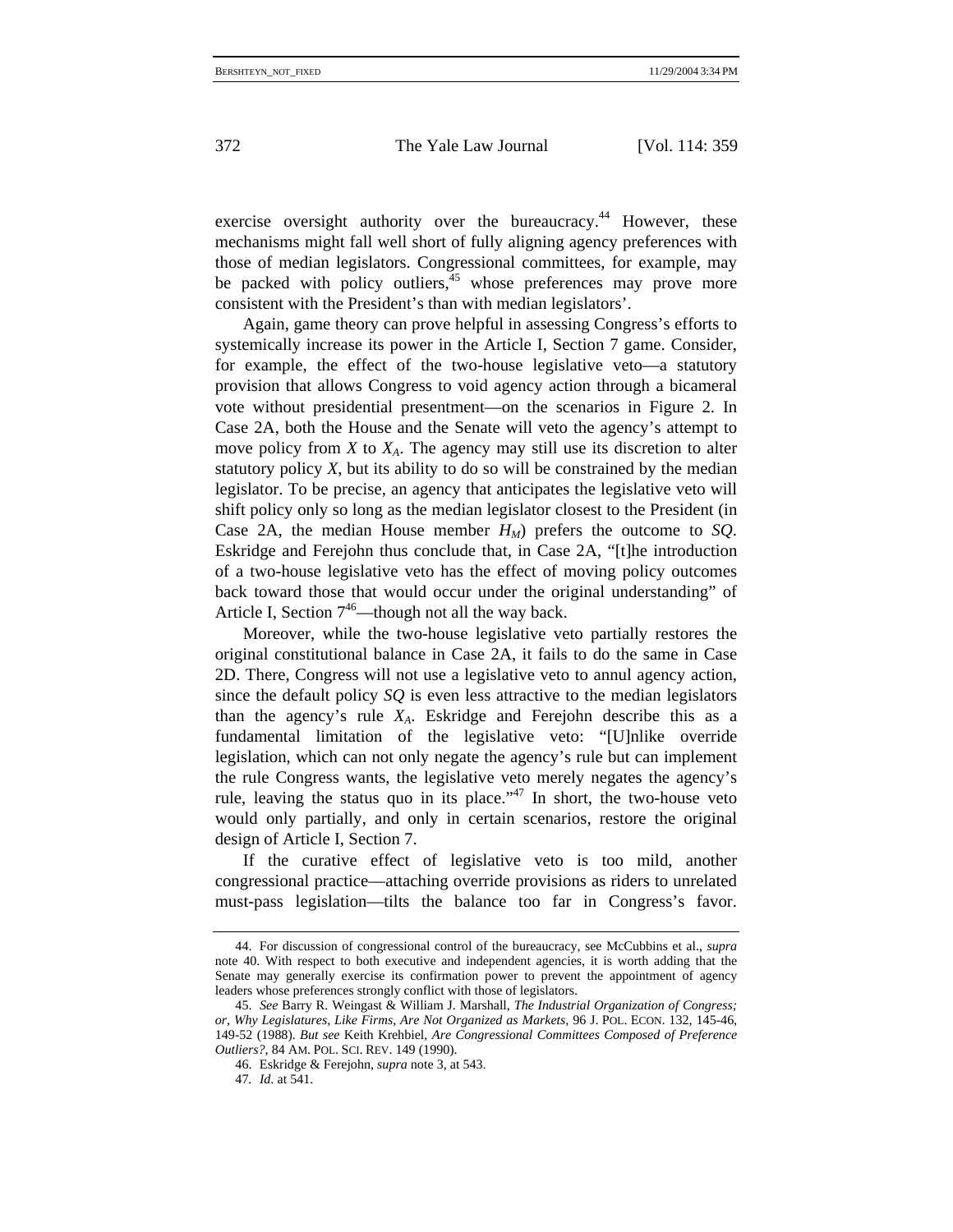exercise oversight authority over the bureaucracy.[44] However, these mechanisms might fall well short of fully aligning agency preferences with those of median legislators. Congressional committees, for example, may be packed with policy outliers,[45] whose preferences may prove more consistent with the President's than with median legislators'.

Again, game theory can prove helpful in assessing Congress's efforts to systemically increase its power in the Article I, Section 7 game. Consider, for example, the effect of the two-house legislative veto—a statutory provision that allows Congress to void agency action through a bicameral vote without presidential presentment—on the scenarios in Figure 2. In Case 2A, both the House and the Senate will veto the agency's attempt to move policy from $X$ to $X_A$. The agency may still use its discretion to alter statutory policy $X$, but its ability to do so will be constrained by the median legislator. To be precise, an agency that anticipates the legislative veto will shift policy only so long as the median legislator closest to the President (in Case 2A, the median House member $H_M$) prefers the outcome to $SQ$. Eskridge and Ferejohn thus conclude that, in Case 2A, "[t]he introduction of a two-house legislative veto has the effect of moving policy outcomes back toward those that would occur under the original understanding" of Article I, Section 7[46]—though not all the way back.

Moreover, while the two-house legislative veto partially restores the original constitutional balance in Case 2A, it fails to do the same in Case 2D. There, Congress will not use a legislative veto to annul agency action, since the default policy $SQ$ is even less attractive to the median legislators than the agency's rule $X_A$. Eskridge and Ferejohn describe this as a fundamental limitation of the legislative veto: "[U]nlike override legislation, which can not only negate the agency's rule but can implement the rule Congress wants, the legislative veto merely negates the agency's rule, leaving the status quo in its place."[47] In short, the two-house veto would only partially, and only in certain scenarios, restore the original design of Article I, Section 7.

If the curative effect of legislative veto is too mild, another congressional practice—attaching override provisions as riders to unrelated must-pass legislation—tilts the balance too far in Congress's favor.

---

44. For discussion of congressional control of the bureaucracy, see McCubbins et al., *supra* note 40. With respect to both executive and independent agencies, it is worth adding that the Senate may generally exercise its confirmation power to prevent the appointment of agency leaders whose preferences strongly conflict with those of legislators.

45. *See* Barry R. Weingast & William J. Marshall, *The Industrial Organization of Congress; or, Why Legislatures, Like Firms, Are Not Organized as Markets*, 96 J. POL. ECON. 132, 145-46, 149-52 (1988). *But see* Keith Krehbiel, *Are Congressional Committees Composed of Preference Outliers?*, 84 AM. POL. SCI. REV. 149 (1990).

46. Eskridge & Ferejohn, *supra* note 3, at 543.

47. *Id.* at 541.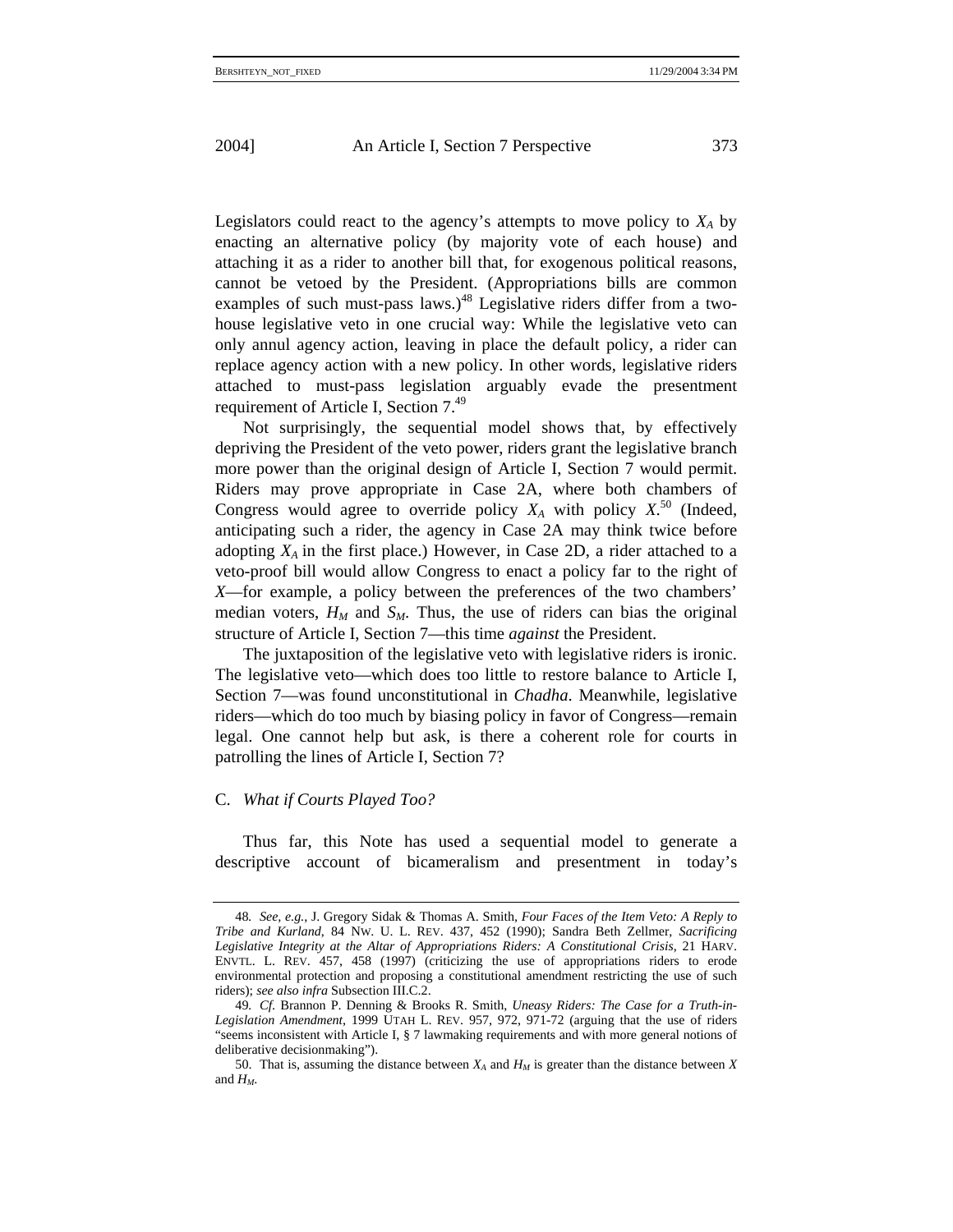Legislators could react to the agency's attempts to move policy to $X_A$ by enacting an alternative policy (by majority vote of each house) and attaching it as a rider to another bill that, for exogenous political reasons, cannot be vetoed by the President. (Appropriations bills are common examples of such must-pass laws.)[48] Legislative riders differ from a two-house legislative veto in one crucial way: While the legislative veto can only annul agency action, leaving in place the default policy, a rider can replace agency action with a new policy. In other words, legislative riders attached to must-pass legislation arguably evade the presentment requirement of Article I, Section 7.[49]

Not surprisingly, the sequential model shows that, by effectively depriving the President of the veto power, riders grant the legislative branch more power than the original design of Article I, Section 7 would permit. Riders may prove appropriate in Case 2A, where both chambers of Congress would agree to override policy $X_A$ with policy $X$.[50] (Indeed, anticipating such a rider, the agency in Case 2A may think twice before adopting $X_A$ in the first place.) However, in Case 2D, a rider attached to a veto-proof bill would allow Congress to enact a policy far to the right of $X$—for example, a policy between the preferences of the two chambers' median voters, $H_M$ and $S_M$. Thus, the use of riders can bias the original structure of Article I, Section 7—this time *against* the President.

The juxtaposition of the legislative veto with legislative riders is ironic. The legislative veto—which does too little to restore balance to Article I, Section 7—was found unconstitutional in *Chadha*. Meanwhile, legislative riders—which do too much by biasing policy in favor of Congress—remain legal. One cannot help but ask, is there a coherent role for courts in patrolling the lines of Article I, Section 7?

### C. *What if Courts Played Too?*

Thus far, this Note has used a sequential model to generate a descriptive account of bicameralism and presentment in today's

---

48. *See, e.g.*, J. Gregory Sidak & Thomas A. Smith, *Four Faces of the Item Veto: A Reply to Tribe and Kurland*, 84 NW. U. L. REV. 437, 452 (1990); Sandra Beth Zellmer, *Sacrificing Legislative Integrity at the Altar of Appropriations Riders: A Constitutional Crisis*, 21 HARV. ENVTL. L. REV. 457, 458 (1997) (criticizing the use of appropriations riders to erode environmental protection and proposing a constitutional amendment restricting the use of such riders); *see also infra* Subsection III.C.2.

49. *Cf.* Brannon P. Denning & Brooks R. Smith, *Uneasy Riders: The Case for a Truth-in-Legislation Amendment*, 1999 UTAH L. REV. 957, 972, 971-72 (arguing that the use of riders "seems inconsistent with Article I, § 7 lawmaking requirements and with more general notions of deliberative decisionmaking").

50. That is, assuming the distance between $X_A$ and $H_M$ is greater than the distance between $X$ and $H_M$.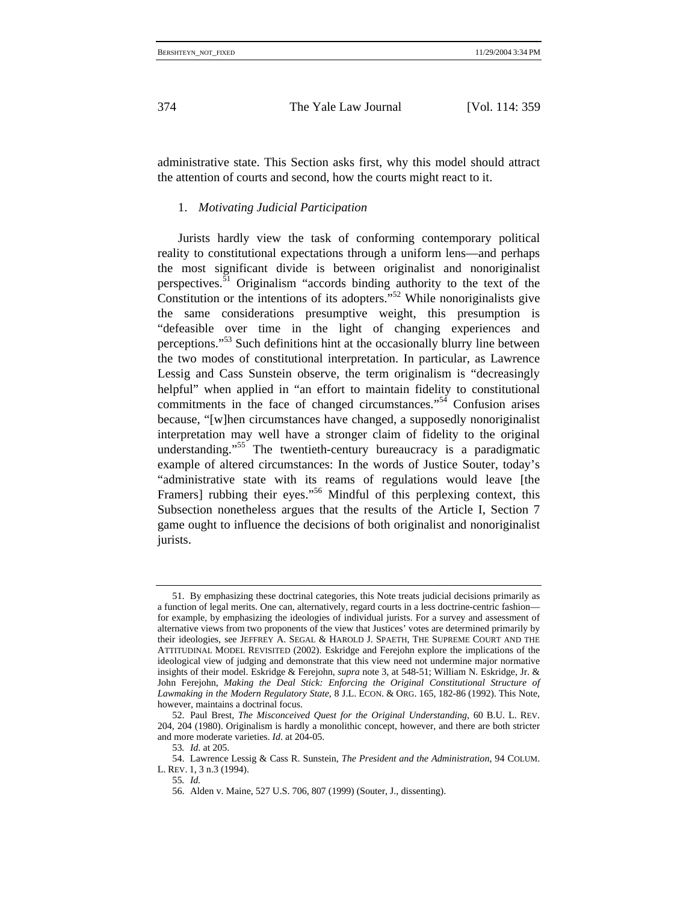administrative state. This Section asks first, why this model should attract the attention of courts and second, how the courts might react to it.

### 1. *Motivating Judicial Participation*

Jurists hardly view the task of conforming contemporary political reality to constitutional expectations through a uniform lens—and perhaps the most significant divide is between originalist and nonoriginalist perspectives.[51] Originalism "accords binding authority to the text of the Constitution or the intentions of its adopters."[52] While nonoriginalists give the same considerations presumptive weight, this presumption is "defeasible over time in the light of changing experiences and perceptions."[53] Such definitions hint at the occasionally blurry line between the two modes of constitutional interpretation. In particular, as Lawrence Lessig and Cass Sunstein observe, the term originalism is "decreasingly helpful" when applied in "an effort to maintain fidelity to constitutional commitments in the face of changed circumstances."[54] Confusion arises because, "[w]hen circumstances have changed, a supposedly nonoriginalist interpretation may well have a stronger claim of fidelity to the original understanding."[55] The twentieth-century bureaucracy is a paradigmatic example of altered circumstances: In the words of Justice Souter, today's "administrative state with its reams of regulations would leave [the Framers] rubbing their eyes."[56] Mindful of this perplexing context, this Subsection nonetheless argues that the results of the Article I, Section 7 game ought to influence the decisions of both originalist and nonoriginalist jurists.

---

51. By emphasizing these doctrinal categories, this Note treats judicial decisions primarily as a function of legal merits. One can, alternatively, regard courts in a less doctrine-centric fashion—for example, by emphasizing the ideologies of individual jurists. For a survey and assessment of alternative views from two proponents of the view that Justices' votes are determined primarily by their ideologies, see JEFFREY A. SEGAL & HAROLD J. SPAETH, THE SUPREME COURT AND THE ATTITUDINAL MODEL REVISITED (2002). Eskridge and Ferejohn explore the implications of the ideological view of judging and demonstrate that this view need not undermine major normative insights of their model. Eskridge & Ferejohn, *supra* note 3, at 548-51; William N. Eskridge, Jr. & John Ferejohn, *Making the Deal Stick: Enforcing the Original Constitutional Structure of Lawmaking in the Modern Regulatory State*, 8 J.L. ECON. & ORG. 165, 182-86 (1992). This Note, however, maintains a doctrinal focus.

52. Paul Brest, *The Misconceived Quest for the Original Understanding*, 60 B.U. L. REV. 204, 204 (1980). Originalism is hardly a monolithic concept, however, and there are both stricter and more moderate varieties. *Id*. at 204-05.

53. *Id*. at 205.

54. Lawrence Lessig & Cass R. Sunstein, *The President and the Administration*, 94 COLUM. L. REV. 1, 3 n.3 (1994).

55. *Id.*

56. Alden v. Maine, 527 U.S. 706, 807 (1999) (Souter, J., dissenting).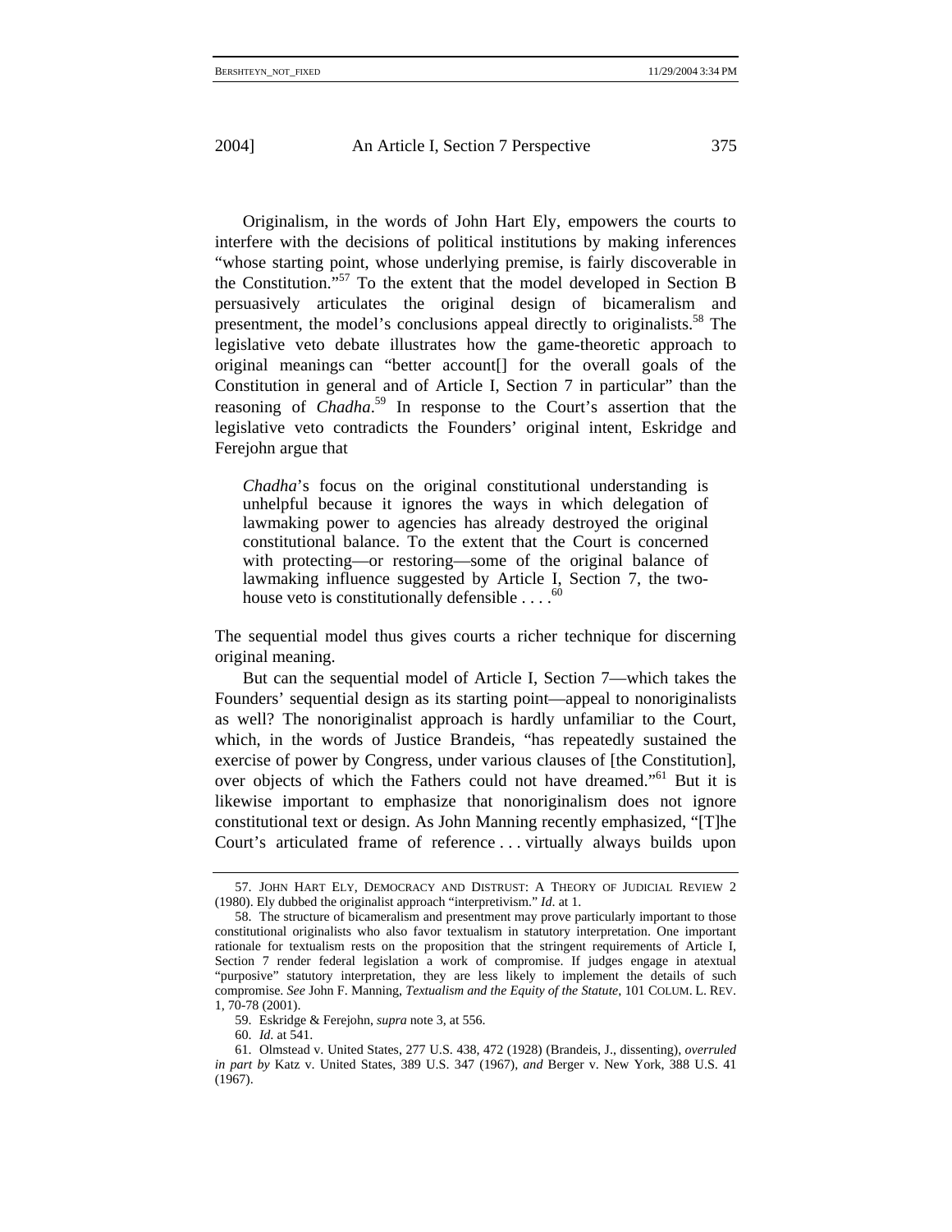Originalism, in the words of John Hart Ely, empowers the courts to interfere with the decisions of political institutions by making inferences "whose starting point, whose underlying premise, is fairly discoverable in the Constitution."[57] To the extent that the model developed in Section B persuasively articulates the original design of bicameralism and presentment, the model's conclusions appeal directly to originalists.[58] The legislative veto debate illustrates how the game-theoretic approach to original meanings can "better account[] for the overall goals of the Constitution in general and of Article I, Section 7 in particular" than the reasoning of *Chadha*.[59] In response to the Court's assertion that the legislative veto contradicts the Founders' original intent, Eskridge and Ferejohn argue that

> *Chadha*'s focus on the original constitutional understanding is unhelpful because it ignores the ways in which delegation of lawmaking power to agencies has already destroyed the original constitutional balance. To the extent that the Court is concerned with protecting—or restoring—some of the original balance of lawmaking influence suggested by Article I, Section 7, the two-house veto is constitutionally defensible . . . .[60]

The sequential model thus gives courts a richer technique for discerning original meaning.

But can the sequential model of Article I, Section 7—which takes the Founders' sequential design as its starting point—appeal to nonoriginalists as well? The nonoriginalist approach is hardly unfamiliar to the Court, which, in the words of Justice Brandeis, "has repeatedly sustained the exercise of power by Congress, under various clauses of [the Constitution], over objects of which the Fathers could not have dreamed."[61] But it is likewise important to emphasize that nonoriginalism does not ignore constitutional text or design. As John Manning recently emphasized, "[T]he Court's articulated frame of reference . . . virtually always builds upon

---

57. JOHN HART ELY, DEMOCRACY AND DISTRUST: A THEORY OF JUDICIAL REVIEW 2 (1980). Ely dubbed the originalist approach "interpretivism." *Id.* at 1.

58. The structure of bicameralism and presentment may prove particularly important to those constitutional originalists who also favor textualism in statutory interpretation. One important rationale for textualism rests on the proposition that the stringent requirements of Article I, Section 7 render federal legislation a work of compromise. If judges engage in atextual "purposive" statutory interpretation, they are less likely to implement the details of such compromise. *See* John F. Manning, *Textualism and the Equity of the Statute*, 101 COLUM. L. REV. 1, 70-78 (2001).

59. Eskridge & Ferejohn, *supra* note 3, at 556.

60. *Id.* at 541.

61. Olmstead v. United States, 277 U.S. 438, 472 (1928) (Brandeis, J., dissenting), *overruled in part by* Katz v. United States, 389 U.S. 347 (1967), *and* Berger v. New York, 388 U.S. 41 (1967).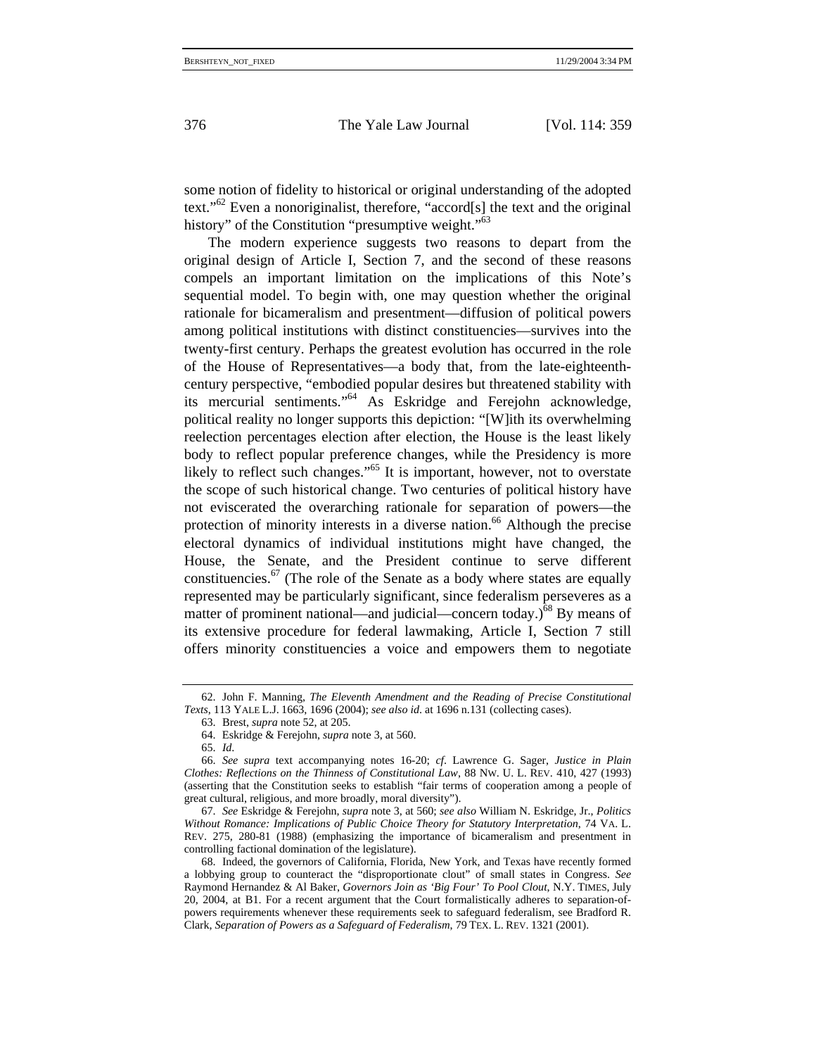some notion of fidelity to historical or original understanding of the adopted text."[62] Even a nonoriginalist, therefore, "accord[s] the text and the original history" of the Constitution "presumptive weight."[63]

The modern experience suggests two reasons to depart from the original design of Article I, Section 7, and the second of these reasons compels an important limitation on the implications of this Note's sequential model. To begin with, one may question whether the original rationale for bicameralism and presentment—diffusion of political powers among political institutions with distinct constituencies—survives into the twenty-first century. Perhaps the greatest evolution has occurred in the role of the House of Representatives—a body that, from the late-eighteenth-century perspective, "embodied popular desires but threatened stability with its mercurial sentiments."[64] As Eskridge and Ferejohn acknowledge, political reality no longer supports this depiction: "[W]ith its overwhelming reelection percentages election after election, the House is the least likely body to reflect popular preference changes, while the Presidency is more likely to reflect such changes."[65] It is important, however, not to overstate the scope of such historical change. Two centuries of political history have not eviscerated the overarching rationale for separation of powers—the protection of minority interests in a diverse nation.[66] Although the precise electoral dynamics of individual institutions might have changed, the House, the Senate, and the President continue to serve different constituencies.[67] (The role of the Senate as a body where states are equally represented may be particularly significant, since federalism perseveres as a matter of prominent national—and judicial—concern today.)[68] By means of its extensive procedure for federal lawmaking, Article I, Section 7 still offers minority constituencies a voice and empowers them to negotiate

---

62. John F. Manning, *The Eleventh Amendment and the Reading of Precise Constitutional Texts*, 113 YALE L.J. 1663, 1696 (2004); *see also id*. at 1696 n.131 (collecting cases).

63. Brest, *supra* note 52, at 205.

64. Eskridge & Ferejohn, *supra* note 3, at 560.

65. *Id*.

66. *See supra* text accompanying notes 16-20; *cf*. Lawrence G. Sager, *Justice in Plain Clothes: Reflections on the Thinness of Constitutional Law*, 88 NW. U. L. REV. 410, 427 (1993) (asserting that the Constitution seeks to establish "fair terms of cooperation among a people of great cultural, religious, and more broadly, moral diversity").

67. *See* Eskridge & Ferejohn, *supra* note 3, at 560; *see also* William N. Eskridge, Jr., *Politics Without Romance: Implications of Public Choice Theory for Statutory Interpretation*, 74 VA. L. REV. 275, 280-81 (1988) (emphasizing the importance of bicameralism and presentment in controlling factional domination of the legislature).

68. Indeed, the governors of California, Florida, New York, and Texas have recently formed a lobbying group to counteract the "disproportionate clout" of small states in Congress. *See* Raymond Hernandez & Al Baker, *Governors Join as 'Big Four' To Pool Clout*, N.Y. TIMES, July 20, 2004, at B1. For a recent argument that the Court formalistically adheres to separation-of-powers requirements whenever these requirements seek to safeguard federalism, see Bradford R. Clark, *Separation of Powers as a Safeguard of Federalism*, 79 TEX. L. REV. 1321 (2001).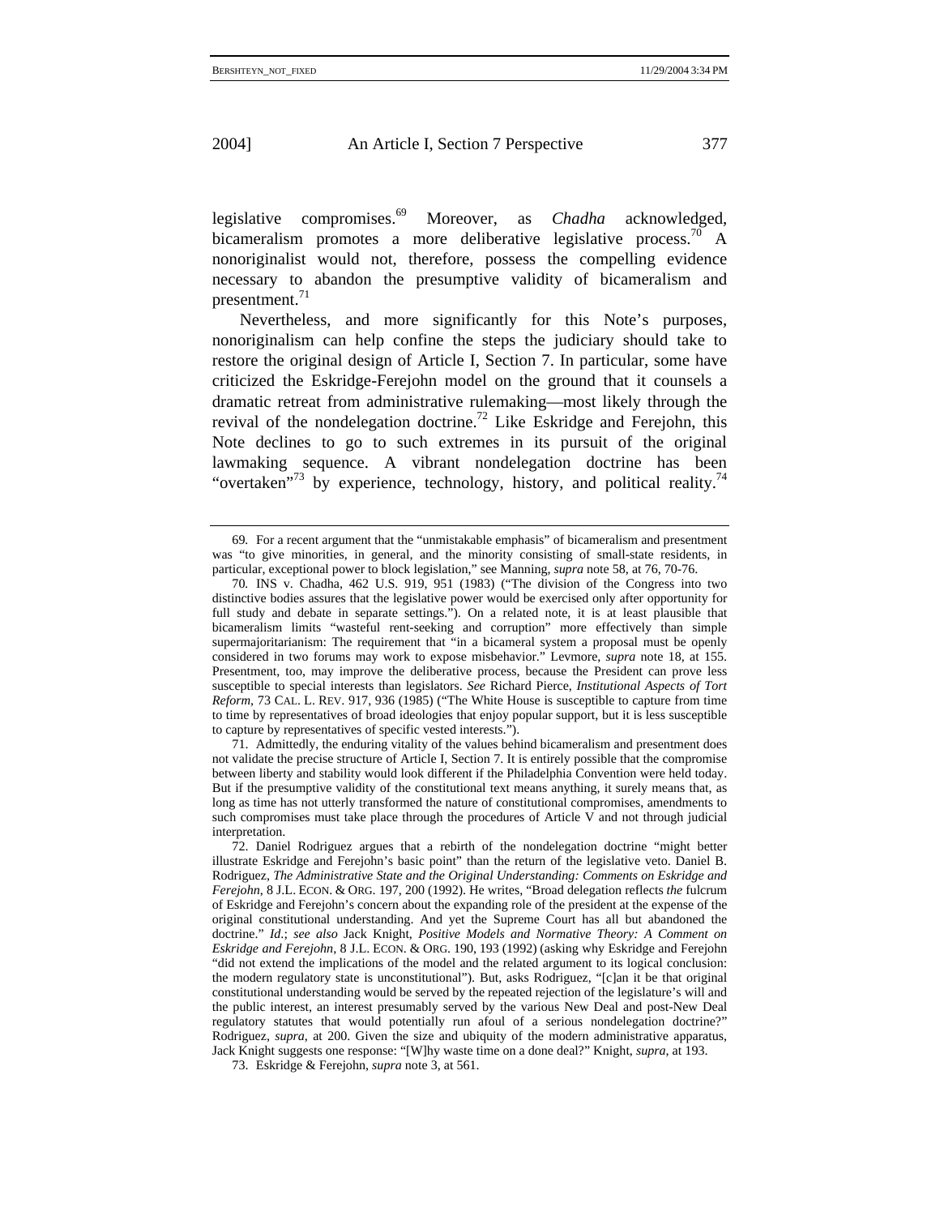legislative compromises.[69] Moreover, as *Chadha* acknowledged, bicameralism promotes a more deliberative legislative process.[70] A nonoriginalist would not, therefore, possess the compelling evidence necessary to abandon the presumptive validity of bicameralism and presentment.[71]

Nevertheless, and more significantly for this Note's purposes, nonoriginalism can help confine the steps the judiciary should take to restore the original design of Article I, Section 7. In particular, some have criticized the Eskridge-Ferejohn model on the ground that it counsels a dramatic retreat from administrative rulemaking—most likely through the revival of the nondelegation doctrine.[72] Like Eskridge and Ferejohn, this Note declines to go to such extremes in its pursuit of the original lawmaking sequence. A vibrant nondelegation doctrine has been "overtaken"[73] by experience, technology, history, and political reality.[74]

---

69. For a recent argument that the "unmistakable emphasis" of bicameralism and presentment was "to give minorities, in general, and the minority consisting of small-state residents, in particular, exceptional power to block legislation," see Manning, *supra* note 58, at 76, 70-76.

70. INS v. Chadha, 462 U.S. 919, 951 (1983) ("The division of the Congress into two distinctive bodies assures that the legislative power would be exercised only after opportunity for full study and debate in separate settings."). On a related note, it is at least plausible that bicameralism limits "wasteful rent-seeking and corruption" more effectively than simple supermajoritarianism: The requirement that "in a bicameral system a proposal must be openly considered in two forums may work to expose misbehavior." Levmore, *supra* note 18, at 155. Presentment, too, may improve the deliberative process, because the President can prove less susceptible to special interests than legislators. *See* Richard Pierce, *Institutional Aspects of Tort Reform*, 73 CAL. L. REV. 917, 936 (1985) ("The White House is susceptible to capture from time to time by representatives of broad ideologies that enjoy popular support, but it is less susceptible to capture by representatives of specific vested interests.").

71. Admittedly, the enduring vitality of the values behind bicameralism and presentment does not validate the precise structure of Article I, Section 7. It is entirely possible that the compromise between liberty and stability would look different if the Philadelphia Convention were held today. But if the presumptive validity of the constitutional text means anything, it surely means that, as long as time has not utterly transformed the nature of constitutional compromises, amendments to such compromises must take place through the procedures of Article V and not through judicial interpretation.

72. Daniel Rodriguez argues that a rebirth of the nondelegation doctrine "might better illustrate Eskridge and Ferejohn's basic point" than the return of the legislative veto. Daniel B. Rodriguez, *The Administrative State and the Original Understanding: Comments on Eskridge and Ferejohn*, 8 J.L. ECON. & ORG. 197, 200 (1992). He writes, "Broad delegation reflects *the* fulcrum of Eskridge and Ferejohn's concern about the expanding role of the president at the expense of the original constitutional understanding. And yet the Supreme Court has all but abandoned the doctrine." *Id.*; *see also* Jack Knight, *Positive Models and Normative Theory: A Comment on Eskridge and Ferejohn*, 8 J.L. ECON. & ORG. 190, 193 (1992) (asking why Eskridge and Ferejohn "did not extend the implications of the model and the related argument to its logical conclusion: the modern regulatory state is unconstitutional"). But, asks Rodriguez, "[c]an it be that original constitutional understanding would be served by the repeated rejection of the legislature's will and the public interest, an interest presumably served by the various New Deal and post-New Deal regulatory statutes that would potentially run afoul of a serious nondelegation doctrine?" Rodriguez, *supra*, at 200. Given the size and ubiquity of the modern administrative apparatus, Jack Knight suggests one response: "[W]hy waste time on a done deal?" Knight, *supra*, at 193.

73. Eskridge & Ferejohn, *supra* note 3, at 561.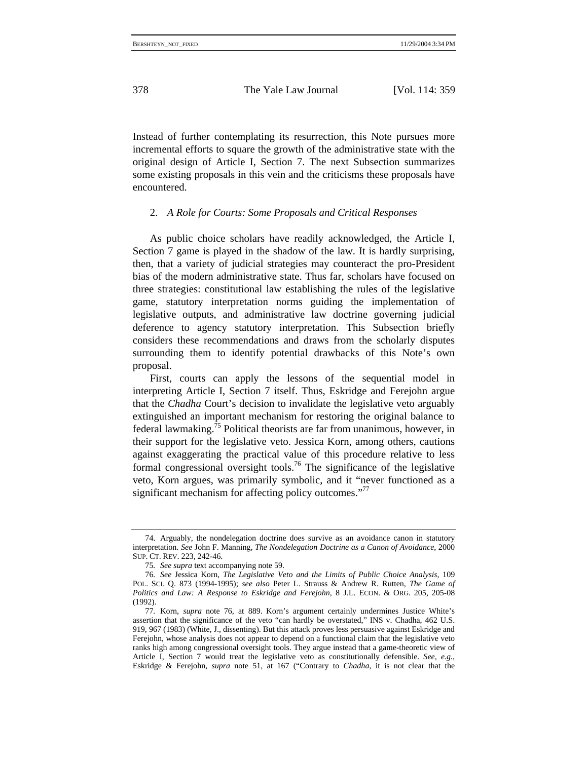Instead of further contemplating its resurrection, this Note pursues more incremental efforts to square the growth of the administrative state with the original design of Article I, Section 7. The next Subsection summarizes some existing proposals in this vein and the criticisms these proposals have encountered.

### 2. *A Role for Courts: Some Proposals and Critical Responses*

As public choice scholars have readily acknowledged, the Article I, Section 7 game is played in the shadow of the law. It is hardly surprising, then, that a variety of judicial strategies may counteract the pro-President bias of the modern administrative state. Thus far, scholars have focused on three strategies: constitutional law establishing the rules of the legislative game, statutory interpretation norms guiding the implementation of legislative outputs, and administrative law doctrine governing judicial deference to agency statutory interpretation. This Subsection briefly considers these recommendations and draws from the scholarly disputes surrounding them to identify potential drawbacks of this Note's own proposal.

First, courts can apply the lessons of the sequential model in interpreting Article I, Section 7 itself. Thus, Eskridge and Ferejohn argue that the *Chadha* Court's decision to invalidate the legislative veto arguably extinguished an important mechanism for restoring the original balance to federal lawmaking.[75] Political theorists are far from unanimous, however, in their support for the legislative veto. Jessica Korn, among others, cautions against exaggerating the practical value of this procedure relative to less formal congressional oversight tools.[76] The significance of the legislative veto, Korn argues, was primarily symbolic, and it "never functioned as a significant mechanism for affecting policy outcomes."[77]

---

74. Arguably, the nondelegation doctrine does survive as an avoidance canon in statutory interpretation. *See* John F. Manning, *The Nondelegation Doctrine as a Canon of Avoidance*, 2000 SUP. CT. REV. 223, 242-46.

75. *See supra* text accompanying note 59.

76. *See* Jessica Korn, *The Legislative Veto and the Limits of Public Choice Analysis*, 109 POL. SCI. Q. 873 (1994-1995); *see also* Peter L. Strauss & Andrew R. Rutten, *The Game of Politics and Law: A Response to Eskridge and Ferejohn*, 8 J.L. ECON. & ORG. 205, 205-08 (1992).

77. Korn, *supra* note 76, at 889. Korn's argument certainly undermines Justice White's assertion that the significance of the veto "can hardly be overstated," INS v. Chadha, 462 U.S. 919, 967 (1983) (White, J., dissenting). But this attack proves less persuasive against Eskridge and Ferejohn, whose analysis does not appear to depend on a functional claim that the legislative veto ranks high among congressional oversight tools. They argue instead that a game-theoretic view of Article I, Section 7 would treat the legislative veto as constitutionally defensible. *See, e.g.*, Eskridge & Ferejohn, *supra* note 51, at 167 ("Contrary to *Chadha*, it is not clear that the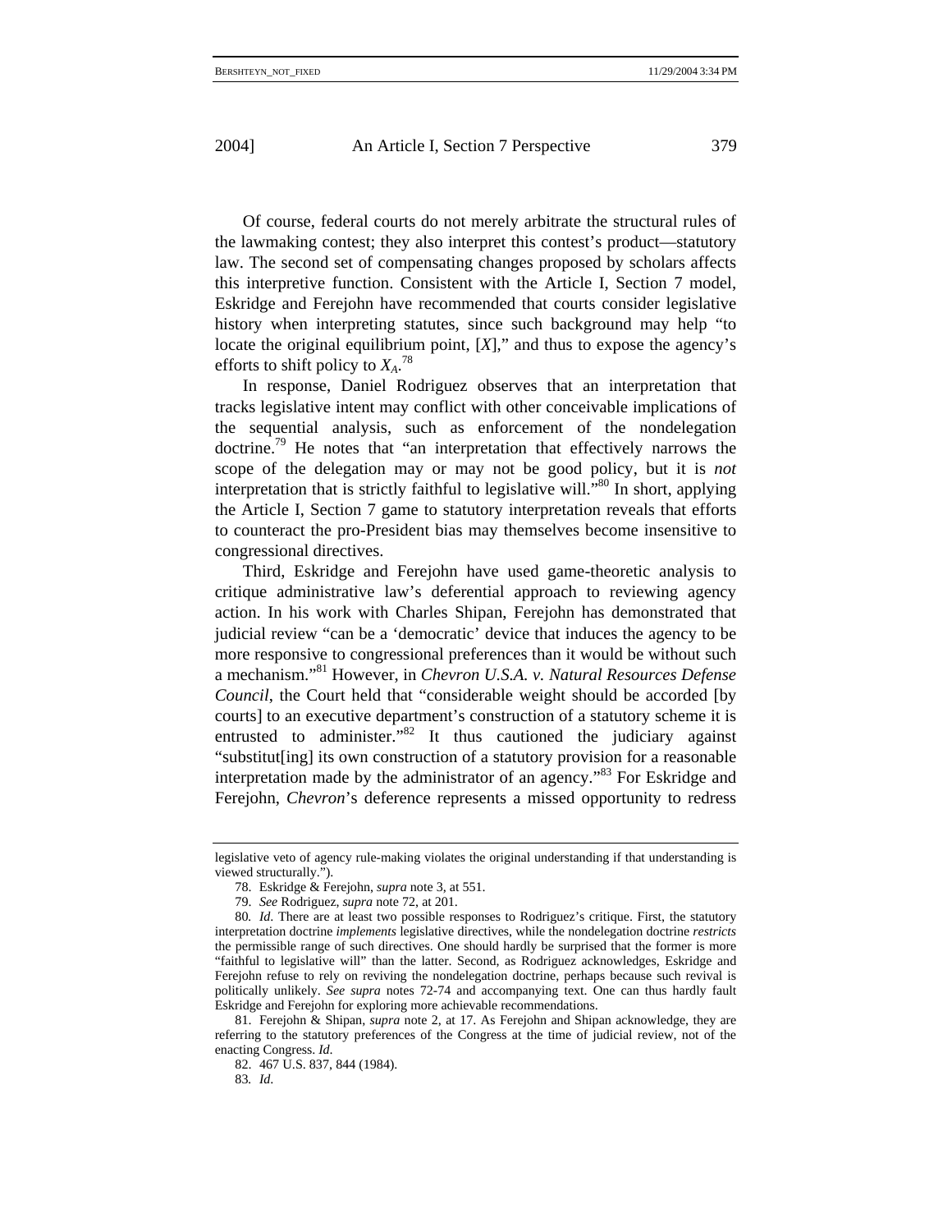Of course, federal courts do not merely arbitrate the structural rules of the lawmaking contest; they also interpret this contest's product—statutory law. The second set of compensating changes proposed by scholars affects this interpretive function. Consistent with the Article I, Section 7 model, Eskridge and Ferejohn have recommended that courts consider legislative history when interpreting statutes, since such background may help "to locate the original equilibrium point, [*X*]," and thus to expose the agency's efforts to shift policy to $X_A$.[78]

In response, Daniel Rodriguez observes that an interpretation that tracks legislative intent may conflict with other conceivable implications of the sequential analysis, such as enforcement of the nondelegation doctrine.[79] He notes that "an interpretation that effectively narrows the scope of the delegation may or may not be good policy, but it is *not* interpretation that is strictly faithful to legislative will."[80] In short, applying the Article I, Section 7 game to statutory interpretation reveals that efforts to counteract the pro-President bias may themselves become insensitive to congressional directives.

Third, Eskridge and Ferejohn have used game-theoretic analysis to critique administrative law's deferential approach to reviewing agency action. In his work with Charles Shipan, Ferejohn has demonstrated that judicial review "can be a 'democratic' device that induces the agency to be more responsive to congressional preferences than it would be without such a mechanism."[81] However, in *Chevron U.S.A. v. Natural Resources Defense Council*, the Court held that "considerable weight should be accorded [by courts] to an executive department's construction of a statutory scheme it is entrusted to administer."[82] It thus cautioned the judiciary against "substitut[ing] its own construction of a statutory provision for a reasonable interpretation made by the administrator of an agency."[83] For Eskridge and Ferejohn, *Chevron*'s deference represents a missed opportunity to redress

---

legislative veto of agency rule-making violates the original understanding if that understanding is viewed structurally.").

78. Eskridge & Ferejohn, *supra* note 3, at 551.

79. *See* Rodriguez, *supra* note 72, at 201.

80. *Id*. There are at least two possible responses to Rodriguez's critique. First, the statutory interpretation doctrine *implements* legislative directives, while the nondelegation doctrine *restricts* the permissible range of such directives. One should hardly be surprised that the former is more "faithful to legislative will" than the latter. Second, as Rodriguez acknowledges, Eskridge and Ferejohn refuse to rely on reviving the nondelegation doctrine, perhaps because such revival is politically unlikely. *See supra* notes 72-74 and accompanying text. One can thus hardly fault Eskridge and Ferejohn for exploring more achievable recommendations.

81. Ferejohn & Shipan, *supra* note 2, at 17. As Ferejohn and Shipan acknowledge, they are referring to the statutory preferences of the Congress at the time of judicial review, not of the enacting Congress. *Id*.

82. 467 U.S. 837, 844 (1984).

83. *Id*.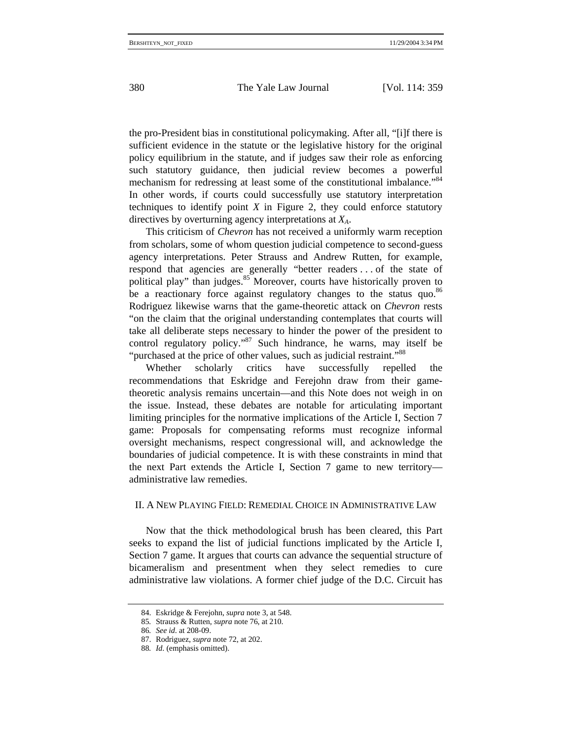the pro-President bias in constitutional policymaking. After all, "[i]f there is sufficient evidence in the statute or the legislative history for the original policy equilibrium in the statute, and if judges saw their role as enforcing such statutory guidance, then judicial review becomes a powerful mechanism for redressing at least some of the constitutional imbalance."[84] In other words, if courts could successfully use statutory interpretation techniques to identify point $X$ in Figure 2, they could enforce statutory directives by overturning agency interpretations at $X_A$.

This criticism of *Chevron* has not received a uniformly warm reception from scholars, some of whom question judicial competence to second-guess agency interpretations. Peter Strauss and Andrew Rutten, for example, respond that agencies are generally "better readers . . . of the state of political play" than judges.[85] Moreover, courts have historically proven to be a reactionary force against regulatory changes to the status quo.[86] Rodriguez likewise warns that the game-theoretic attack on *Chevron* rests "on the claim that the original understanding contemplates that courts will take all deliberate steps necessary to hinder the power of the president to control regulatory policy."[87] Such hindrance, he warns, may itself be "purchased at the price of other values, such as judicial restraint."[88]

Whether scholarly critics have successfully repelled the recommendations that Eskridge and Ferejohn draw from their game-theoretic analysis remains uncertain—and this Note does not weigh in on the issue. Instead, these debates are notable for articulating important limiting principles for the normative implications of the Article I, Section 7 game: Proposals for compensating reforms must recognize informal oversight mechanisms, respect congressional will, and acknowledge the boundaries of judicial competence. It is with these constraints in mind that the next Part extends the Article I, Section 7 game to new territory—administrative law remedies.

## II. A New Playing Field: Remedial Choice in Administrative Law

Now that the thick methodological brush has been cleared, this Part seeks to expand the list of judicial functions implicated by the Article I, Section 7 game. It argues that courts can advance the sequential structure of bicameralism and presentment when they select remedies to cure administrative law violations. A former chief judge of the D.C. Circuit has

---

84. Eskridge & Ferejohn, *supra* note 3, at 548.

85. Strauss & Rutten, *supra* note 76, at 210.

86. *See id.* at 208-09.

87. Rodriguez, *supra* note 72, at 202.

88. *Id.* (emphasis omitted).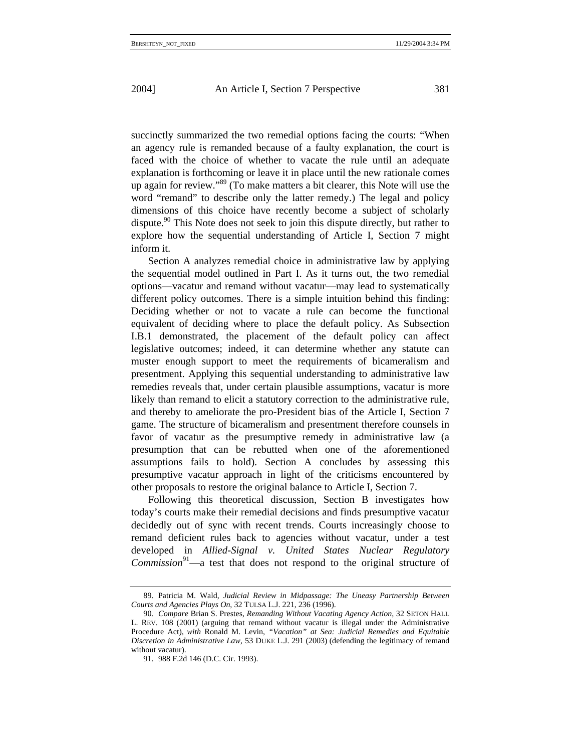succinctly summarized the two remedial options facing the courts: "When an agency rule is remanded because of a faulty explanation, the court is faced with the choice of whether to vacate the rule until an adequate explanation is forthcoming or leave it in place until the new rationale comes up again for review."[89] (To make matters a bit clearer, this Note will use the word "remand" to describe only the latter remedy.) The legal and policy dimensions of this choice have recently become a subject of scholarly dispute.[90] This Note does not seek to join this dispute directly, but rather to explore how the sequential understanding of Article I, Section 7 might inform it.

Section A analyzes remedial choice in administrative law by applying the sequential model outlined in Part I. As it turns out, the two remedial options—vacatur and remand without vacatur—may lead to systematically different policy outcomes. There is a simple intuition behind this finding: Deciding whether or not to vacate a rule can become the functional equivalent of deciding where to place the default policy. As Subsection I.B.1 demonstrated, the placement of the default policy can affect legislative outcomes; indeed, it can determine whether any statute can muster enough support to meet the requirements of bicameralism and presentment. Applying this sequential understanding to administrative law remedies reveals that, under certain plausible assumptions, vacatur is more likely than remand to elicit a statutory correction to the administrative rule, and thereby to ameliorate the pro-President bias of the Article I, Section 7 game. The structure of bicameralism and presentment therefore counsels in favor of vacatur as the presumptive remedy in administrative law (a presumption that can be rebutted when one of the aforementioned assumptions fails to hold). Section A concludes by assessing this presumptive vacatur approach in light of the criticisms encountered by other proposals to restore the original balance to Article I, Section 7.

Following this theoretical discussion, Section B investigates how today's courts make their remedial decisions and finds presumptive vacatur decidedly out of sync with recent trends. Courts increasingly choose to remand deficient rules back to agencies without vacatur, under a test developed in *Allied-Signal v. United States Nuclear Regulatory Commission*[91]—a test that does not respond to the original structure of

---

89. Patricia M. Wald, *Judicial Review in Midpassage: The Uneasy Partnership Between Courts and Agencies Plays On*, 32 TULSA L.J. 221, 236 (1996).

90. *Compare* Brian S. Prestes, *Remanding Without Vacating Agency Action*, 32 SETON HALL L. REV. 108 (2001) (arguing that remand without vacatur is illegal under the Administrative Procedure Act), *with* Ronald M. Levin, *"Vacation" at Sea: Judicial Remedies and Equitable Discretion in Administrative Law*, 53 DUKE L.J. 291 (2003) (defending the legitimacy of remand without vacatur).

91. 988 F.2d 146 (D.C. Cir. 1993).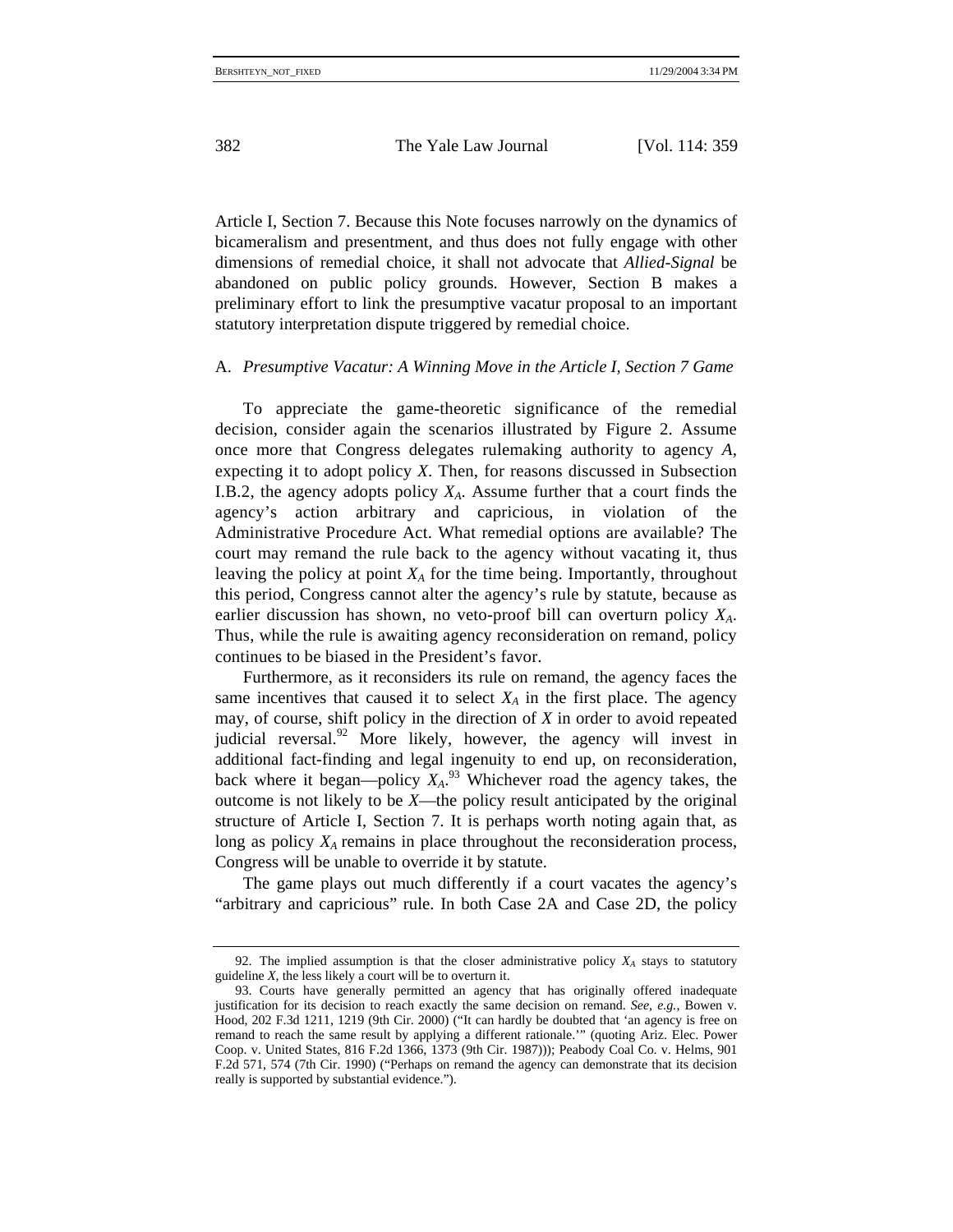Article I, Section 7. Because this Note focuses narrowly on the dynamics of bicameralism and presentment, and thus does not fully engage with other dimensions of remedial choice, it shall not advocate that *Allied-Signal* be abandoned on public policy grounds. However, Section B makes a preliminary effort to link the presumptive vacatur proposal to an important statutory interpretation dispute triggered by remedial choice.

### A. *Presumptive Vacatur: A Winning Move in the Article I, Section 7 Game*

To appreciate the game-theoretic significance of the remedial decision, consider again the scenarios illustrated by Figure 2. Assume once more that Congress delegates rulemaking authority to agency *A*, expecting it to adopt policy *X*. Then, for reasons discussed in Subsection I.B.2, the agency adopts policy $X_A$. Assume further that a court finds the agency's action arbitrary and capricious, in violation of the Administrative Procedure Act. What remedial options are available? The court may remand the rule back to the agency without vacating it, thus leaving the policy at point $X_A$ for the time being. Importantly, throughout this period, Congress cannot alter the agency's rule by statute, because as earlier discussion has shown, no veto-proof bill can overturn policy $X_A$. Thus, while the rule is awaiting agency reconsideration on remand, policy continues to be biased in the President's favor.

Furthermore, as it reconsiders its rule on remand, the agency faces the same incentives that caused it to select $X_A$ in the first place. The agency may, of course, shift policy in the direction of *X* in order to avoid repeated judicial reversal.[92] More likely, however, the agency will invest in additional fact-finding and legal ingenuity to end up, on reconsideration, back where it began—policy $X_A$.[93] Whichever road the agency takes, the outcome is not likely to be *X*—the policy result anticipated by the original structure of Article I, Section 7. It is perhaps worth noting again that, as long as policy $X_A$ remains in place throughout the reconsideration process, Congress will be unable to override it by statute.

The game plays out much differently if a court vacates the agency's "arbitrary and capricious" rule. In both Case 2A and Case 2D, the policy

---

92. The implied assumption is that the closer administrative policy $X_A$ stays to statutory guideline *X*, the less likely a court will be to overturn it.

93. Courts have generally permitted an agency that has originally offered inadequate justification for its decision to reach exactly the same decision on remand. *See, e.g.*, Bowen v. Hood, 202 F.3d 1211, 1219 (9th Cir. 2000) ("It can hardly be doubted that 'an agency is free on remand to reach the same result by applying a different rationale.'" (quoting Ariz. Elec. Power Coop. v. United States, 816 F.2d 1366, 1373 (9th Cir. 1987))); Peabody Coal Co. v. Helms, 901 F.2d 571, 574 (7th Cir. 1990) ("Perhaps on remand the agency can demonstrate that its decision really is supported by substantial evidence.").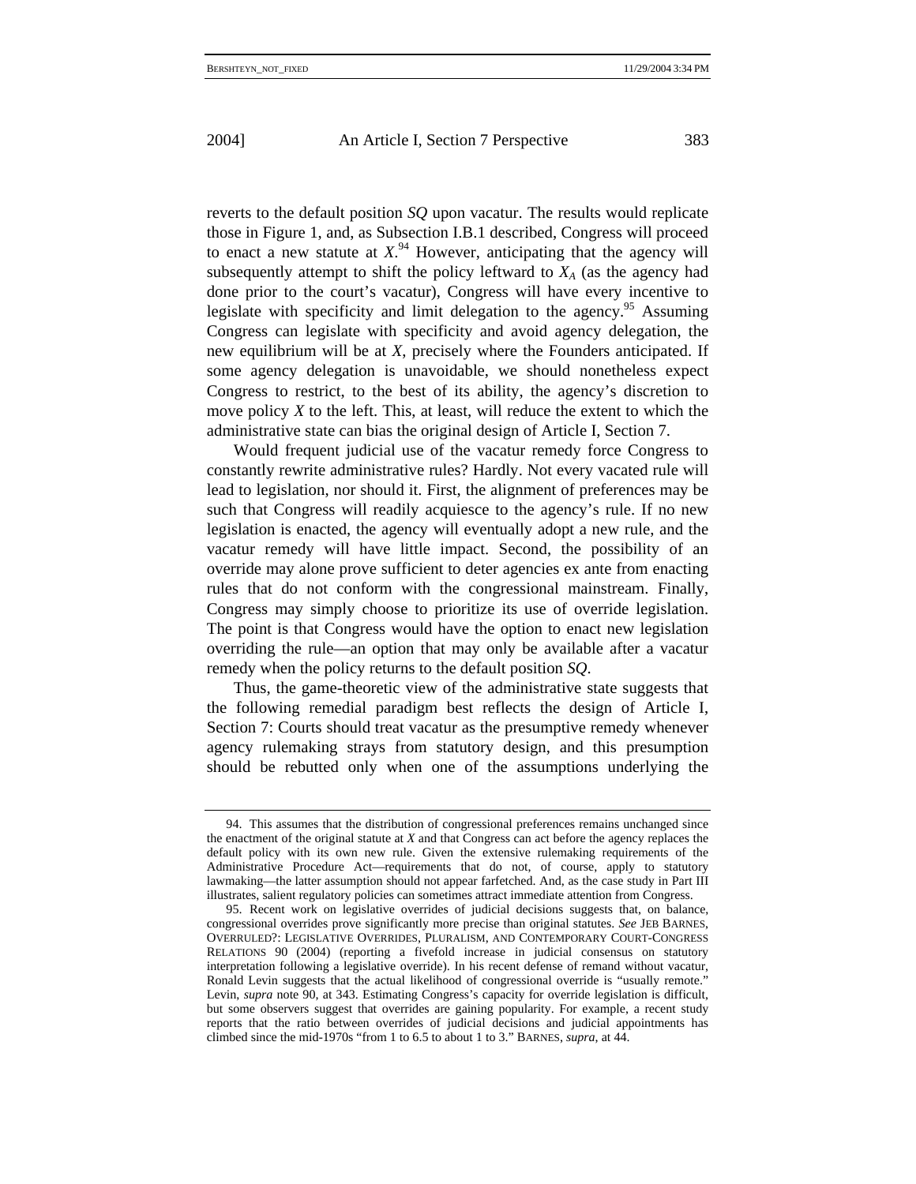reverts to the default position *SQ* upon vacatur. The results would replicate those in Figure 1, and, as Subsection I.B.1 described, Congress will proceed to enact a new statute at *X*.[94] However, anticipating that the agency will subsequently attempt to shift the policy leftward to $X_A$ (as the agency had done prior to the court's vacatur), Congress will have every incentive to legislate with specificity and limit delegation to the agency.[95] Assuming Congress can legislate with specificity and avoid agency delegation, the new equilibrium will be at *X*, precisely where the Founders anticipated. If some agency delegation is unavoidable, we should nonetheless expect Congress to restrict, to the best of its ability, the agency's discretion to move policy *X* to the left. This, at least, will reduce the extent to which the administrative state can bias the original design of Article I, Section 7.

Would frequent judicial use of the vacatur remedy force Congress to constantly rewrite administrative rules? Hardly. Not every vacated rule will lead to legislation, nor should it. First, the alignment of preferences may be such that Congress will readily acquiesce to the agency's rule. If no new legislation is enacted, the agency will eventually adopt a new rule, and the vacatur remedy will have little impact. Second, the possibility of an override may alone prove sufficient to deter agencies ex ante from enacting rules that do not conform with the congressional mainstream. Finally, Congress may simply choose to prioritize its use of override legislation. The point is that Congress would have the option to enact new legislation overriding the rule—an option that may only be available after a vacatur remedy when the policy returns to the default position *SQ*.

Thus, the game-theoretic view of the administrative state suggests that the following remedial paradigm best reflects the design of Article I, Section 7: Courts should treat vacatur as the presumptive remedy whenever agency rulemaking strays from statutory design, and this presumption should be rebutted only when one of the assumptions underlying the

---

94. This assumes that the distribution of congressional preferences remains unchanged since the enactment of the original statute at *X* and that Congress can act before the agency replaces the default policy with its own new rule. Given the extensive rulemaking requirements of the Administrative Procedure Act—requirements that do not, of course, apply to statutory lawmaking—the latter assumption should not appear farfetched. And, as the case study in Part III illustrates, salient regulatory policies can sometimes attract immediate attention from Congress.

95. Recent work on legislative overrides of judicial decisions suggests that, on balance, congressional overrides prove significantly more precise than original statutes. *See* JEB BARNES, OVERRULED?: LEGISLATIVE OVERRIDES, PLURALISM, AND CONTEMPORARY COURT-CONGRESS RELATIONS 90 (2004) (reporting a fivefold increase in judicial consensus on statutory interpretation following a legislative override). In his recent defense of remand without vacatur, Ronald Levin suggests that the actual likelihood of congressional override is "usually remote." Levin, *supra* note 90, at 343. Estimating Congress's capacity for override legislation is difficult, but some observers suggest that overrides are gaining popularity. For example, a recent study reports that the ratio between overrides of judicial decisions and judicial appointments has climbed since the mid-1970s "from 1 to 6.5 to about 1 to 3." BARNES, *supra*, at 44.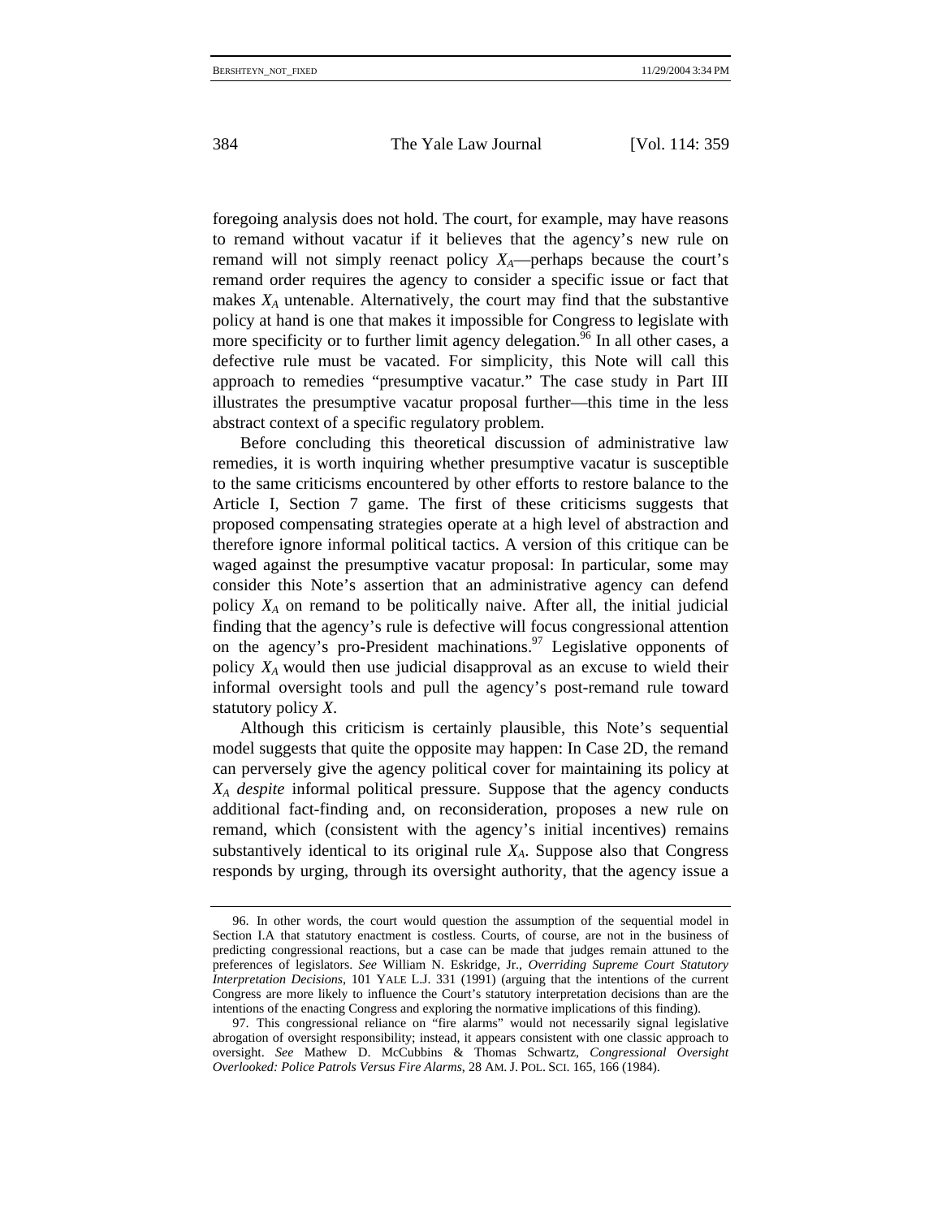foregoing analysis does not hold. The court, for example, may have reasons to remand without vacatur if it believes that the agency's new rule on remand will not simply reenact policy $X_A$—perhaps because the court's remand order requires the agency to consider a specific issue or fact that makes $X_A$ untenable. Alternatively, the court may find that the substantive policy at hand is one that makes it impossible for Congress to legislate with more specificity or to further limit agency delegation.[96] In all other cases, a defective rule must be vacated. For simplicity, this Note will call this approach to remedies "presumptive vacatur." The case study in Part III illustrates the presumptive vacatur proposal further—this time in the less abstract context of a specific regulatory problem.

Before concluding this theoretical discussion of administrative law remedies, it is worth inquiring whether presumptive vacatur is susceptible to the same criticisms encountered by other efforts to restore balance to the Article I, Section 7 game. The first of these criticisms suggests that proposed compensating strategies operate at a high level of abstraction and therefore ignore informal political tactics. A version of this critique can be waged against the presumptive vacatur proposal: In particular, some may consider this Note's assertion that an administrative agency can defend policy $X_A$ on remand to be politically naive. After all, the initial judicial finding that the agency's rule is defective will focus congressional attention on the agency's pro-President machinations.[97] Legislative opponents of policy $X_A$ would then use judicial disapproval as an excuse to wield their informal oversight tools and pull the agency's post-remand rule toward statutory policy $X$.

Although this criticism is certainly plausible, this Note's sequential model suggests that quite the opposite may happen: In Case 2D, the remand can perversely give the agency political cover for maintaining its policy at $X_A$ *despite* informal political pressure. Suppose that the agency conducts additional fact-finding and, on reconsideration, proposes a new rule on remand, which (consistent with the agency's initial incentives) remains substantively identical to its original rule $X_A$. Suppose also that Congress responds by urging, through its oversight authority, that the agency issue a

---

96. In other words, the court would question the assumption of the sequential model in Section I.A that statutory enactment is costless. Courts, of course, are not in the business of predicting congressional reactions, but a case can be made that judges remain attuned to the preferences of legislators. *See* William N. Eskridge, Jr., *Overriding Supreme Court Statutory Interpretation Decisions*, 101 YALE L.J. 331 (1991) (arguing that the intentions of the current Congress are more likely to influence the Court's statutory interpretation decisions than are the intentions of the enacting Congress and exploring the normative implications of this finding).

97. This congressional reliance on "fire alarms" would not necessarily signal legislative abrogation of oversight responsibility; instead, it appears consistent with one classic approach to oversight. *See* Mathew D. McCubbins & Thomas Schwartz, *Congressional Oversight Overlooked: Police Patrols Versus Fire Alarms*, 28 AM. J. POL. SCI. 165, 166 (1984).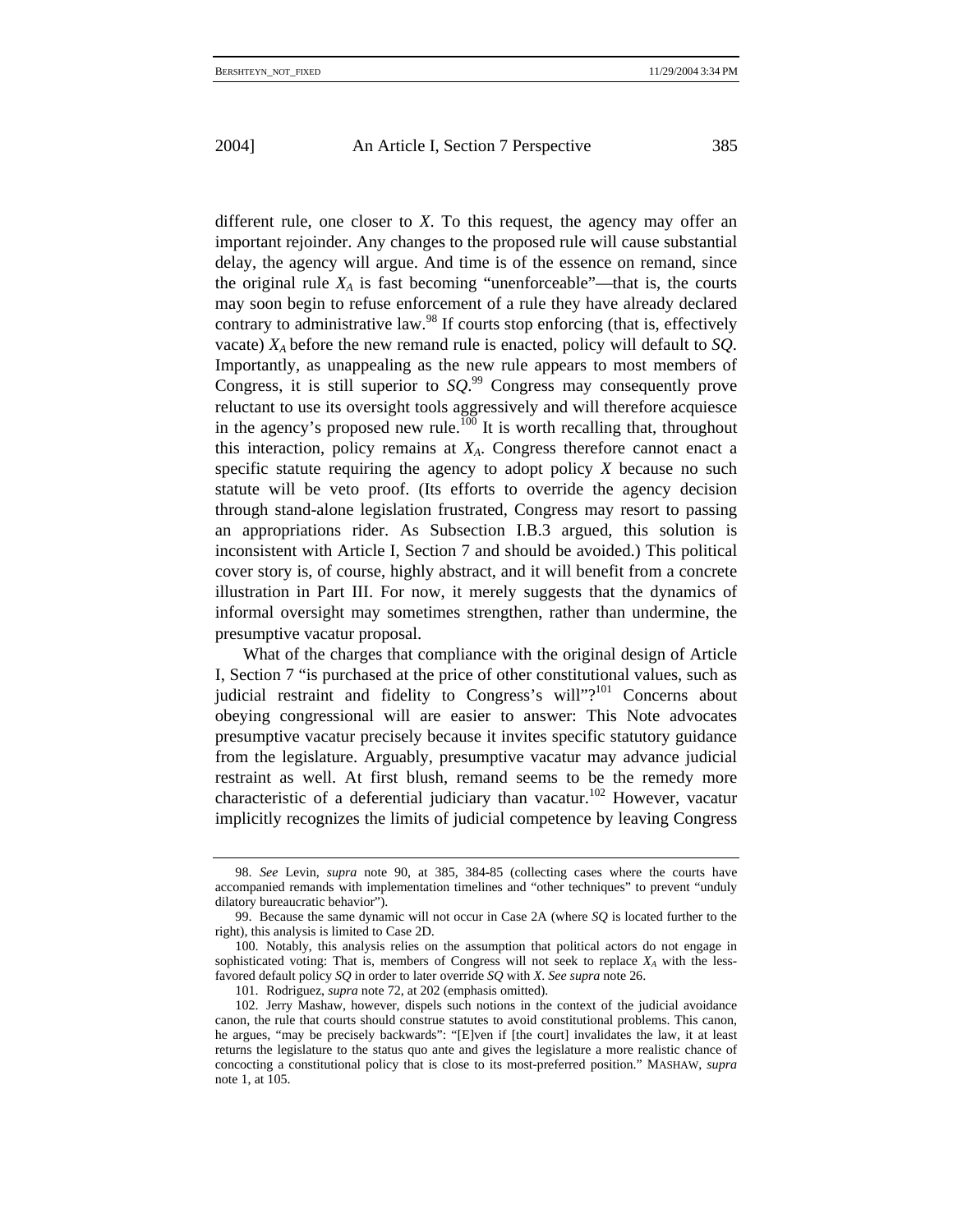different rule, one closer to *X*. To this request, the agency may offer an important rejoinder. Any changes to the proposed rule will cause substantial delay, the agency will argue. And time is of the essence on remand, since the original rule $X_A$ is fast becoming "unenforceable"—that is, the courts may soon begin to refuse enforcement of a rule they have already declared contrary to administrative law.[98] If courts stop enforcing (that is, effectively vacate) $X_A$ before the new remand rule is enacted, policy will default to *SQ*. Importantly, as unappealing as the new rule appears to most members of Congress, it is still superior to *SQ*.[99] Congress may consequently prove reluctant to use its oversight tools aggressively and will therefore acquiesce in the agency's proposed new rule.[100] It is worth recalling that, throughout this interaction, policy remains at $X_A$. Congress therefore cannot enact a specific statute requiring the agency to adopt policy *X* because no such statute will be veto proof. (Its efforts to override the agency decision through stand-alone legislation frustrated, Congress may resort to passing an appropriations rider. As Subsection I.B.3 argued, this solution is inconsistent with Article I, Section 7 and should be avoided.) This political cover story is, of course, highly abstract, and it will benefit from a concrete illustration in Part III. For now, it merely suggests that the dynamics of informal oversight may sometimes strengthen, rather than undermine, the presumptive vacatur proposal.

What of the charges that compliance with the original design of Article I, Section 7 "is purchased at the price of other constitutional values, such as judicial restraint and fidelity to Congress's will"?[101] Concerns about obeying congressional will are easier to answer: This Note advocates presumptive vacatur precisely because it invites specific statutory guidance from the legislature. Arguably, presumptive vacatur may advance judicial restraint as well. At first blush, remand seems to be the remedy more characteristic of a deferential judiciary than vacatur.[102] However, vacatur implicitly recognizes the limits of judicial competence by leaving Congress

---

98. *See* Levin, *supra* note 90, at 385, 384-85 (collecting cases where the courts have accompanied remands with implementation timelines and "other techniques" to prevent "unduly dilatory bureaucratic behavior").

99. Because the same dynamic will not occur in Case 2A (where *SQ* is located further to the right), this analysis is limited to Case 2D.

100. Notably, this analysis relies on the assumption that political actors do not engage in sophisticated voting: That is, members of Congress will not seek to replace $X_A$ with the less-favored default policy *SQ* in order to later override *SQ* with *X*. *See supra* note 26.

101. Rodriguez, *supra* note 72, at 202 (emphasis omitted).

102. Jerry Mashaw, however, dispels such notions in the context of the judicial avoidance canon, the rule that courts should construe statutes to avoid constitutional problems. This canon, he argues, "may be precisely backwards": "[E]ven if [the court] invalidates the law, it at least returns the legislature to the status quo ante and gives the legislature a more realistic chance of concocting a constitutional policy that is close to its most-preferred position." MASHAW, *supra* note 1, at 105.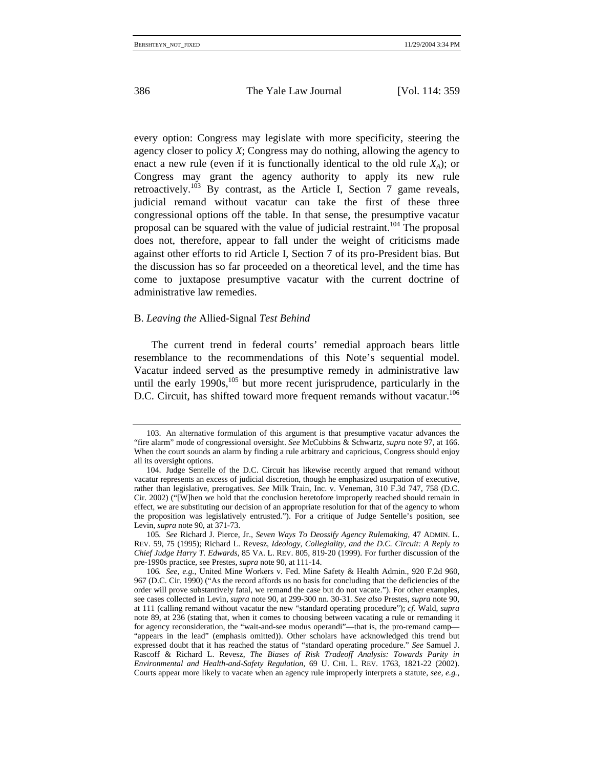every option: Congress may legislate with more specificity, steering the agency closer to policy *X*; Congress may do nothing, allowing the agency to enact a new rule (even if it is functionally identical to the old rule $X_A$); or Congress may grant the agency authority to apply its new rule retroactively.[103] By contrast, as the Article I, Section 7 game reveals, judicial remand without vacatur can take the first of these three congressional options off the table. In that sense, the presumptive vacatur proposal can be squared with the value of judicial restraint.[104] The proposal does not, therefore, appear to fall under the weight of criticisms made against other efforts to rid Article I, Section 7 of its pro-President bias. But the discussion has so far proceeded on a theoretical level, and the time has come to juxtapose presumptive vacatur with the current doctrine of administrative law remedies.

### B. *Leaving the* Allied-Signal *Test Behind*

The current trend in federal courts' remedial approach bears little resemblance to the recommendations of this Note's sequential model. Vacatur indeed served as the presumptive remedy in administrative law until the early 1990s,[105] but more recent jurisprudence, particularly in the D.C. Circuit, has shifted toward more frequent remands without vacatur.[106]

---

103. An alternative formulation of this argument is that presumptive vacatur advances the "fire alarm" mode of congressional oversight. *See* McCubbins & Schwartz, *supra* note 97, at 166. When the court sounds an alarm by finding a rule arbitrary and capricious, Congress should enjoy all its oversight options.

104. Judge Sentelle of the D.C. Circuit has likewise recently argued that remand without vacatur represents an excess of judicial discretion, though he emphasized usurpation of executive, rather than legislative, prerogatives. *See* Milk Train, Inc. v. Veneman, 310 F.3d 747, 758 (D.C. Cir. 2002) ("[W]hen we hold that the conclusion heretofore improperly reached should remain in effect, we are substituting our decision of an appropriate resolution for that of the agency to whom the proposition was legislatively entrusted."). For a critique of Judge Sentelle's position, see Levin, *supra* note 90, at 371-73.

105. *See* Richard J. Pierce, Jr., *Seven Ways To Deossify Agency Rulemaking*, 47 ADMIN. L. REV. 59, 75 (1995); Richard L. Revesz, *Ideology, Collegiality, and the D.C. Circuit: A Reply to Chief Judge Harry T. Edwards*, 85 VA. L. REV. 805, 819-20 (1999). For further discussion of the pre-1990s practice, see Prestes, *supra* note 90, at 111-14.

106. *See, e.g.*, United Mine Workers v. Fed. Mine Safety & Health Admin., 920 F.2d 960, 967 (D.C. Cir. 1990) ("As the record affords us no basis for concluding that the deficiencies of the order will prove substantively fatal, we remand the case but do not vacate."). For other examples, see cases collected in Levin, *supra* note 90, at 299-300 nn. 30-31. *See also* Prestes, *supra* note 90, at 111 (calling remand without vacatur the new "standard operating procedure"); *cf.* Wald, *supra* note 89, at 236 (stating that, when it comes to choosing between vacating a rule or remanding it for agency reconsideration, the "wait-and-see modus operandi"—that is, the pro-remand camp—"appears in the lead" (emphasis omitted)). Other scholars have acknowledged this trend but expressed doubt that it has reached the status of "standard operating procedure." *See* Samuel J. Rascoff & Richard L. Revesz, *The Biases of Risk Tradeoff Analysis: Towards Parity in Environmental and Health-and-Safety Regulation*, 69 U. CHI. L. REV. 1763, 1821-22 (2002). Courts appear more likely to vacate when an agency rule improperly interprets a statute, *see, e.g.*,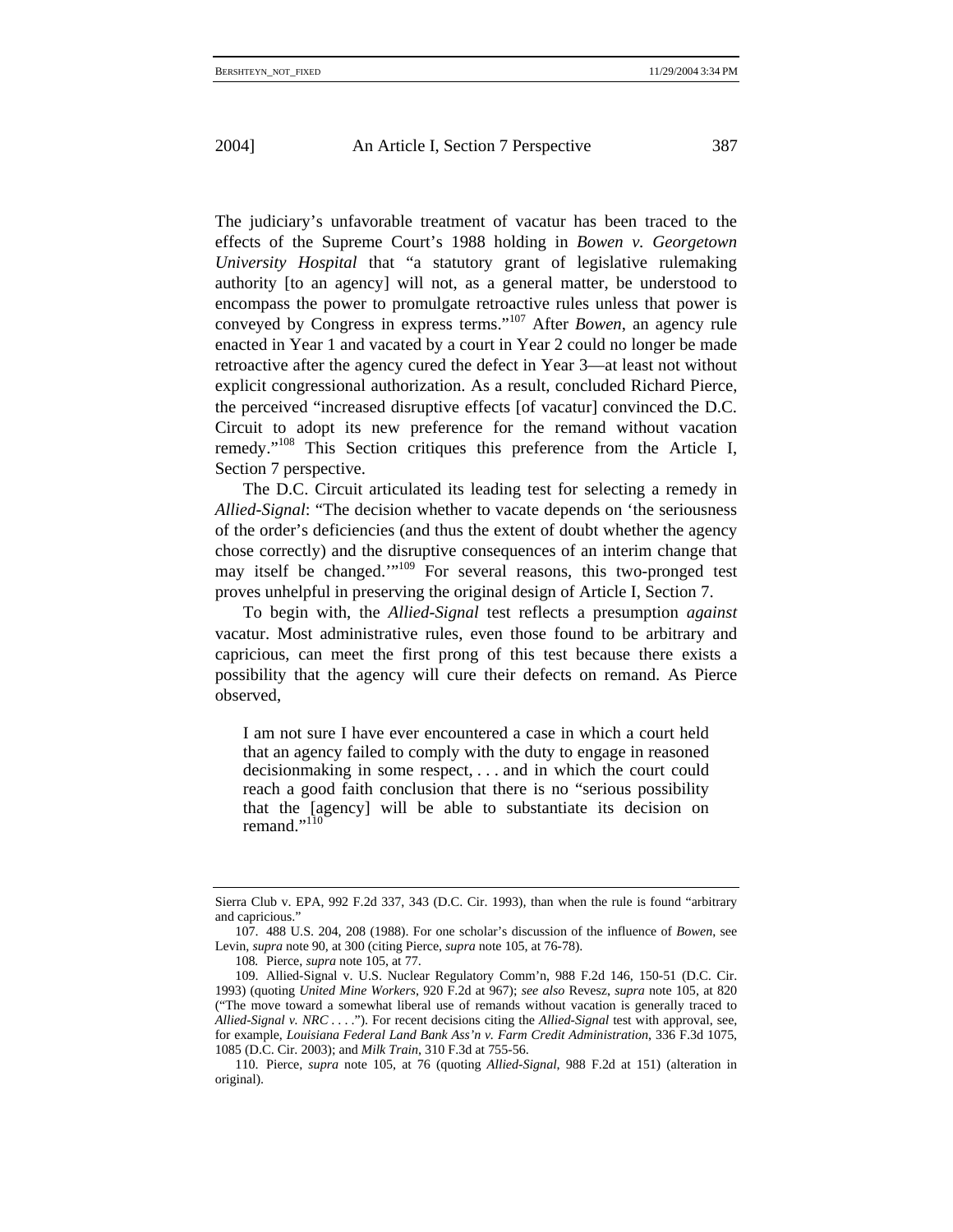The judiciary's unfavorable treatment of vacatur has been traced to the effects of the Supreme Court's 1988 holding in *Bowen v. Georgetown University Hospital* that "a statutory grant of legislative rulemaking authority [to an agency] will not, as a general matter, be understood to encompass the power to promulgate retroactive rules unless that power is conveyed by Congress in express terms."[107] After *Bowen*, an agency rule enacted in Year 1 and vacated by a court in Year 2 could no longer be made retroactive after the agency cured the defect in Year 3—at least not without explicit congressional authorization. As a result, concluded Richard Pierce, the perceived "increased disruptive effects [of vacatur] convinced the D.C. Circuit to adopt its new preference for the remand without vacation remedy."[108] This Section critiques this preference from the Article I, Section 7 perspective.

The D.C. Circuit articulated its leading test for selecting a remedy in *Allied-Signal*: "The decision whether to vacate depends on 'the seriousness of the order's deficiencies (and thus the extent of doubt whether the agency chose correctly) and the disruptive consequences of an interim change that may itself be changed.'"[109] For several reasons, this two-pronged test proves unhelpful in preserving the original design of Article I, Section 7.

To begin with, the *Allied-Signal* test reflects a presumption *against* vacatur. Most administrative rules, even those found to be arbitrary and capricious, can meet the first prong of this test because there exists a possibility that the agency will cure their defects on remand. As Pierce observed,

> I am not sure I have ever encountered a case in which a court held that an agency failed to comply with the duty to engage in reasoned decisionmaking in some respect, . . . and in which the court could reach a good faith conclusion that there is no "serious possibility that the [agency] will be able to substantiate its decision on remand."[110]

---

Sierra Club v. EPA, 992 F.2d 337, 343 (D.C. Cir. 1993), than when the rule is found "arbitrary and capricious."

107. 488 U.S. 204, 208 (1988). For one scholar's discussion of the influence of *Bowen*, see Levin, *supra* note 90, at 300 (citing Pierce, *supra* note 105, at 76-78).

108. Pierce, *supra* note 105, at 77.

109. Allied-Signal v. U.S. Nuclear Regulatory Comm'n, 988 F.2d 146, 150-51 (D.C. Cir. 1993) (quoting *United Mine Workers*, 920 F.2d at 967); *see also* Revesz, *supra* note 105, at 820 ("The move toward a somewhat liberal use of remands without vacation is generally traced to *Allied-Signal v. NRC* . . . ."). For recent decisions citing the *Allied-Signal* test with approval, see, for example, *Louisiana Federal Land Bank Ass'n v. Farm Credit Administration*, 336 F.3d 1075, 1085 (D.C. Cir. 2003); and *Milk Train*, 310 F.3d at 755-56.

110. Pierce, *supra* note 105, at 76 (quoting *Allied-Signal*, 988 F.2d at 151) (alteration in original).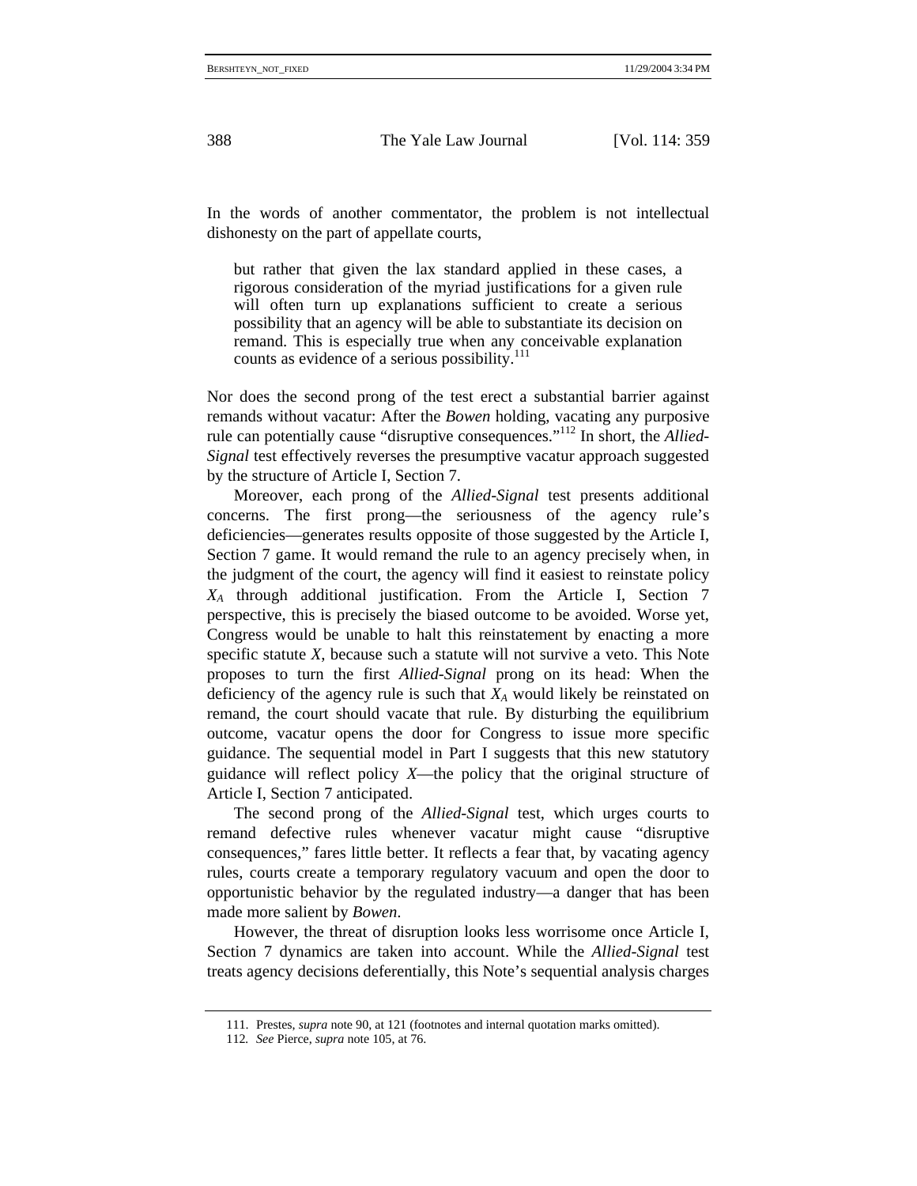In the words of another commentator, the problem is not intellectual dishonesty on the part of appellate courts,

> but rather that given the lax standard applied in these cases, a rigorous consideration of the myriad justifications for a given rule will often turn up explanations sufficient to create a serious possibility that an agency will be able to substantiate its decision on remand. This is especially true when any conceivable explanation counts as evidence of a serious possibility.[111]

Nor does the second prong of the test erect a substantial barrier against remands without vacatur: After the *Bowen* holding, vacating any purposive rule can potentially cause "disruptive consequences."[112] In short, the *Allied-Signal* test effectively reverses the presumptive vacatur approach suggested by the structure of Article I, Section 7.

Moreover, each prong of the *Allied-Signal* test presents additional concerns. The first prong—the seriousness of the agency rule's deficiencies—generates results opposite of those suggested by the Article I, Section 7 game. It would remand the rule to an agency precisely when, in the judgment of the court, the agency will find it easiest to reinstate policy $X_A$ through additional justification. From the Article I, Section 7 perspective, this is precisely the biased outcome to be avoided. Worse yet, Congress would be unable to halt this reinstatement by enacting a more specific statute $X$, because such a statute will not survive a veto. This Note proposes to turn the first *Allied-Signal* prong on its head: When the deficiency of the agency rule is such that $X_A$ would likely be reinstated on remand, the court should vacate that rule. By disturbing the equilibrium outcome, vacatur opens the door for Congress to issue more specific guidance. The sequential model in Part I suggests that this new statutory guidance will reflect policy $X$—the policy that the original structure of Article I, Section 7 anticipated.

The second prong of the *Allied-Signal* test, which urges courts to remand defective rules whenever vacatur might cause "disruptive consequences," fares little better. It reflects a fear that, by vacating agency rules, courts create a temporary regulatory vacuum and open the door to opportunistic behavior by the regulated industry—a danger that has been made more salient by *Bowen*.

However, the threat of disruption looks less worrisome once Article I, Section 7 dynamics are taken into account. While the *Allied-Signal* test treats agency decisions deferentially, this Note's sequential analysis charges

111. Prestes, *supra* note 90, at 121 (footnotes and internal quotation marks omitted).

112. *See* Pierce, *supra* note 105, at 76.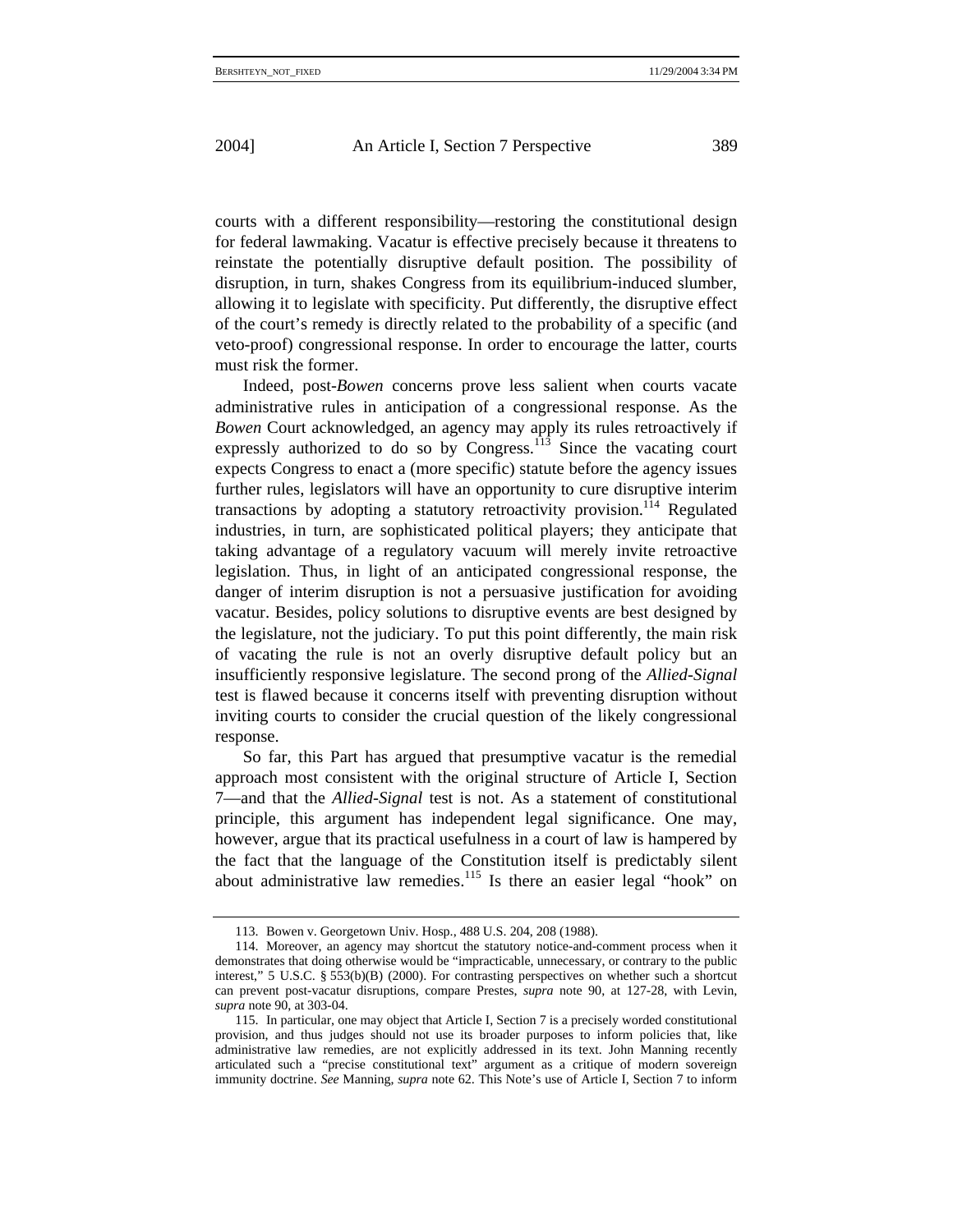courts with a different responsibility—restoring the constitutional design for federal lawmaking. Vacatur is effective precisely because it threatens to reinstate the potentially disruptive default position. The possibility of disruption, in turn, shakes Congress from its equilibrium-induced slumber, allowing it to legislate with specificity. Put differently, the disruptive effect of the court's remedy is directly related to the probability of a specific (and veto-proof) congressional response. In order to encourage the latter, courts must risk the former.

Indeed, post-*Bowen* concerns prove less salient when courts vacate administrative rules in anticipation of a congressional response. As the *Bowen* Court acknowledged, an agency may apply its rules retroactively if expressly authorized to do so by Congress.[113] Since the vacating court expects Congress to enact a (more specific) statute before the agency issues further rules, legislators will have an opportunity to cure disruptive interim transactions by adopting a statutory retroactivity provision.[114] Regulated industries, in turn, are sophisticated political players; they anticipate that taking advantage of a regulatory vacuum will merely invite retroactive legislation. Thus, in light of an anticipated congressional response, the danger of interim disruption is not a persuasive justification for avoiding vacatur. Besides, policy solutions to disruptive events are best designed by the legislature, not the judiciary. To put this point differently, the main risk of vacating the rule is not an overly disruptive default policy but an insufficiently responsive legislature. The second prong of the *Allied-Signal* test is flawed because it concerns itself with preventing disruption without inviting courts to consider the crucial question of the likely congressional response.

So far, this Part has argued that presumptive vacatur is the remedial approach most consistent with the original structure of Article I, Section 7—and that the *Allied-Signal* test is not. As a statement of constitutional principle, this argument has independent legal significance. One may, however, argue that its practical usefulness in a court of law is hampered by the fact that the language of the Constitution itself is predictably silent about administrative law remedies.[115] Is there an easier legal "hook" on

---

113. Bowen v. Georgetown Univ. Hosp., 488 U.S. 204, 208 (1988).

114. Moreover, an agency may shortcut the statutory notice-and-comment process when it demonstrates that doing otherwise would be "impracticable, unnecessary, or contrary to the public interest," 5 U.S.C. § 553(b)(B) (2000). For contrasting perspectives on whether such a shortcut can prevent post-vacatur disruptions, compare Prestes, *supra* note 90, at 127-28, with Levin, *supra* note 90, at 303-04.

115. In particular, one may object that Article I, Section 7 is a precisely worded constitutional provision, and thus judges should not use its broader purposes to inform policies that, like administrative law remedies, are not explicitly addressed in its text. John Manning recently articulated such a "precise constitutional text" argument as a critique of modern sovereign immunity doctrine. *See* Manning, *supra* note 62. This Note's use of Article I, Section 7 to inform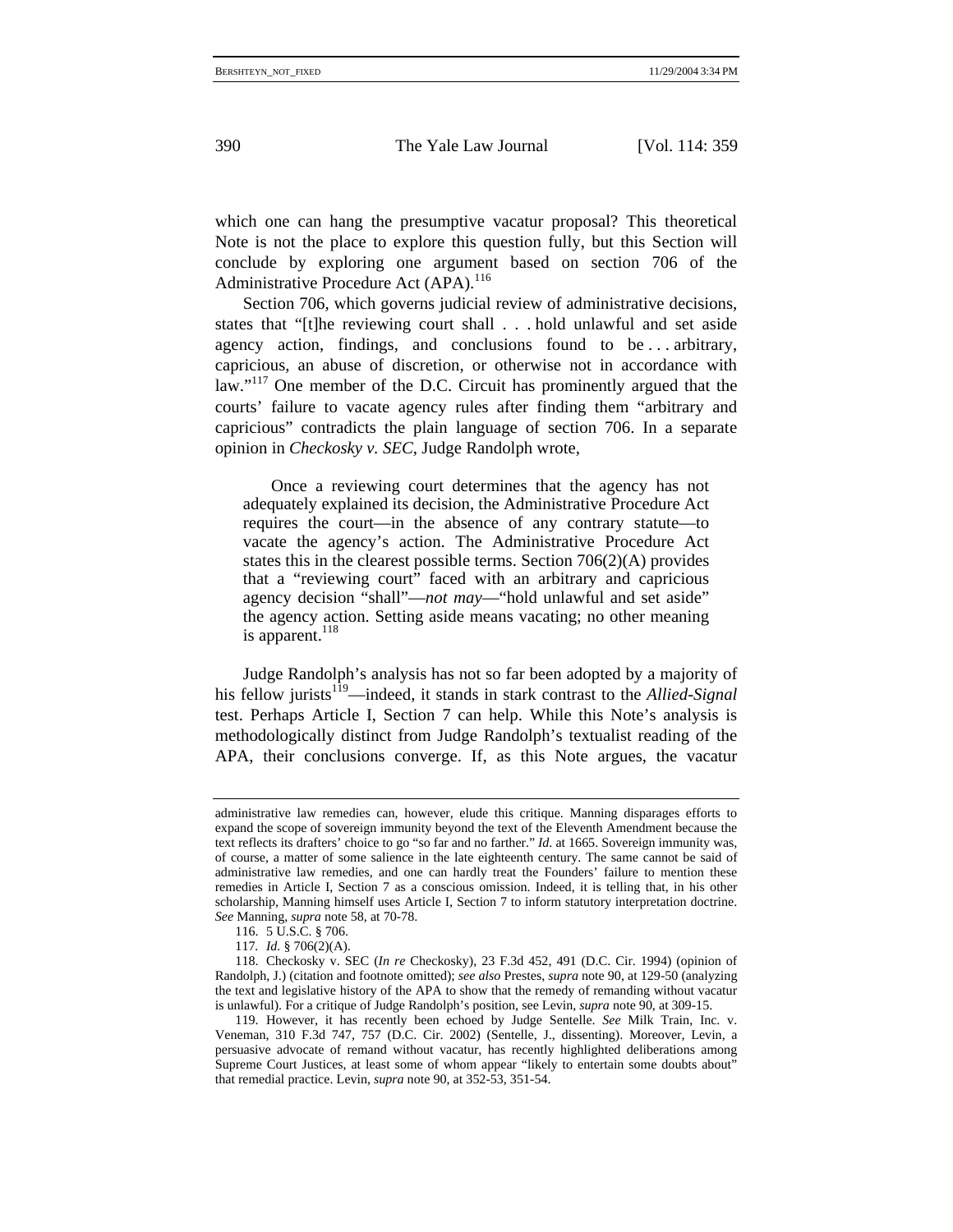which one can hang the presumptive vacatur proposal? This theoretical Note is not the place to explore this question fully, but this Section will conclude by exploring one argument based on section 706 of the Administrative Procedure Act (APA).[116]

Section 706, which governs judicial review of administrative decisions, states that "[t]he reviewing court shall . . . hold unlawful and set aside agency action, findings, and conclusions found to be . . . arbitrary, capricious, an abuse of discretion, or otherwise not in accordance with law."[117] One member of the D.C. Circuit has prominently argued that the courts' failure to vacate agency rules after finding them "arbitrary and capricious" contradicts the plain language of section 706. In a separate opinion in *Checkosky v. SEC*, Judge Randolph wrote,

> Once a reviewing court determines that the agency has not adequately explained its decision, the Administrative Procedure Act requires the court—in the absence of any contrary statute—to vacate the agency's action. The Administrative Procedure Act states this in the clearest possible terms. Section 706(2)(A) provides that a "reviewing court" faced with an arbitrary and capricious agency decision "shall"—*not may*—"hold unlawful and set aside" the agency action. Setting aside means vacating; no other meaning is apparent.[118]

Judge Randolph's analysis has not so far been adopted by a majority of his fellow jurists[119]—indeed, it stands in stark contrast to the *Allied-Signal* test. Perhaps Article I, Section 7 can help. While this Note's analysis is methodologically distinct from Judge Randolph's textualist reading of the APA, their conclusions converge. If, as this Note argues, the vacatur

---

administrative law remedies can, however, elude this critique. Manning disparages efforts to expand the scope of sovereign immunity beyond the text of the Eleventh Amendment because the text reflects its drafters' choice to go "so far and no farther." *Id.* at 1665. Sovereign immunity was, of course, a matter of some salience in the late eighteenth century. The same cannot be said of administrative law remedies, and one can hardly treat the Founders' failure to mention these remedies in Article I, Section 7 as a conscious omission. Indeed, it is telling that, in his other scholarship, Manning himself uses Article I, Section 7 to inform statutory interpretation doctrine. *See* Manning, *supra* note 58, at 70-78.

116. 5 U.S.C. § 706.

117. *Id.* § 706(2)(A).

118. Checkosky v. SEC (*In re* Checkosky), 23 F.3d 452, 491 (D.C. Cir. 1994) (opinion of Randolph, J.) (citation and footnote omitted); *see also* Prestes, *supra* note 90, at 129-50 (analyzing the text and legislative history of the APA to show that the remedy of remanding without vacatur is unlawful). For a critique of Judge Randolph's position, see Levin, *supra* note 90, at 309-15.

119. However, it has recently been echoed by Judge Sentelle. *See* Milk Train, Inc. v. Veneman, 310 F.3d 747, 757 (D.C. Cir. 2002) (Sentelle, J., dissenting). Moreover, Levin, a persuasive advocate of remand without vacatur, has recently highlighted deliberations among Supreme Court Justices, at least some of whom appear "likely to entertain some doubts about" that remedial practice. Levin, *supra* note 90, at 352-53, 351-54.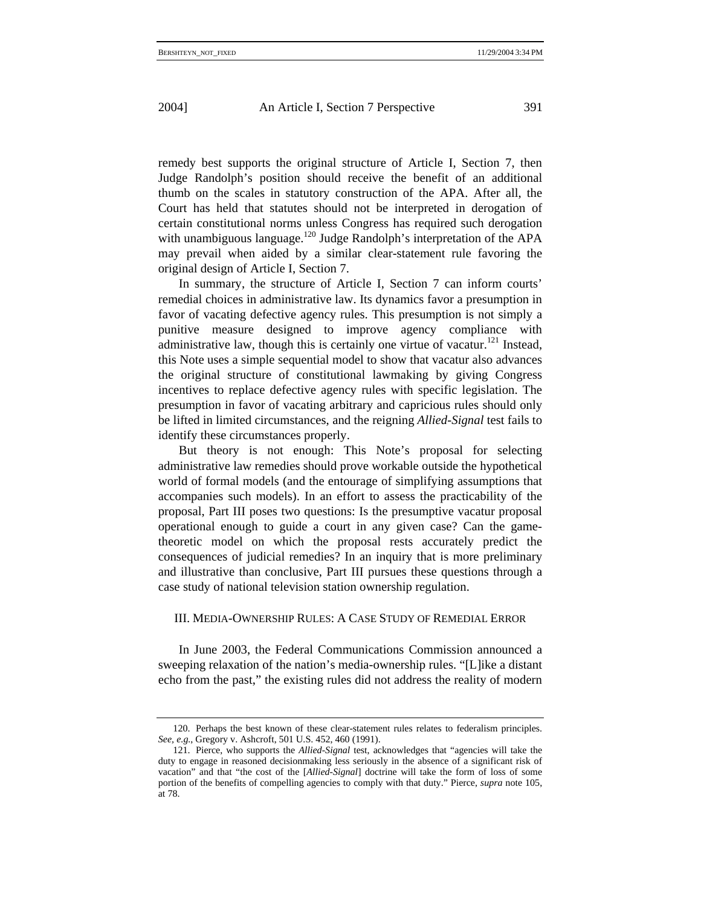remedy best supports the original structure of Article I, Section 7, then Judge Randolph's position should receive the benefit of an additional thumb on the scales in statutory construction of the APA. After all, the Court has held that statutes should not be interpreted in derogation of certain constitutional norms unless Congress has required such derogation with unambiguous language.[120] Judge Randolph's interpretation of the APA may prevail when aided by a similar clear-statement rule favoring the original design of Article I, Section 7.

In summary, the structure of Article I, Section 7 can inform courts' remedial choices in administrative law. Its dynamics favor a presumption in favor of vacating defective agency rules. This presumption is not simply a punitive measure designed to improve agency compliance with administrative law, though this is certainly one virtue of vacatur.[121] Instead, this Note uses a simple sequential model to show that vacatur also advances the original structure of constitutional lawmaking by giving Congress incentives to replace defective agency rules with specific legislation. The presumption in favor of vacating arbitrary and capricious rules should only be lifted in limited circumstances, and the reigning *Allied-Signal* test fails to identify these circumstances properly.

But theory is not enough: This Note's proposal for selecting administrative law remedies should prove workable outside the hypothetical world of formal models (and the entourage of simplifying assumptions that accompanies such models). In an effort to assess the practicability of the proposal, Part III poses two questions: Is the presumptive vacatur proposal operational enough to guide a court in any given case? Can the game-theoretic model on which the proposal rests accurately predict the consequences of judicial remedies? In an inquiry that is more preliminary and illustrative than conclusive, Part III pursues these questions through a case study of national television station ownership regulation.

## III. MEDIA-OWNERSHIP RULES: A CASE STUDY OF REMEDIAL ERROR

In June 2003, the Federal Communications Commission announced a sweeping relaxation of the nation's media-ownership rules. "[L]ike a distant echo from the past," the existing rules did not address the reality of modern

---

120. Perhaps the best known of these clear-statement rules relates to federalism principles. *See, e.g.*, Gregory v. Ashcroft, 501 U.S. 452, 460 (1991).

121. Pierce, who supports the *Allied-Signal* test, acknowledges that "agencies will take the duty to engage in reasoned decisionmaking less seriously in the absence of a significant risk of vacation" and that "the cost of the [*Allied-Signal*] doctrine will take the form of loss of some portion of the benefits of compelling agencies to comply with that duty." Pierce, *supra* note 105, at 78.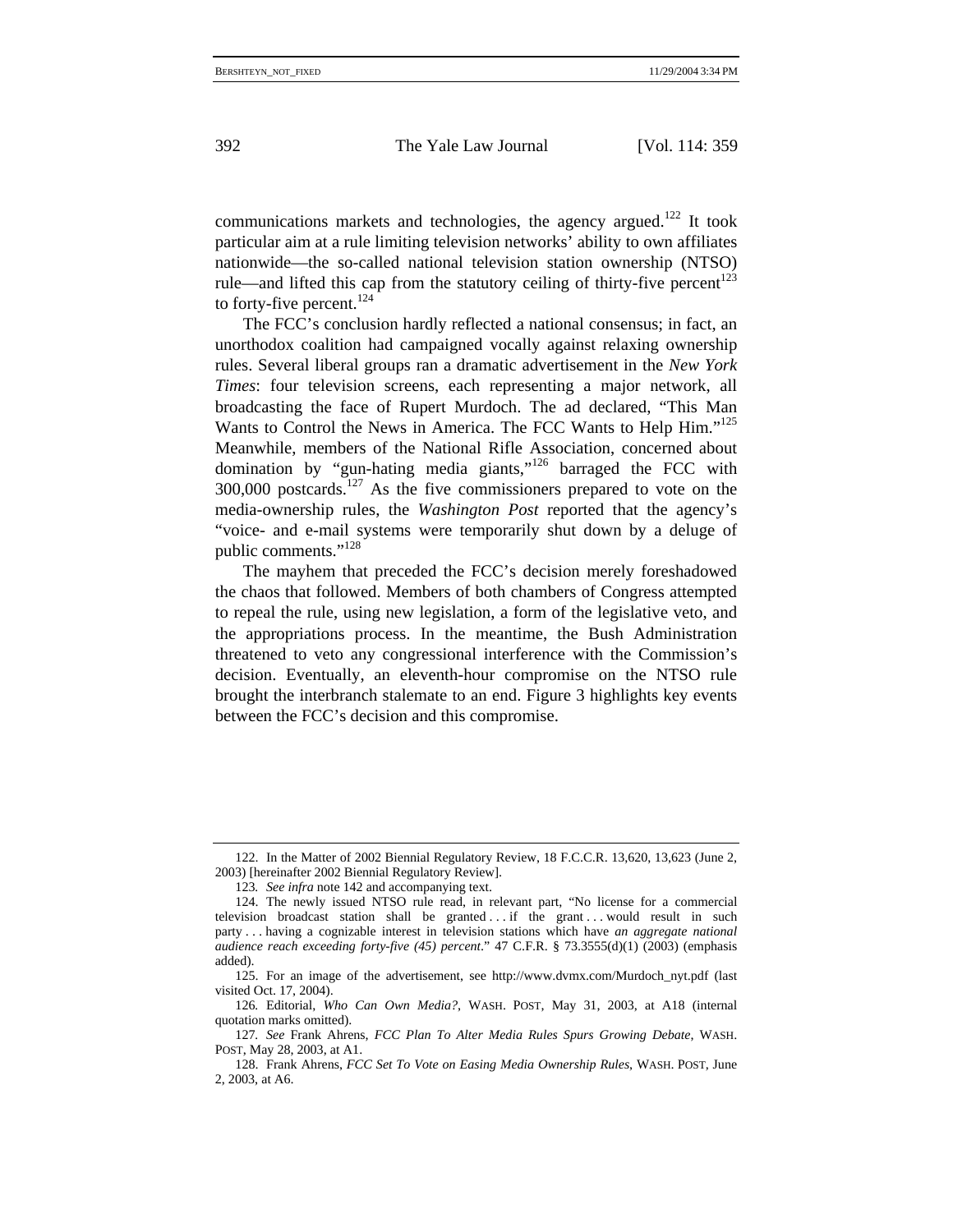communications markets and technologies, the agency argued.[122] It took particular aim at a rule limiting television networks' ability to own affiliates nationwide—the so-called national television station ownership (NTSO) rule—and lifted this cap from the statutory ceiling of thirty-five percent[123] to forty-five percent.[124]

The FCC's conclusion hardly reflected a national consensus; in fact, an unorthodox coalition had campaigned vocally against relaxing ownership rules. Several liberal groups ran a dramatic advertisement in the *New York Times*: four television screens, each representing a major network, all broadcasting the face of Rupert Murdoch. The ad declared, "This Man Wants to Control the News in America. The FCC Wants to Help Him."[125] Meanwhile, members of the National Rifle Association, concerned about domination by "gun-hating media giants,"[126] barraged the FCC with 300,000 postcards.[127] As the five commissioners prepared to vote on the media-ownership rules, the *Washington Post* reported that the agency's "voice- and e-mail systems were temporarily shut down by a deluge of public comments."[128]

The mayhem that preceded the FCC's decision merely foreshadowed the chaos that followed. Members of both chambers of Congress attempted to repeal the rule, using new legislation, a form of the legislative veto, and the appropriations process. In the meantime, the Bush Administration threatened to veto any congressional interference with the Commission's decision. Eventually, an eleventh-hour compromise on the NTSO rule brought the interbranch stalemate to an end. Figure 3 highlights key events between the FCC's decision and this compromise.

---

122. In the Matter of 2002 Biennial Regulatory Review, 18 F.C.C.R. 13,620, 13,623 (June 2, 2003) [hereinafter 2002 Biennial Regulatory Review].

123. *See infra* note 142 and accompanying text.

124. The newly issued NTSO rule read, in relevant part, "No license for a commercial television broadcast station shall be granted . . . if the grant . . . would result in such party . . . having a cognizable interest in television stations which have *an aggregate national audience reach exceeding forty-five (45) percent*." 47 C.F.R. § 73.3555(d)(1) (2003) (emphasis added).

125. For an image of the advertisement, see http://www.dvmx.com/Murdoch_nyt.pdf (last visited Oct. 17, 2004).

126. Editorial, *Who Can Own Media?*, WASH. POST, May 31, 2003, at A18 (internal quotation marks omitted).

127. *See* Frank Ahrens, *FCC Plan To Alter Media Rules Spurs Growing Debate*, WASH. POST, May 28, 2003, at A1.

128. Frank Ahrens, *FCC Set To Vote on Easing Media Ownership Rules*, WASH. POST, June 2, 2003, at A6.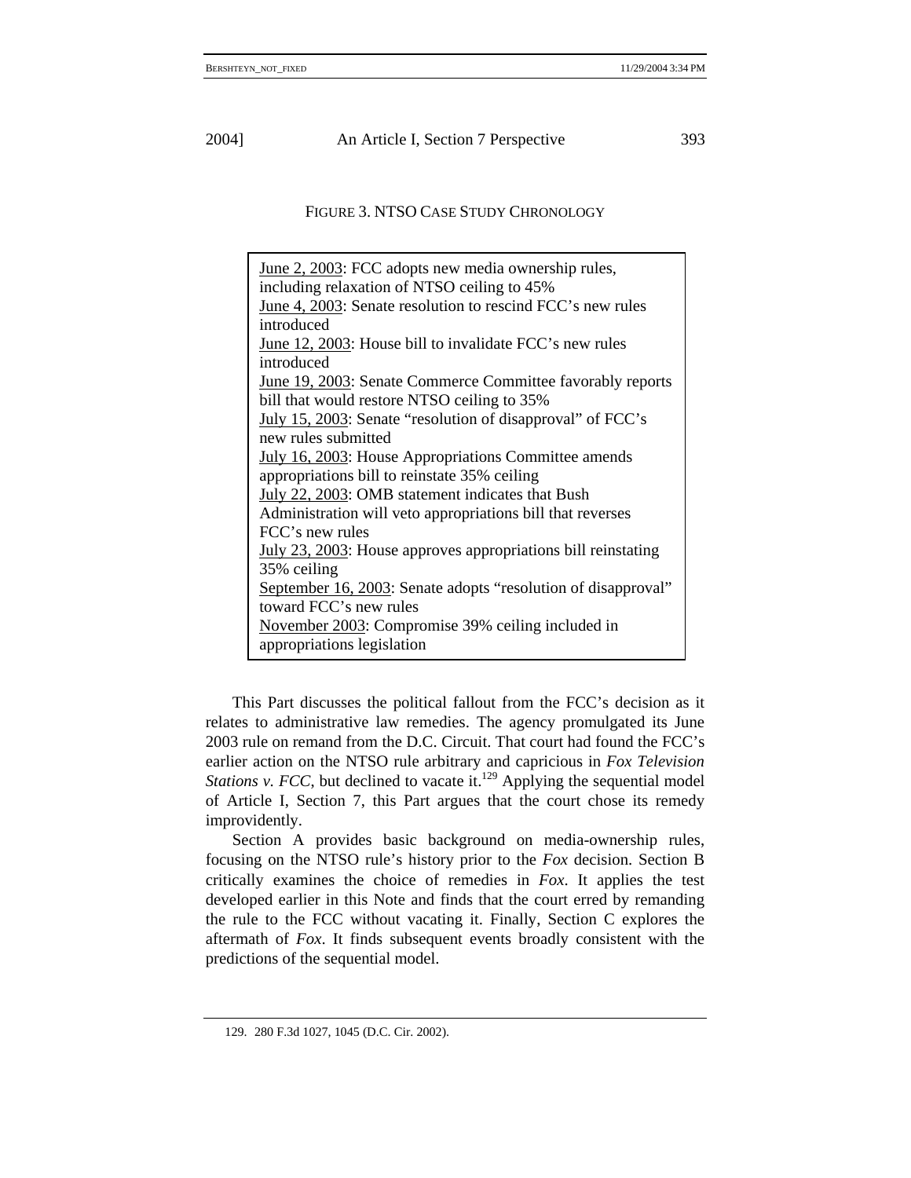FIGURE 3. NTSO CASE STUDY CHRONOLOGY

<u>June 2, 2003</u>: FCC adopts new media ownership rules, including relaxation of NTSO ceiling to 45%
<u>June 4, 2003</u>: Senate resolution to rescind FCC's new rules introduced
<u>June 12, 2003</u>: House bill to invalidate FCC's new rules introduced
<u>June 19, 2003</u>: Senate Commerce Committee favorably reports bill that would restore NTSO ceiling to 35%
<u>July 15, 2003</u>: Senate "resolution of disapproval" of FCC's new rules submitted
<u>July 16, 2003</u>: House Appropriations Committee amends appropriations bill to reinstate 35% ceiling
<u>July 22, 2003</u>: OMB statement indicates that Bush Administration will veto appropriations bill that reverses FCC's new rules
<u>July 23, 2003</u>: House approves appropriations bill reinstating 35% ceiling
<u>September 16, 2003</u>: Senate adopts "resolution of disapproval" toward FCC's new rules
<u>November 2003</u>: Compromise 39% ceiling included in appropriations legislation

This Part discusses the political fallout from the FCC's decision as it relates to administrative law remedies. The agency promulgated its June 2003 rule on remand from the D.C. Circuit. That court had found the FCC's earlier action on the NTSO rule arbitrary and capricious in *Fox Television Stations v. FCC*, but declined to vacate it.[129] Applying the sequential model of Article I, Section 7, this Part argues that the court chose its remedy improvidently.

Section A provides basic background on media-ownership rules, focusing on the NTSO rule's history prior to the *Fox* decision. Section B critically examines the choice of remedies in *Fox*. It applies the test developed earlier in this Note and finds that the court erred by remanding the rule to the FCC without vacating it. Finally, Section C explores the aftermath of *Fox*. It finds subsequent events broadly consistent with the predictions of the sequential model.

129. 280 F.3d 1027, 1045 (D.C. Cir. 2002).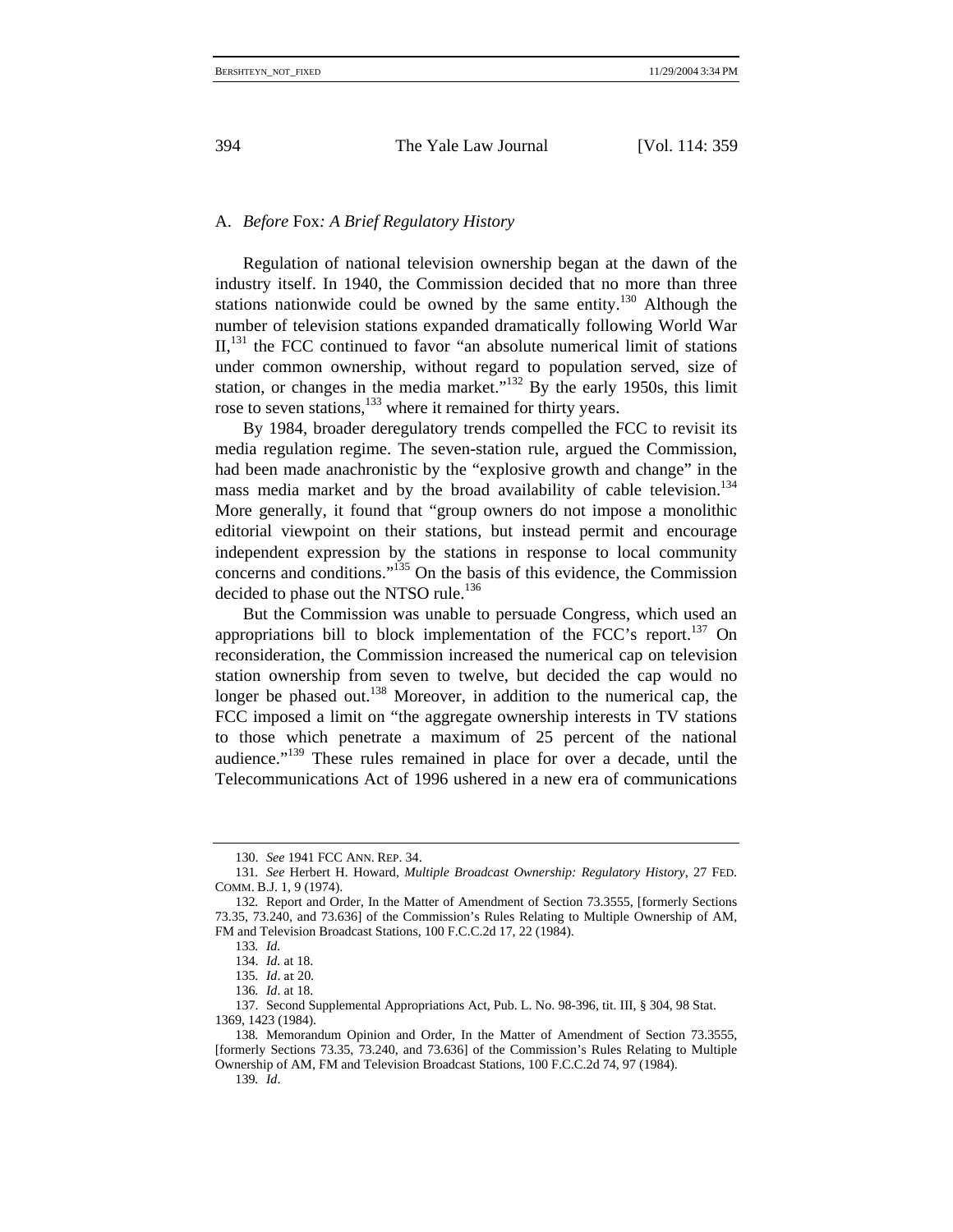### A. *Before* Fox*: A Brief Regulatory History*

Regulation of national television ownership began at the dawn of the industry itself. In 1940, the Commission decided that no more than three stations nationwide could be owned by the same entity.[130] Although the number of television stations expanded dramatically following World War II,[131] the FCC continued to favor "an absolute numerical limit of stations under common ownership, without regard to population served, size of station, or changes in the media market."[132] By the early 1950s, this limit rose to seven stations,[133] where it remained for thirty years.

By 1984, broader deregulatory trends compelled the FCC to revisit its media regulation regime. The seven-station rule, argued the Commission, had been made anachronistic by the "explosive growth and change" in the mass media market and by the broad availability of cable television.[134] More generally, it found that "group owners do not impose a monolithic editorial viewpoint on their stations, but instead permit and encourage independent expression by the stations in response to local community concerns and conditions."[135] On the basis of this evidence, the Commission decided to phase out the NTSO rule.[136]

But the Commission was unable to persuade Congress, which used an appropriations bill to block implementation of the FCC's report.[137] On reconsideration, the Commission increased the numerical cap on television station ownership from seven to twelve, but decided the cap would no longer be phased out.[138] Moreover, in addition to the numerical cap, the FCC imposed a limit on "the aggregate ownership interests in TV stations to those which penetrate a maximum of 25 percent of the national audience."[139] These rules remained in place for over a decade, until the Telecommunications Act of 1996 ushered in a new era of communications

---

130. *See* 1941 FCC ANN. REP. 34.

131. *See* Herbert H. Howard, *Multiple Broadcast Ownership: Regulatory History*, 27 FED. COMM. B.J. 1, 9 (1974).

132. Report and Order, In the Matter of Amendment of Section 73.3555, [formerly Sections 73.35, 73.240, and 73.636] of the Commission's Rules Relating to Multiple Ownership of AM, FM and Television Broadcast Stations, 100 F.C.C.2d 17, 22 (1984).

133. *Id.*

134. *Id.* at 18.

135. *Id*. at 20.

136. *Id*. at 18.

137. Second Supplemental Appropriations Act, Pub. L. No. 98-396, tit. III, § 304, 98 Stat. 1369, 1423 (1984).

138. Memorandum Opinion and Order, In the Matter of Amendment of Section 73.3555, [formerly Sections 73.35, 73.240, and 73.636] of the Commission's Rules Relating to Multiple Ownership of AM, FM and Television Broadcast Stations, 100 F.C.C.2d 74, 97 (1984).

139. *Id*.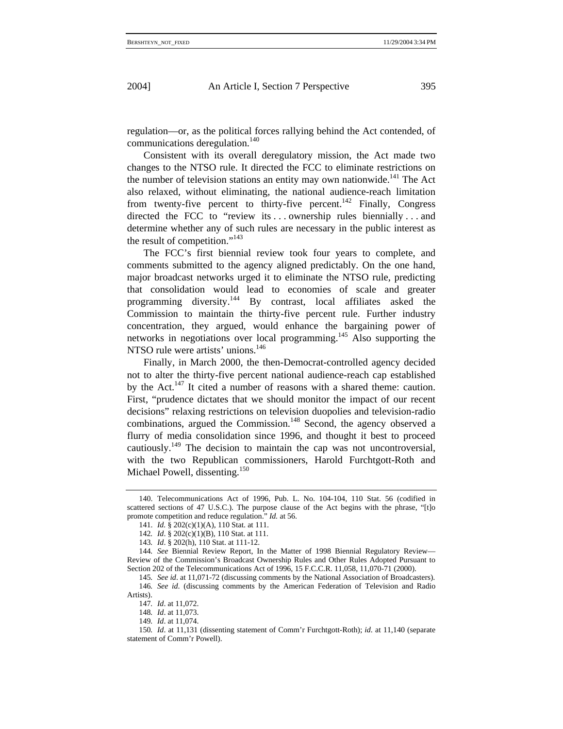regulation—or, as the political forces rallying behind the Act contended, of communications deregulation.[140]

Consistent with its overall deregulatory mission, the Act made two changes to the NTSO rule. It directed the FCC to eliminate restrictions on the number of television stations an entity may own nationwide.[141] The Act also relaxed, without eliminating, the national audience-reach limitation from twenty-five percent to thirty-five percent.[142] Finally, Congress directed the FCC to "review its . . . ownership rules biennially . . . and determine whether any of such rules are necessary in the public interest as the result of competition."[143]

The FCC's first biennial review took four years to complete, and comments submitted to the agency aligned predictably. On the one hand, major broadcast networks urged it to eliminate the NTSO rule, predicting that consolidation would lead to economies of scale and greater programming diversity.[144] By contrast, local affiliates asked the Commission to maintain the thirty-five percent rule. Further industry concentration, they argued, would enhance the bargaining power of networks in negotiations over local programming.[145] Also supporting the NTSO rule were artists' unions.[146]

Finally, in March 2000, the then-Democrat-controlled agency decided not to alter the thirty-five percent national audience-reach cap established by the Act.[147] It cited a number of reasons with a shared theme: caution. First, "prudence dictates that we should monitor the impact of our recent decisions" relaxing restrictions on television duopolies and television-radio combinations, argued the Commission.[148] Second, the agency observed a flurry of media consolidation since 1996, and thought it best to proceed cautiously.[149] The decision to maintain the cap was not uncontroversial, with the two Republican commissioners, Harold Furchtgott-Roth and Michael Powell, dissenting.[150]

---

140. Telecommunications Act of 1996, Pub. L. No. 104-104, 110 Stat. 56 (codified in scattered sections of 47 U.S.C.). The purpose clause of the Act begins with the phrase, "[t]o promote competition and reduce regulation." *Id.* at 56.

141. *Id.* § 202(c)(1)(A), 110 Stat. at 111.

142. *Id*. § 202(c)(1)(B), 110 Stat. at 111.

143. *Id*. § 202(h), 110 Stat. at 111-12.

144. *See* Biennial Review Report, In the Matter of 1998 Biennial Regulatory Review—Review of the Commission's Broadcast Ownership Rules and Other Rules Adopted Pursuant to Section 202 of the Telecommunications Act of 1996, 15 F.C.C.R. 11,058, 11,070-71 (2000).

145. *See id*. at 11,071-72 (discussing comments by the National Association of Broadcasters).

146. *See id*. (discussing comments by the American Federation of Television and Radio Artists).

147. *Id*. at 11,072.

148. *Id*. at 11,073.

149. *Id*. at 11,074.

150. *Id*. at 11,131 (dissenting statement of Comm'r Furchtgott-Roth); *id*. at 11,140 (separate statement of Comm'r Powell).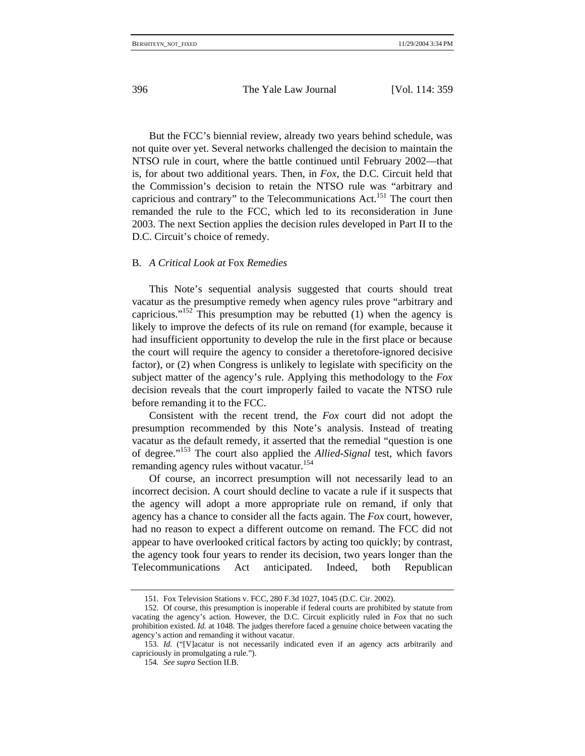But the FCC's biennial review, already two years behind schedule, was not quite over yet. Several networks challenged the decision to maintain the NTSO rule in court, where the battle continued until February 2002—that is, for about two additional years. Then, in *Fox*, the D.C. Circuit held that the Commission's decision to retain the NTSO rule was "arbitrary and capricious and contrary" to the Telecommunications Act.[151] The court then remanded the rule to the FCC, which led to its reconsideration in June 2003. The next Section applies the decision rules developed in Part II to the D.C. Circuit's choice of remedy.

### B. *A Critical Look at* Fox *Remedies*

This Note's sequential analysis suggested that courts should treat vacatur as the presumptive remedy when agency rules prove "arbitrary and capricious."[152] This presumption may be rebutted (1) when the agency is likely to improve the defects of its rule on remand (for example, because it had insufficient opportunity to develop the rule in the first place or because the court will require the agency to consider a theretofore-ignored decisive factor), or (2) when Congress is unlikely to legislate with specificity on the subject matter of the agency's rule. Applying this methodology to the *Fox* decision reveals that the court improperly failed to vacate the NTSO rule before remanding it to the FCC.

Consistent with the recent trend, the *Fox* court did not adopt the presumption recommended by this Note's analysis. Instead of treating vacatur as the default remedy, it asserted that the remedial "question is one of degree."[153] The court also applied the *Allied-Signal* test, which favors remanding agency rules without vacatur.[154]

Of course, an incorrect presumption will not necessarily lead to an incorrect decision. A court should decline to vacate a rule if it suspects that the agency will adopt a more appropriate rule on remand, if only that agency has a chance to consider all the facts again. The *Fox* court, however, had no reason to expect a different outcome on remand. The FCC did not appear to have overlooked critical factors by acting too quickly; by contrast, the agency took four years to render its decision, two years longer than the Telecommunications Act anticipated. Indeed, both Republican

---

151. Fox Television Stations v. FCC, 280 F.3d 1027, 1045 (D.C. Cir. 2002).

152. Of course, this presumption is inoperable if federal courts are prohibited by statute from vacating the agency's action. However, the D.C. Circuit explicitly ruled in *Fox* that no such prohibition existed. *Id.* at 1048. The judges therefore faced a genuine choice between vacating the agency's action and remanding it without vacatur.

153. *Id.* ("[V]acatur is not necessarily indicated even if an agency acts arbitrarily and capriciously in promulgating a rule.").

154. *See supra* Section II.B.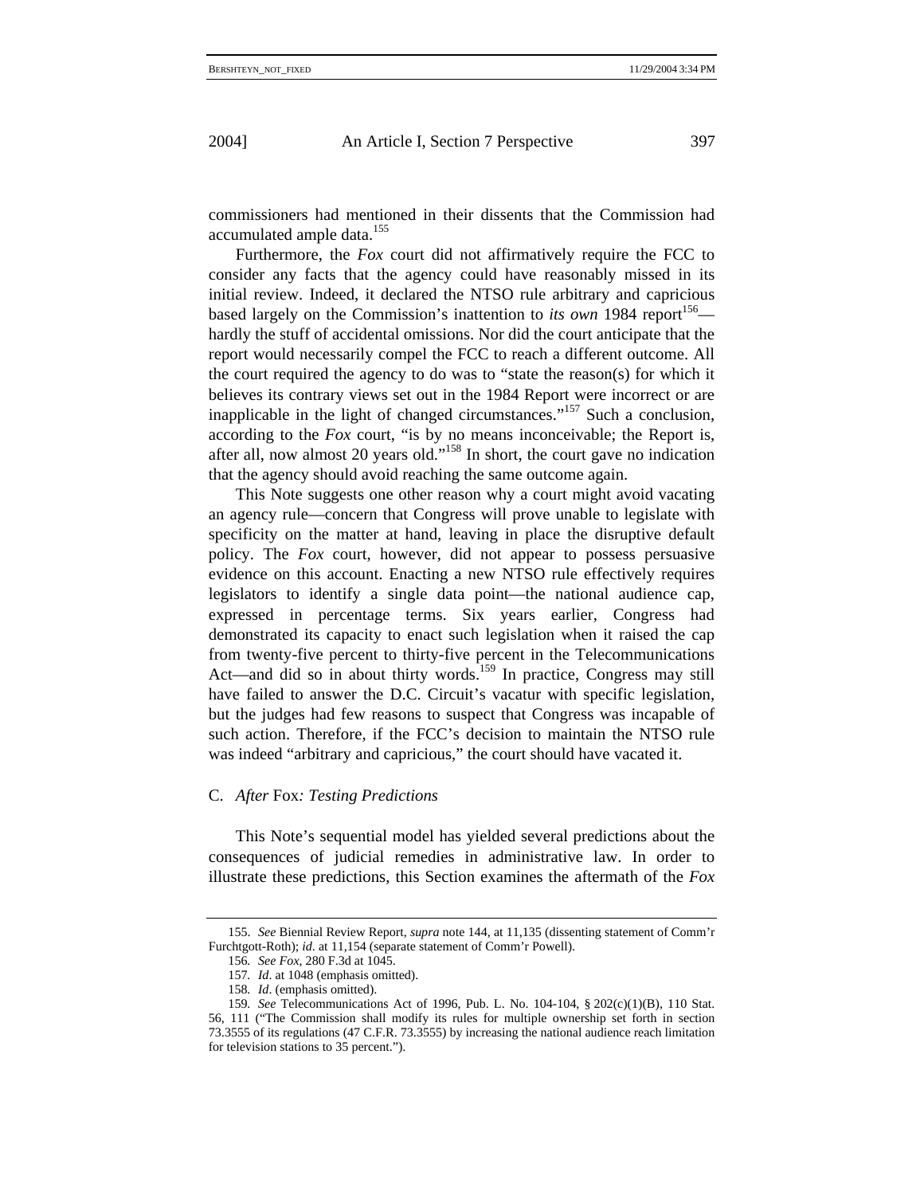commissioners had mentioned in their dissents that the Commission had accumulated ample data.[155]

Furthermore, the *Fox* court did not affirmatively require the FCC to consider any facts that the agency could have reasonably missed in its initial review. Indeed, it declared the NTSO rule arbitrary and capricious based largely on the Commission's inattention to *its own* 1984 report[156]—hardly the stuff of accidental omissions. Nor did the court anticipate that the report would necessarily compel the FCC to reach a different outcome. All the court required the agency to do was to "state the reason(s) for which it believes its contrary views set out in the 1984 Report were incorrect or are inapplicable in the light of changed circumstances."[157] Such a conclusion, according to the *Fox* court, "is by no means inconceivable; the Report is, after all, now almost 20 years old."[158] In short, the court gave no indication that the agency should avoid reaching the same outcome again.

This Note suggests one other reason why a court might avoid vacating an agency rule—concern that Congress will prove unable to legislate with specificity on the matter at hand, leaving in place the disruptive default policy. The *Fox* court, however, did not appear to possess persuasive evidence on this account. Enacting a new NTSO rule effectively requires legislators to identify a single data point—the national audience cap, expressed in percentage terms. Six years earlier, Congress had demonstrated its capacity to enact such legislation when it raised the cap from twenty-five percent to thirty-five percent in the Telecommunications Act—and did so in about thirty words.[159] In practice, Congress may still have failed to answer the D.C. Circuit's vacatur with specific legislation, but the judges had few reasons to suspect that Congress was incapable of such action. Therefore, if the FCC's decision to maintain the NTSO rule was indeed "arbitrary and capricious," the court should have vacated it.

### C. *After* Fox*: Testing Predictions*

This Note's sequential model has yielded several predictions about the consequences of judicial remedies in administrative law. In order to illustrate these predictions, this Section examines the aftermath of the *Fox*

---

155. *See* Biennial Review Report, *supra* note 144, at 11,135 (dissenting statement of Comm'r Furchtgott-Roth); *id*. at 11,154 (separate statement of Comm'r Powell).

156. *See Fox*, 280 F.3d at 1045.

157. *Id*. at 1048 (emphasis omitted).

158. *Id*. (emphasis omitted).

159. *See* Telecommunications Act of 1996, Pub. L. No. 104-104, § 202(c)(1)(B), 110 Stat. 56, 111 ("The Commission shall modify its rules for multiple ownership set forth in section 73.3555 of its regulations (47 C.F.R. 73.3555) by increasing the national audience reach limitation for television stations to 35 percent.").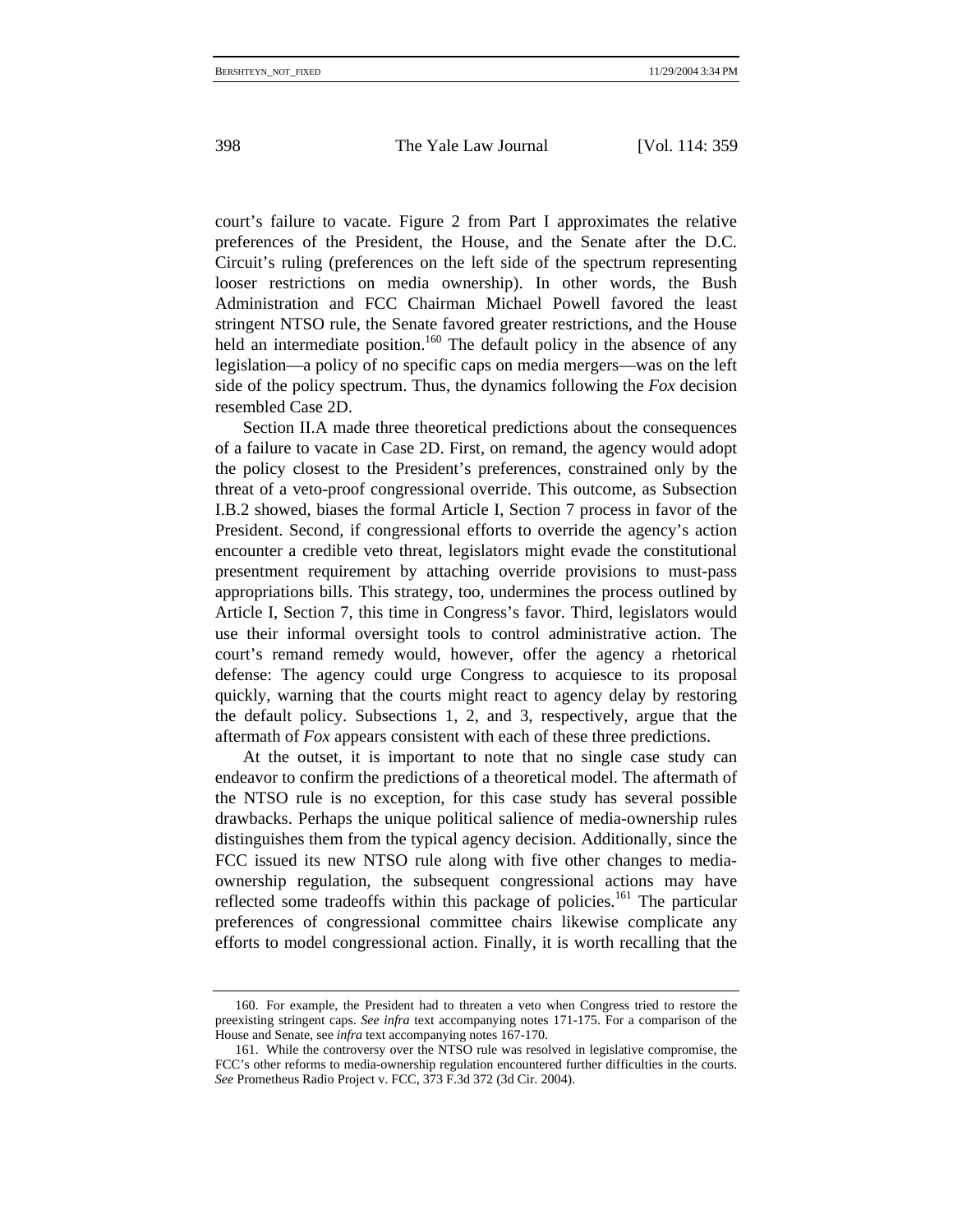court's failure to vacate. Figure 2 from Part I approximates the relative preferences of the President, the House, and the Senate after the D.C. Circuit's ruling (preferences on the left side of the spectrum representing looser restrictions on media ownership). In other words, the Bush Administration and FCC Chairman Michael Powell favored the least stringent NTSO rule, the Senate favored greater restrictions, and the House held an intermediate position.[160] The default policy in the absence of any legislation—a policy of no specific caps on media mergers—was on the left side of the policy spectrum. Thus, the dynamics following the *Fox* decision resembled Case 2D.

Section II.A made three theoretical predictions about the consequences of a failure to vacate in Case 2D. First, on remand, the agency would adopt the policy closest to the President's preferences, constrained only by the threat of a veto-proof congressional override. This outcome, as Subsection I.B.2 showed, biases the formal Article I, Section 7 process in favor of the President. Second, if congressional efforts to override the agency's action encounter a credible veto threat, legislators might evade the constitutional presentment requirement by attaching override provisions to must-pass appropriations bills. This strategy, too, undermines the process outlined by Article I, Section 7, this time in Congress's favor. Third, legislators would use their informal oversight tools to control administrative action. The court's remand remedy would, however, offer the agency a rhetorical defense: The agency could urge Congress to acquiesce to its proposal quickly, warning that the courts might react to agency delay by restoring the default policy. Subsections 1, 2, and 3, respectively, argue that the aftermath of *Fox* appears consistent with each of these three predictions.

At the outset, it is important to note that no single case study can endeavor to confirm the predictions of a theoretical model. The aftermath of the NTSO rule is no exception, for this case study has several possible drawbacks. Perhaps the unique political salience of media-ownership rules distinguishes them from the typical agency decision. Additionally, since the FCC issued its new NTSO rule along with five other changes to media-ownership regulation, the subsequent congressional actions may have reflected some tradeoffs within this package of policies.[161] The particular preferences of congressional committee chairs likewise complicate any efforts to model congressional action. Finally, it is worth recalling that the

---

160. For example, the President had to threaten a veto when Congress tried to restore the preexisting stringent caps. *See infra* text accompanying notes 171-175. For a comparison of the House and Senate, see *infra* text accompanying notes 167-170.

161. While the controversy over the NTSO rule was resolved in legislative compromise, the FCC's other reforms to media-ownership regulation encountered further difficulties in the courts. *See* Prometheus Radio Project v. FCC, 373 F.3d 372 (3d Cir. 2004).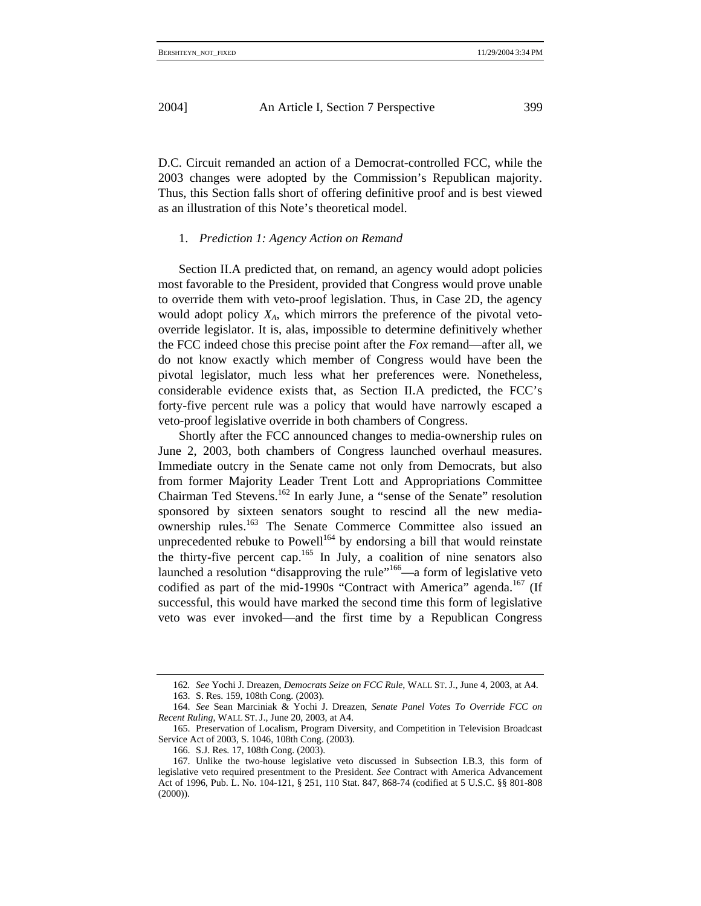D.C. Circuit remanded an action of a Democrat-controlled FCC, while the 2003 changes were adopted by the Commission's Republican majority. Thus, this Section falls short of offering definitive proof and is best viewed as an illustration of this Note's theoretical model.

### 1. *Prediction 1: Agency Action on Remand*

Section II.A predicted that, on remand, an agency would adopt policies most favorable to the President, provided that Congress would prove unable to override them with veto-proof legislation. Thus, in Case 2D, the agency would adopt policy $X_A$, which mirrors the preference of the pivotal veto-override legislator. It is, alas, impossible to determine definitively whether the FCC indeed chose this precise point after the *Fox* remand—after all, we do not know exactly which member of Congress would have been the pivotal legislator, much less what her preferences were. Nonetheless, considerable evidence exists that, as Section II.A predicted, the FCC's forty-five percent rule was a policy that would have narrowly escaped a veto-proof legislative override in both chambers of Congress.

Shortly after the FCC announced changes to media-ownership rules on June 2, 2003, both chambers of Congress launched overhaul measures. Immediate outcry in the Senate came not only from Democrats, but also from former Majority Leader Trent Lott and Appropriations Committee Chairman Ted Stevens.[162] In early June, a "sense of the Senate" resolution sponsored by sixteen senators sought to rescind all the new media-ownership rules.[163] The Senate Commerce Committee also issued an unprecedented rebuke to Powell[164] by endorsing a bill that would reinstate the thirty-five percent cap.[165] In July, a coalition of nine senators also launched a resolution "disapproving the rule"[166]—a form of legislative veto codified as part of the mid-1990s "Contract with America" agenda.[167] (If successful, this would have marked the second time this form of legislative veto was ever invoked—and the first time by a Republican Congress

---

162. *See* Yochi J. Dreazen, *Democrats Seize on FCC Rule*, WALL ST. J., June 4, 2003, at A4.

163. S. Res. 159, 108th Cong. (2003).

164. *See* Sean Marciniak & Yochi J. Dreazen, *Senate Panel Votes To Override FCC on Recent Ruling*, WALL ST. J., June 20, 2003, at A4.

165. Preservation of Localism, Program Diversity, and Competition in Television Broadcast Service Act of 2003, S. 1046, 108th Cong. (2003).

166. S.J. Res. 17, 108th Cong. (2003).

167. Unlike the two-house legislative veto discussed in Subsection I.B.3, this form of legislative veto required presentment to the President. *See* Contract with America Advancement Act of 1996, Pub. L. No. 104-121, § 251, 110 Stat. 847, 868-74 (codified at 5 U.S.C. §§ 801-808 (2000)).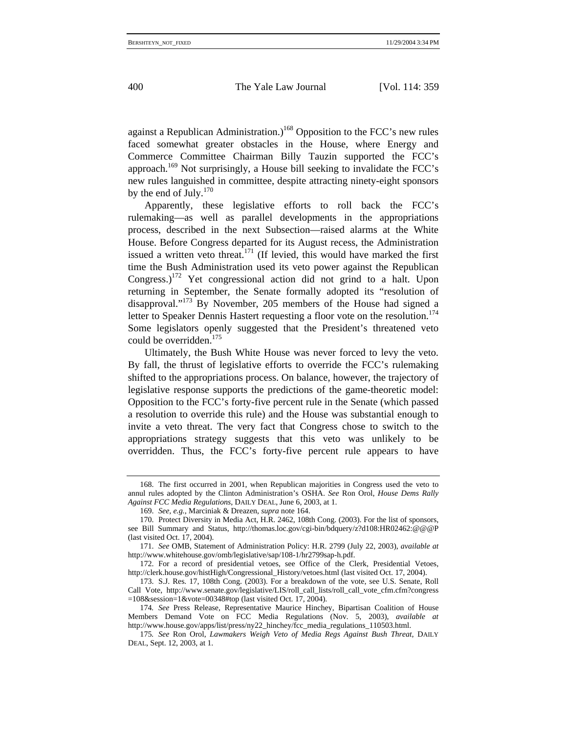against a Republican Administration.)[168] Opposition to the FCC's new rules faced somewhat greater obstacles in the House, where Energy and Commerce Committee Chairman Billy Tauzin supported the FCC's approach.[169] Not surprisingly, a House bill seeking to invalidate the FCC's new rules languished in committee, despite attracting ninety-eight sponsors by the end of July.[170]

Apparently, these legislative efforts to roll back the FCC's rulemaking—as well as parallel developments in the appropriations process, described in the next Subsection—raised alarms at the White House. Before Congress departed for its August recess, the Administration issued a written veto threat.[171] (If levied, this would have marked the first time the Bush Administration used its veto power against the Republican Congress.)[172] Yet congressional action did not grind to a halt. Upon returning in September, the Senate formally adopted its "resolution of disapproval."[173] By November, 205 members of the House had signed a letter to Speaker Dennis Hastert requesting a floor vote on the resolution.[174] Some legislators openly suggested that the President's threatened veto could be overridden.[175]

Ultimately, the Bush White House was never forced to levy the veto. By fall, the thrust of legislative efforts to override the FCC's rulemaking shifted to the appropriations process. On balance, however, the trajectory of legislative response supports the predictions of the game-theoretic model: Opposition to the FCC's forty-five percent rule in the Senate (which passed a resolution to override this rule) and the House was substantial enough to invite a veto threat. The very fact that Congress chose to switch to the appropriations strategy suggests that this veto was unlikely to be overridden. Thus, the FCC's forty-five percent rule appears to have

---

168. The first occurred in 2001, when Republican majorities in Congress used the veto to annul rules adopted by the Clinton Administration's OSHA. *See* Ron Orol, *House Dems Rally Against FCC Media Regulations*, DAILY DEAL, June 6, 2003, at 1.

169. *See, e.g.*, Marciniak & Dreazen, *supra* note 164.

170. Protect Diversity in Media Act, H.R. 2462, 108th Cong. (2003). For the list of sponsors, see Bill Summary and Status, http://thomas.loc.gov/cgi-bin/bdquery/z?d108:HR02462:@@@P (last visited Oct. 17, 2004).

171. *See* OMB, Statement of Administration Policy: H.R. 2799 (July 22, 2003), *available at* http://www.whitehouse.gov/omb/legislative/sap/108-1/hr2799sap-h.pdf.

172. For a record of presidential vetoes, see Office of the Clerk, Presidential Vetoes, http://clerk.house.gov/histHigh/Congressional_History/vetoes.html (last visited Oct. 17, 2004).

173. S.J. Res. 17, 108th Cong. (2003). For a breakdown of the vote, see U.S. Senate, Roll Call Vote, http://www.senate.gov/legislative/LIS/roll_call_lists/roll_call_vote_cfm.cfm?congress=108&session=1&vote=00348#top (last visited Oct. 17, 2004).

174. *See* Press Release, Representative Maurice Hinchey, Bipartisan Coalition of House Members Demand Vote on FCC Media Regulations (Nov. 5, 2003), *available at* http://www.house.gov/apps/list/press/ny22_hinchey/fcc_media_regulations_110503.html.

175. *See* Ron Orol, *Lawmakers Weigh Veto of Media Regs Against Bush Threat*, DAILY DEAL, Sept. 12, 2003, at 1.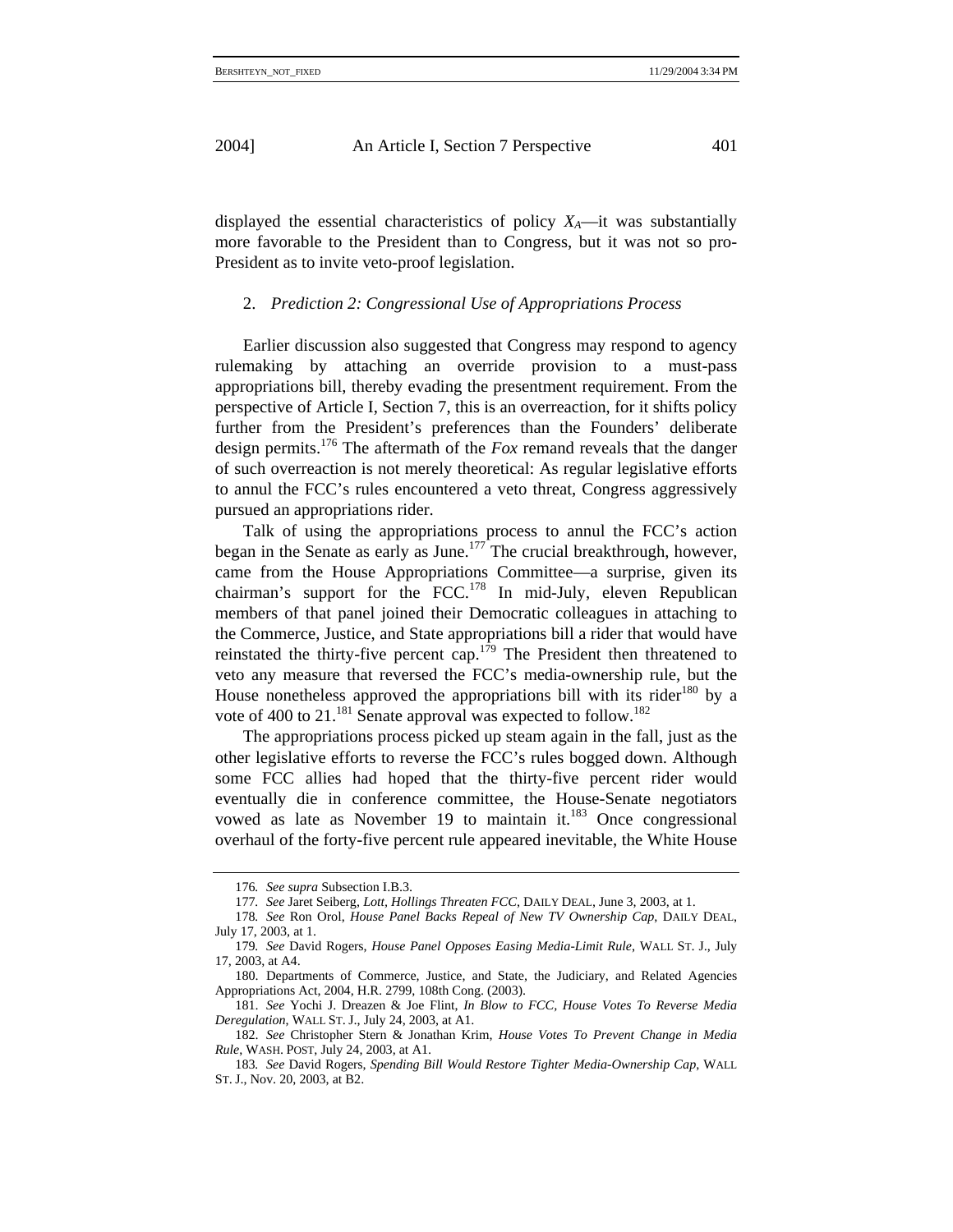displayed the essential characteristics of policy $X_A$—it was substantially more favorable to the President than to Congress, but it was not so pro-President as to invite veto-proof legislation.

2. *Prediction 2: Congressional Use of Appropriations Process*

Earlier discussion also suggested that Congress may respond to agency rulemaking by attaching an override provision to a must-pass appropriations bill, thereby evading the presentment requirement. From the perspective of Article I, Section 7, this is an overreaction, for it shifts policy further from the President's preferences than the Founders' deliberate design permits.[176] The aftermath of the *Fox* remand reveals that the danger of such overreaction is not merely theoretical: As regular legislative efforts to annul the FCC's rules encountered a veto threat, Congress aggressively pursued an appropriations rider.

Talk of using the appropriations process to annul the FCC's action began in the Senate as early as June.[177] The crucial breakthrough, however, came from the House Appropriations Committee—a surprise, given its chairman's support for the FCC.[178] In mid-July, eleven Republican members of that panel joined their Democratic colleagues in attaching to the Commerce, Justice, and State appropriations bill a rider that would have reinstated the thirty-five percent cap.[179] The President then threatened to veto any measure that reversed the FCC's media-ownership rule, but the House nonetheless approved the appropriations bill with its rider[180] by a vote of 400 to 21.[181] Senate approval was expected to follow.[182]

The appropriations process picked up steam again in the fall, just as the other legislative efforts to reverse the FCC's rules bogged down. Although some FCC allies had hoped that the thirty-five percent rider would eventually die in conference committee, the House-Senate negotiators vowed as late as November 19 to maintain it.[183] Once congressional overhaul of the forty-five percent rule appeared inevitable, the White House

---

176. *See supra* Subsection I.B.3.

177. *See* Jaret Seiberg, *Lott, Hollings Threaten FCC*, DAILY DEAL, June 3, 2003, at 1.

178. *See* Ron Orol, *House Panel Backs Repeal of New TV Ownership Cap*, DAILY DEAL, July 17, 2003, at 1.

179. *See* David Rogers, *House Panel Opposes Easing Media-Limit Rule*, WALL ST. J., July 17, 2003, at A4.

180. Departments of Commerce, Justice, and State, the Judiciary, and Related Agencies Appropriations Act, 2004, H.R. 2799, 108th Cong. (2003).

181. *See* Yochi J. Dreazen & Joe Flint, *In Blow to FCC, House Votes To Reverse Media Deregulation*, WALL ST. J., July 24, 2003, at A1.

182. *See* Christopher Stern & Jonathan Krim, *House Votes To Prevent Change in Media Rule*, WASH. POST, July 24, 2003, at A1.

183. *See* David Rogers, *Spending Bill Would Restore Tighter Media-Ownership Cap*, WALL ST. J., Nov. 20, 2003, at B2.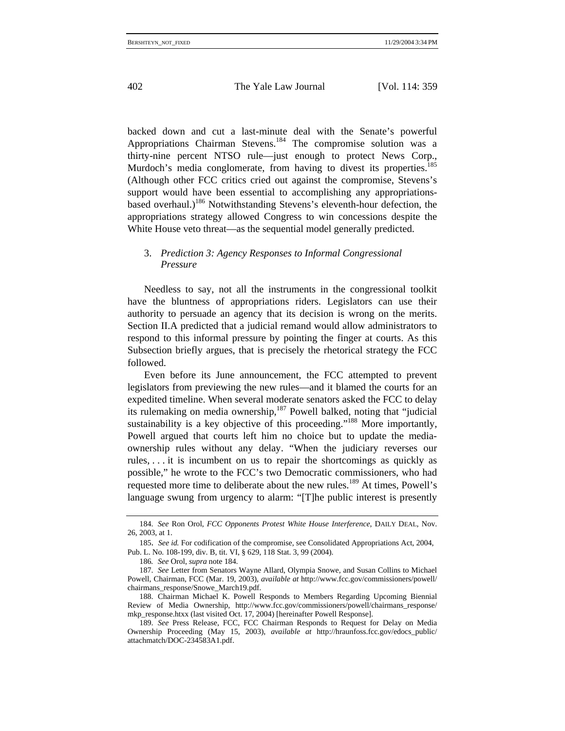backed down and cut a last-minute deal with the Senate's powerful Appropriations Chairman Stevens.[184] The compromise solution was a thirty-nine percent NTSO rule—just enough to protect News Corp., Murdoch's media conglomerate, from having to divest its properties.[185] (Although other FCC critics cried out against the compromise, Stevens's support would have been essential to accomplishing any appropriations-based overhaul.)[186] Notwithstanding Stevens's eleventh-hour defection, the appropriations strategy allowed Congress to win concessions despite the White House veto threat—as the sequential model generally predicted.

### 3. *Prediction 3: Agency Responses to Informal Congressional Pressure*

Needless to say, not all the instruments in the congressional toolkit have the bluntness of appropriations riders. Legislators can use their authority to persuade an agency that its decision is wrong on the merits. Section II.A predicted that a judicial remand would allow administrators to respond to this informal pressure by pointing the finger at courts. As this Subsection briefly argues, that is precisely the rhetorical strategy the FCC followed.

Even before its June announcement, the FCC attempted to prevent legislators from previewing the new rules—and it blamed the courts for an expedited timeline. When several moderate senators asked the FCC to delay its rulemaking on media ownership,[187] Powell balked, noting that "judicial sustainability is a key objective of this proceeding."[188] More importantly, Powell argued that courts left him no choice but to update the media-ownership rules without any delay. "When the judiciary reverses our rules, . . . it is incumbent on us to repair the shortcomings as quickly as possible," he wrote to the FCC's two Democratic commissioners, who had requested more time to deliberate about the new rules.[189] At times, Powell's language swung from urgency to alarm: "[T]he public interest is presently

---

184. *See* Ron Orol, *FCC Opponents Protest White House Interference*, DAILY DEAL, Nov. 26, 2003, at 1.

185. *See id.* For codification of the compromise, see Consolidated Appropriations Act, 2004, Pub. L. No. 108-199, div. B, tit. VI, § 629, 118 Stat. 3, 99 (2004).

186. *See* Orol, *supra* note 184.

187. *See* Letter from Senators Wayne Allard, Olympia Snowe, and Susan Collins to Michael Powell, Chairman, FCC (Mar. 19, 2003), *available at* http://www.fcc.gov/commissioners/powell/chairmans_response/Snowe_March19.pdf.

188. Chairman Michael K. Powell Responds to Members Regarding Upcoming Biennial Review of Media Ownership, http://www.fcc.gov/commissioners/powell/chairmans_response/mkp_response.htxx (last visited Oct. 17, 2004) [hereinafter Powell Response].

189. *See* Press Release, FCC, FCC Chairman Responds to Request for Delay on Media Ownership Proceeding (May 15, 2003), *available at* http://hraunfoss.fcc.gov/edocs_public/attachmatch/DOC-234583A1.pdf.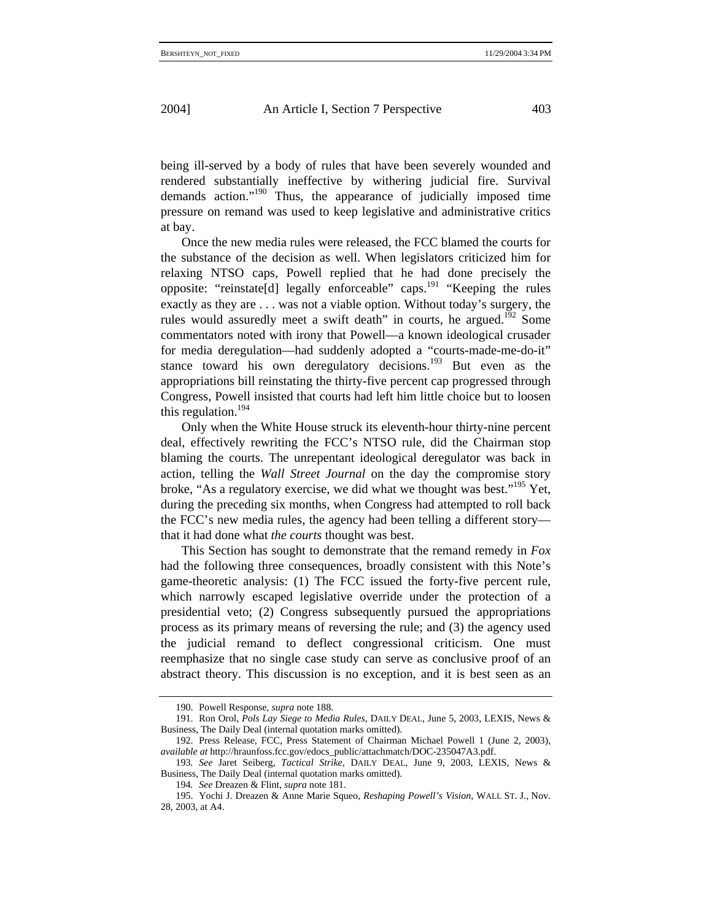being ill-served by a body of rules that have been severely wounded and rendered substantially ineffective by withering judicial fire. Survival demands action."[190] Thus, the appearance of judicially imposed time pressure on remand was used to keep legislative and administrative critics at bay.

Once the new media rules were released, the FCC blamed the courts for the substance of the decision as well. When legislators criticized him for relaxing NTSO caps, Powell replied that he had done precisely the opposite: "reinstate[d] legally enforceable" caps.[191] "Keeping the rules exactly as they are . . . was not a viable option. Without today's surgery, the rules would assuredly meet a swift death" in courts, he argued.[192] Some commentators noted with irony that Powell—a known ideological crusader for media deregulation—had suddenly adopted a "courts-made-me-do-it" stance toward his own deregulatory decisions.[193] But even as the appropriations bill reinstating the thirty-five percent cap progressed through Congress, Powell insisted that courts had left him little choice but to loosen this regulation.[194]

Only when the White House struck its eleventh-hour thirty-nine percent deal, effectively rewriting the FCC's NTSO rule, did the Chairman stop blaming the courts. The unrepentant ideological deregulator was back in action, telling the *Wall Street Journal* on the day the compromise story broke, "As a regulatory exercise, we did what we thought was best."[195] Yet, during the preceding six months, when Congress had attempted to roll back the FCC's new media rules, the agency had been telling a different story—that it had done what *the courts* thought was best.

This Section has sought to demonstrate that the remand remedy in *Fox* had the following three consequences, broadly consistent with this Note's game-theoretic analysis: (1) The FCC issued the forty-five percent rule, which narrowly escaped legislative override under the protection of a presidential veto; (2) Congress subsequently pursued the appropriations process as its primary means of reversing the rule; and (3) the agency used the judicial remand to deflect congressional criticism. One must reemphasize that no single case study can serve as conclusive proof of an abstract theory. This discussion is no exception, and it is best seen as an

---

190. Powell Response, *supra* note 188.

191. Ron Orol, *Pols Lay Siege to Media Rules*, DAILY DEAL, June 5, 2003, LEXIS, News & Business, The Daily Deal (internal quotation marks omitted).

192. Press Release, FCC, Press Statement of Chairman Michael Powell 1 (June 2, 2003), *available at* http://hraunfoss.fcc.gov/edocs_public/attachmatch/DOC-235047A3.pdf.

193. *See* Jaret Seiberg, *Tactical Strike*, DAILY DEAL, June 9, 2003, LEXIS, News & Business, The Daily Deal (internal quotation marks omitted).

194. *See* Dreazen & Flint, *supra* note 181.

195. Yochi J. Dreazen & Anne Marie Squeo, *Reshaping Powell's Vision*, WALL ST. J., Nov. 28, 2003, at A4.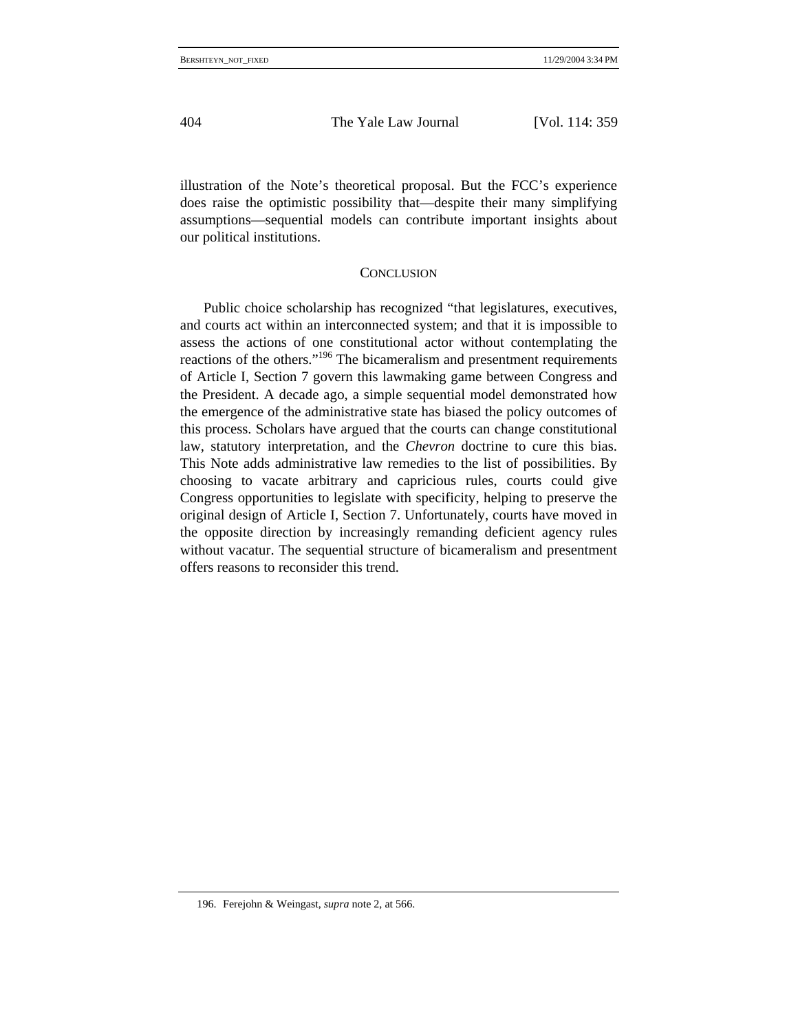illustration of the Note's theoretical proposal. But the FCC's experience does raise the optimistic possibility that—despite their many simplifying assumptions—sequential models can contribute important insights about our political institutions.

## CONCLUSION

Public choice scholarship has recognized "that legislatures, executives, and courts act within an interconnected system; and that it is impossible to assess the actions of one constitutional actor without contemplating the reactions of the others."[196] The bicameralism and presentment requirements of Article I, Section 7 govern this lawmaking game between Congress and the President. A decade ago, a simple sequential model demonstrated how the emergence of the administrative state has biased the policy outcomes of this process. Scholars have argued that the courts can change constitutional law, statutory interpretation, and the *Chevron* doctrine to cure this bias. This Note adds administrative law remedies to the list of possibilities. By choosing to vacate arbitrary and capricious rules, courts could give Congress opportunities to legislate with specificity, helping to preserve the original design of Article I, Section 7. Unfortunately, courts have moved in the opposite direction by increasingly remanding deficient agency rules without vacatur. The sequential structure of bicameralism and presentment offers reasons to reconsider this trend.

196. Ferejohn & Weingast, *supra* note 2, at 566.